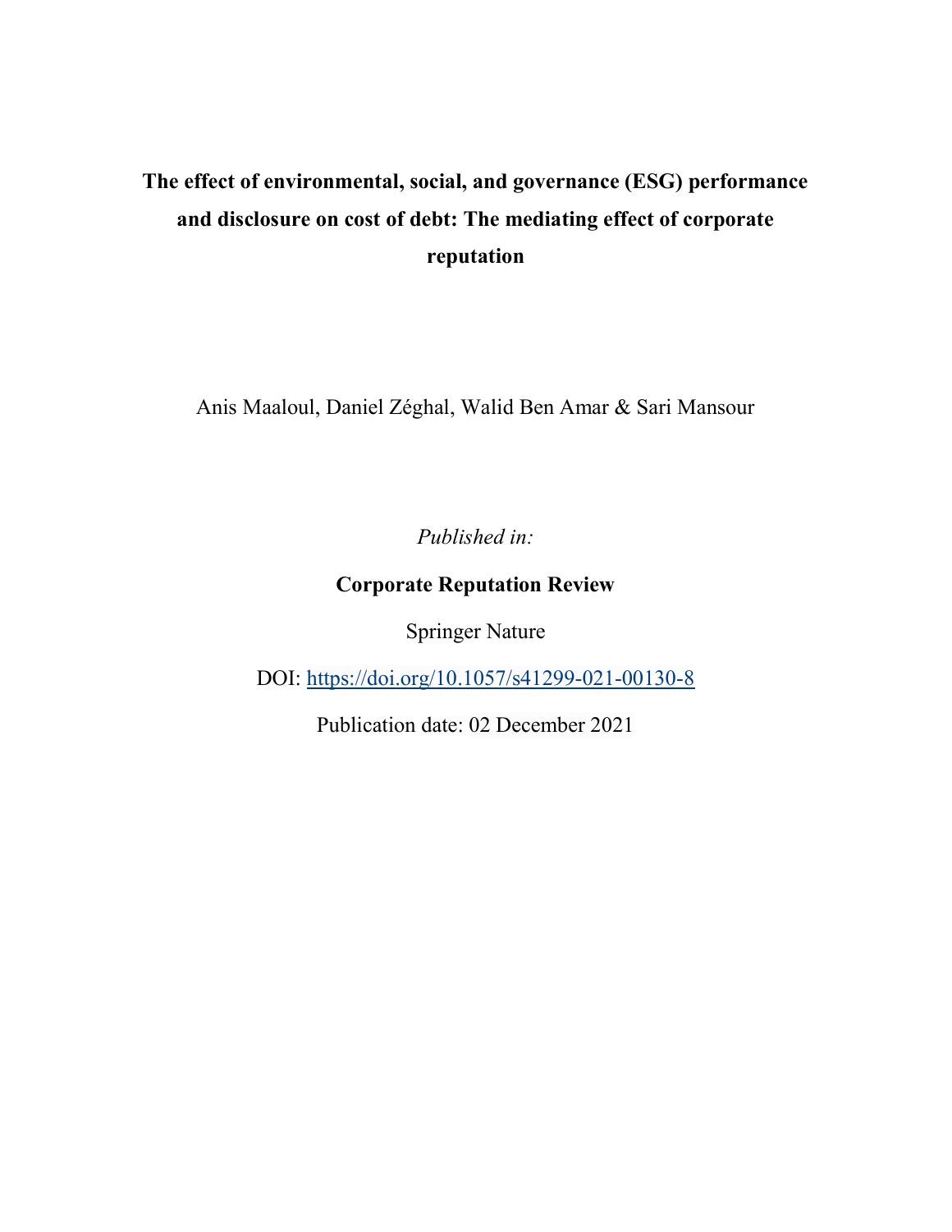# The effect of environmental, social, and governance (ESG) performance and disclosure on cost of debt: The mediating effect of corporate reputation

Anis Maaloul, Daniel Zéghal, Walid Ben Amar & Sari Mansour

*Published in:*

**Corporate Reputation Review**

Springer Nature

DOI: https://doi.org/10.1057/s41299-021-00130-8

Publication date: 02 December 2021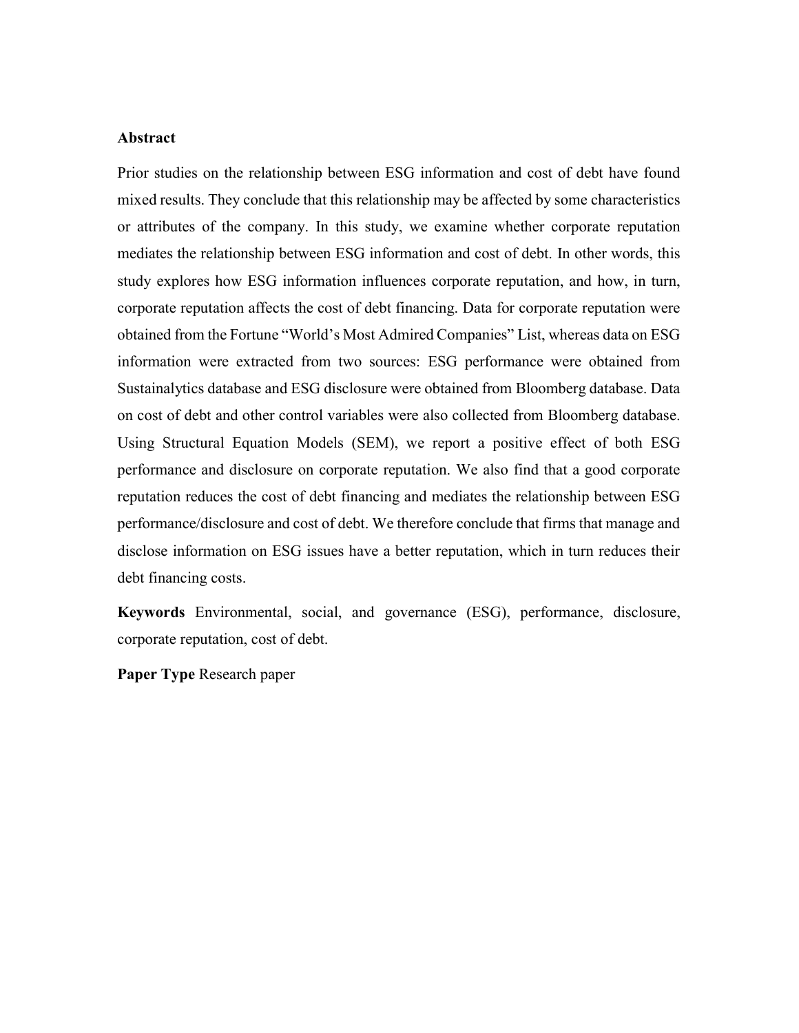## Abstract

Prior studies on the relationship between ESG information and cost of debt have found mixed results. They conclude that this relationship may be affected by some characteristics or attributes of the company. In this study, we examine whether corporate reputation mediates the relationship between ESG information and cost of debt. In other words, this study explores how ESG information influences corporate reputation, and how, in turn, corporate reputation affects the cost of debt financing. Data for corporate reputation were obtained from the Fortune "World's Most Admired Companies" List, whereas data on ESG information were extracted from two sources: ESG performance were obtained from Sustainalytics database and ESG disclosure were obtained from Bloomberg database. Data on cost of debt and other control variables were also collected from Bloomberg database. Using Structural Equation Models (SEM), we report a positive effect of both ESG performance and disclosure on corporate reputation. We also find that a good corporate reputation reduces the cost of debt financing and mediates the relationship between ESG performance/disclosure and cost of debt. We therefore conclude that firms that manage and disclose information on ESG issues have a better reputation, which in turn reduces their debt financing costs.

**Keywords** Environmental, social, and governance (ESG), performance, disclosure, corporate reputation, cost of debt.

**Paper Type** Research paper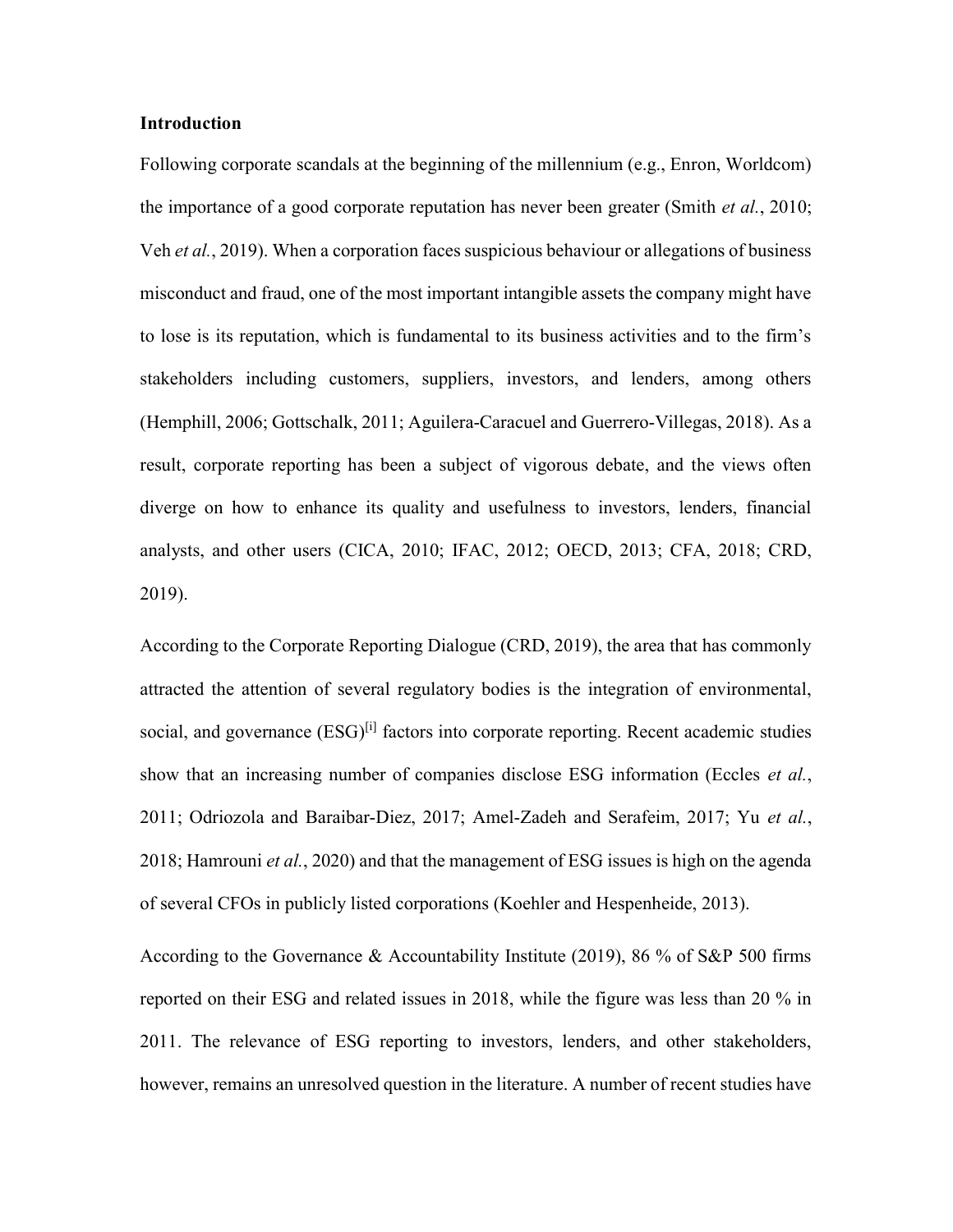**Introduction**

Following corporate scandals at the beginning of the millennium (e.g., Enron, Worldcom) the importance of a good corporate reputation has never been greater (Smith *et al.*, 2010; Veh *et al.*, 2019). When a corporation faces suspicious behaviour or allegations of business misconduct and fraud, one of the most important intangible assets the company might have to lose is its reputation, which is fundamental to its business activities and to the firm's stakeholders including customers, suppliers, investors, and lenders, among others (Hemphill, 2006; Gottschalk, 2011; Aguilera-Caracuel and Guerrero-Villegas, 2018). As a result, corporate reporting has been a subject of vigorous debate, and the views often diverge on how to enhance its quality and usefulness to investors, lenders, financial analysts, and other users (CICA, 2010; IFAC, 2012; OECD, 2013; CFA, 2018; CRD, 2019).

According to the Corporate Reporting Dialogue (CRD, 2019), the area that has commonly attracted the attention of several regulatory bodies is the integration of environmental, social, and governance (ESG)[i] factors into corporate reporting. Recent academic studies show that an increasing number of companies disclose ESG information (Eccles *et al.*, 2011; Odriozola and Baraibar-Diez, 2017; Amel-Zadeh and Serafeim, 2017; Yu *et al.*, 2018; Hamrouni *et al.*, 2020) and that the management of ESG issues is high on the agenda of several CFOs in publicly listed corporations (Koehler and Hespenheide, 2013).

According to the Governance & Accountability Institute (2019), 86 % of S&P 500 firms reported on their ESG and related issues in 2018, while the figure was less than 20 % in 2011. The relevance of ESG reporting to investors, lenders, and other stakeholders, however, remains an unresolved question in the literature. A number of recent studies have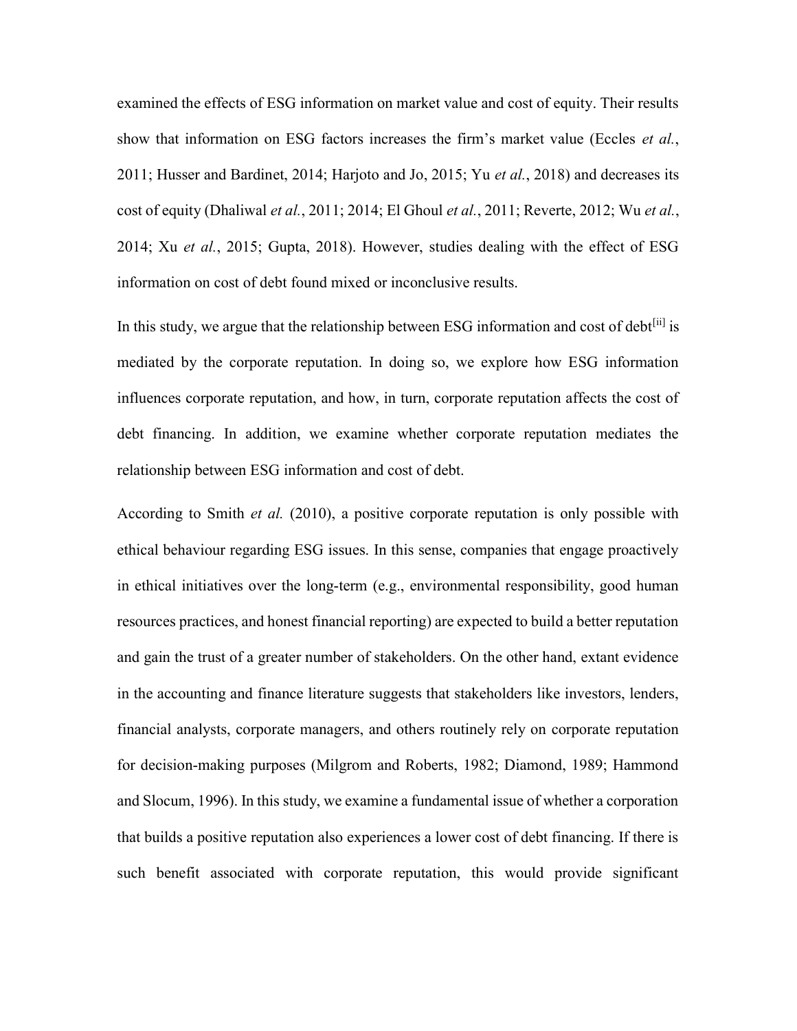examined the effects of ESG information on market value and cost of equity. Their results show that information on ESG factors increases the firm's market value (Eccles *et al.*, 2011; Husser and Bardinet, 2014; Harjoto and Jo, 2015; Yu *et al.*, 2018) and decreases its cost of equity (Dhaliwal *et al.*, 2011; 2014; El Ghoul *et al.*, 2011; Reverte, 2012; Wu *et al.*, 2014; Xu *et al.*, 2015; Gupta, 2018). However, studies dealing with the effect of ESG information on cost of debt found mixed or inconclusive results.

In this study, we argue that the relationship between ESG information and cost of debt[ii] is mediated by the corporate reputation. In doing so, we explore how ESG information influences corporate reputation, and how, in turn, corporate reputation affects the cost of debt financing. In addition, we examine whether corporate reputation mediates the relationship between ESG information and cost of debt.

According to Smith *et al.* (2010), a positive corporate reputation is only possible with ethical behaviour regarding ESG issues. In this sense, companies that engage proactively in ethical initiatives over the long-term (e.g., environmental responsibility, good human resources practices, and honest financial reporting) are expected to build a better reputation and gain the trust of a greater number of stakeholders. On the other hand, extant evidence in the accounting and finance literature suggests that stakeholders like investors, lenders, financial analysts, corporate managers, and others routinely rely on corporate reputation for decision-making purposes (Milgrom and Roberts, 1982; Diamond, 1989; Hammond and Slocum, 1996). In this study, we examine a fundamental issue of whether a corporation that builds a positive reputation also experiences a lower cost of debt financing. If there is such benefit associated with corporate reputation, this would provide significant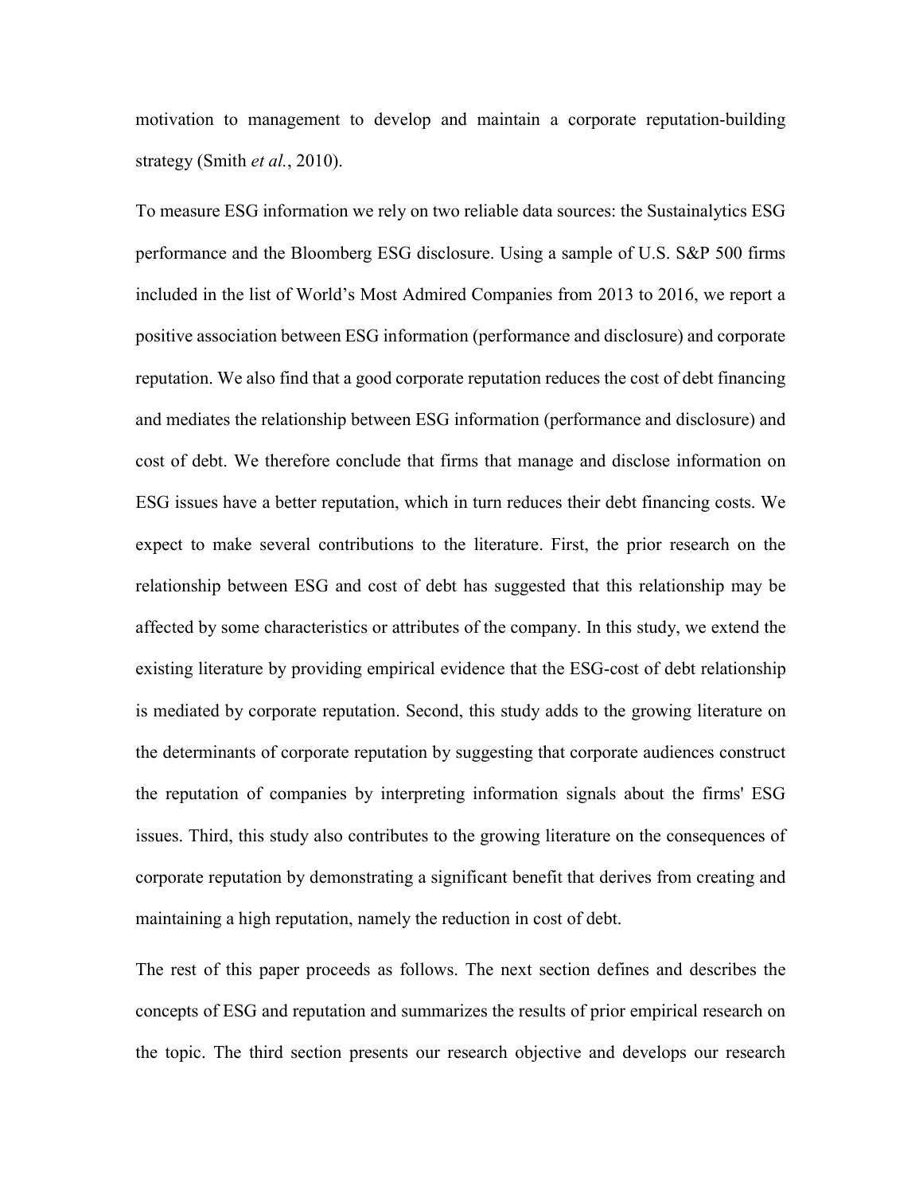motivation to management to develop and maintain a corporate reputation-building strategy (Smith *et al.*, 2010).

To measure ESG information we rely on two reliable data sources: the Sustainalytics ESG performance and the Bloomberg ESG disclosure. Using a sample of U.S. S&P 500 firms included in the list of World's Most Admired Companies from 2013 to 2016, we report a positive association between ESG information (performance and disclosure) and corporate reputation. We also find that a good corporate reputation reduces the cost of debt financing and mediates the relationship between ESG information (performance and disclosure) and cost of debt. We therefore conclude that firms that manage and disclose information on ESG issues have a better reputation, which in turn reduces their debt financing costs. We expect to make several contributions to the literature. First, the prior research on the relationship between ESG and cost of debt has suggested that this relationship may be affected by some characteristics or attributes of the company. In this study, we extend the existing literature by providing empirical evidence that the ESG-cost of debt relationship is mediated by corporate reputation. Second, this study adds to the growing literature on the determinants of corporate reputation by suggesting that corporate audiences construct the reputation of companies by interpreting information signals about the firms' ESG issues. Third, this study also contributes to the growing literature on the consequences of corporate reputation by demonstrating a significant benefit that derives from creating and maintaining a high reputation, namely the reduction in cost of debt.

The rest of this paper proceeds as follows. The next section defines and describes the concepts of ESG and reputation and summarizes the results of prior empirical research on the topic. The third section presents our research objective and develops our research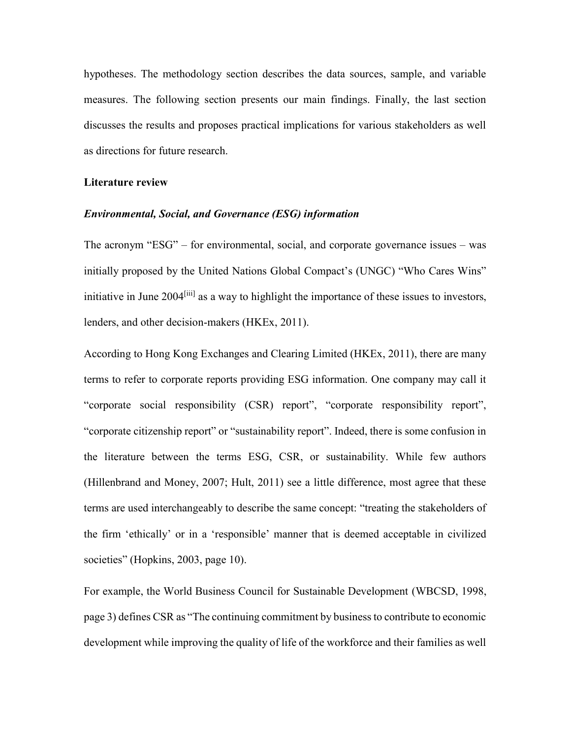hypotheses. The methodology section describes the data sources, sample, and variable measures. The following section presents our main findings. Finally, the last section discusses the results and proposes practical implications for various stakeholders as well as directions for future research.

## Literature review

### *Environmental, Social, and Governance (ESG) information*

The acronym "ESG" – for environmental, social, and corporate governance issues – was initially proposed by the United Nations Global Compact's (UNGC) "Who Cares Wins" initiative in June 2004[iii] as a way to highlight the importance of these issues to investors, lenders, and other decision-makers (HKEx, 2011).

According to Hong Kong Exchanges and Clearing Limited (HKEx, 2011), there are many terms to refer to corporate reports providing ESG information. One company may call it "corporate social responsibility (CSR) report", "corporate responsibility report", "corporate citizenship report" or "sustainability report". Indeed, there is some confusion in the literature between the terms ESG, CSR, or sustainability. While few authors (Hillenbrand and Money, 2007; Hult, 2011) see a little difference, most agree that these terms are used interchangeably to describe the same concept: "treating the stakeholders of the firm 'ethically' or in a 'responsible' manner that is deemed acceptable in civilized societies" (Hopkins, 2003, page 10).

For example, the World Business Council for Sustainable Development (WBCSD, 1998, page 3) defines CSR as "The continuing commitment by business to contribute to economic development while improving the quality of life of the workforce and their families as well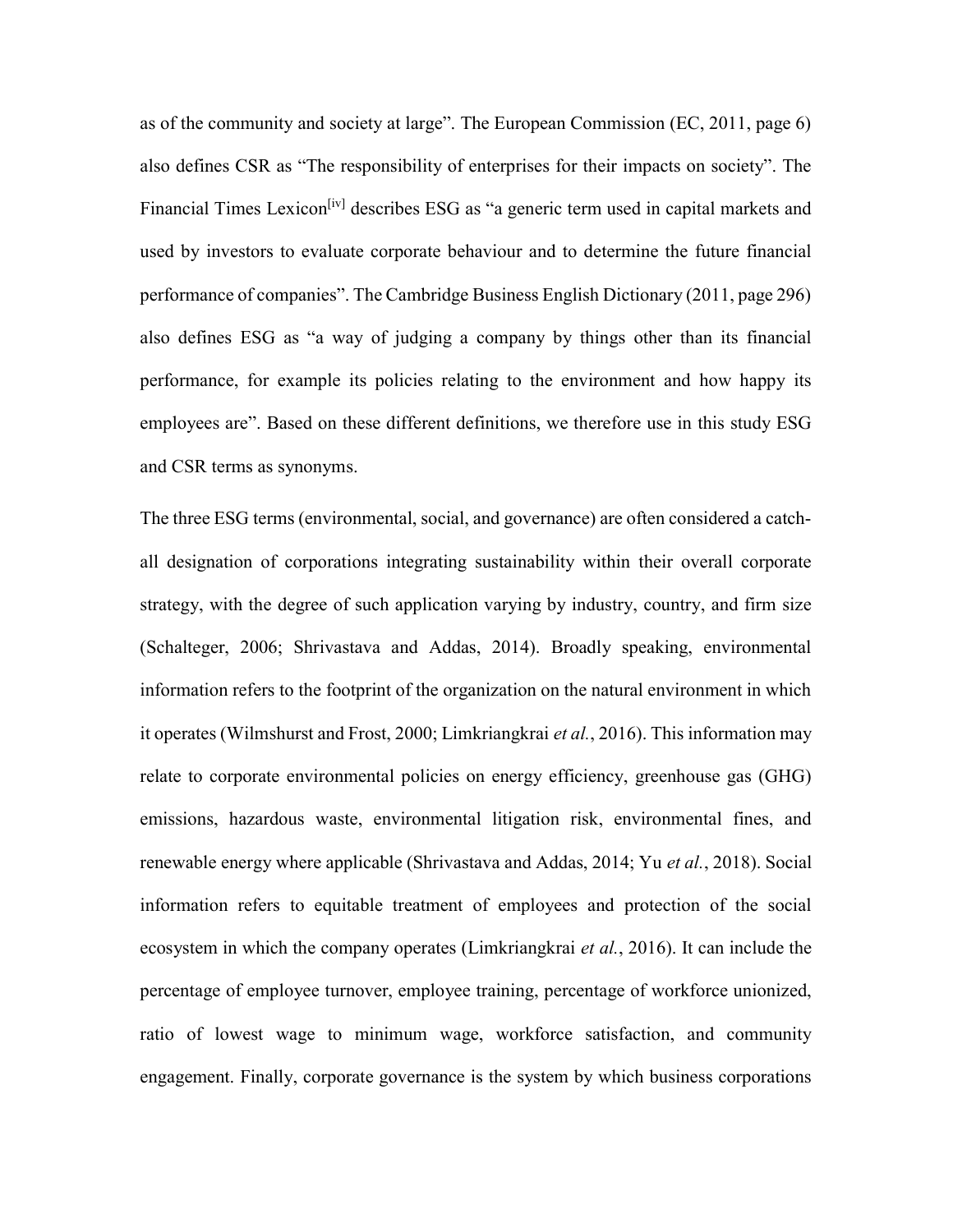as of the community and society at large". The European Commission (EC, 2011, page 6) also defines CSR as "The responsibility of enterprises for their impacts on society". The Financial Times Lexicon[iv] describes ESG as "a generic term used in capital markets and used by investors to evaluate corporate behaviour and to determine the future financial performance of companies". The Cambridge Business English Dictionary (2011, page 296) also defines ESG as "a way of judging a company by things other than its financial performance, for example its policies relating to the environment and how happy its employees are". Based on these different definitions, we therefore use in this study ESG and CSR terms as synonyms.

The three ESG terms (environmental, social, and governance) are often considered a catch-all designation of corporations integrating sustainability within their overall corporate strategy, with the degree of such application varying by industry, country, and firm size (Schalteger, 2006; Shrivastava and Addas, 2014). Broadly speaking, environmental information refers to the footprint of the organization on the natural environment in which it operates (Wilmshurst and Frost, 2000; Limkriangkrai *et al.*, 2016). This information may relate to corporate environmental policies on energy efficiency, greenhouse gas (GHG) emissions, hazardous waste, environmental litigation risk, environmental fines, and renewable energy where applicable (Shrivastava and Addas, 2014; Yu *et al.*, 2018). Social information refers to equitable treatment of employees and protection of the social ecosystem in which the company operates (Limkriangkrai *et al.*, 2016). It can include the percentage of employee turnover, employee training, percentage of workforce unionized, ratio of lowest wage to minimum wage, workforce satisfaction, and community engagement. Finally, corporate governance is the system by which business corporations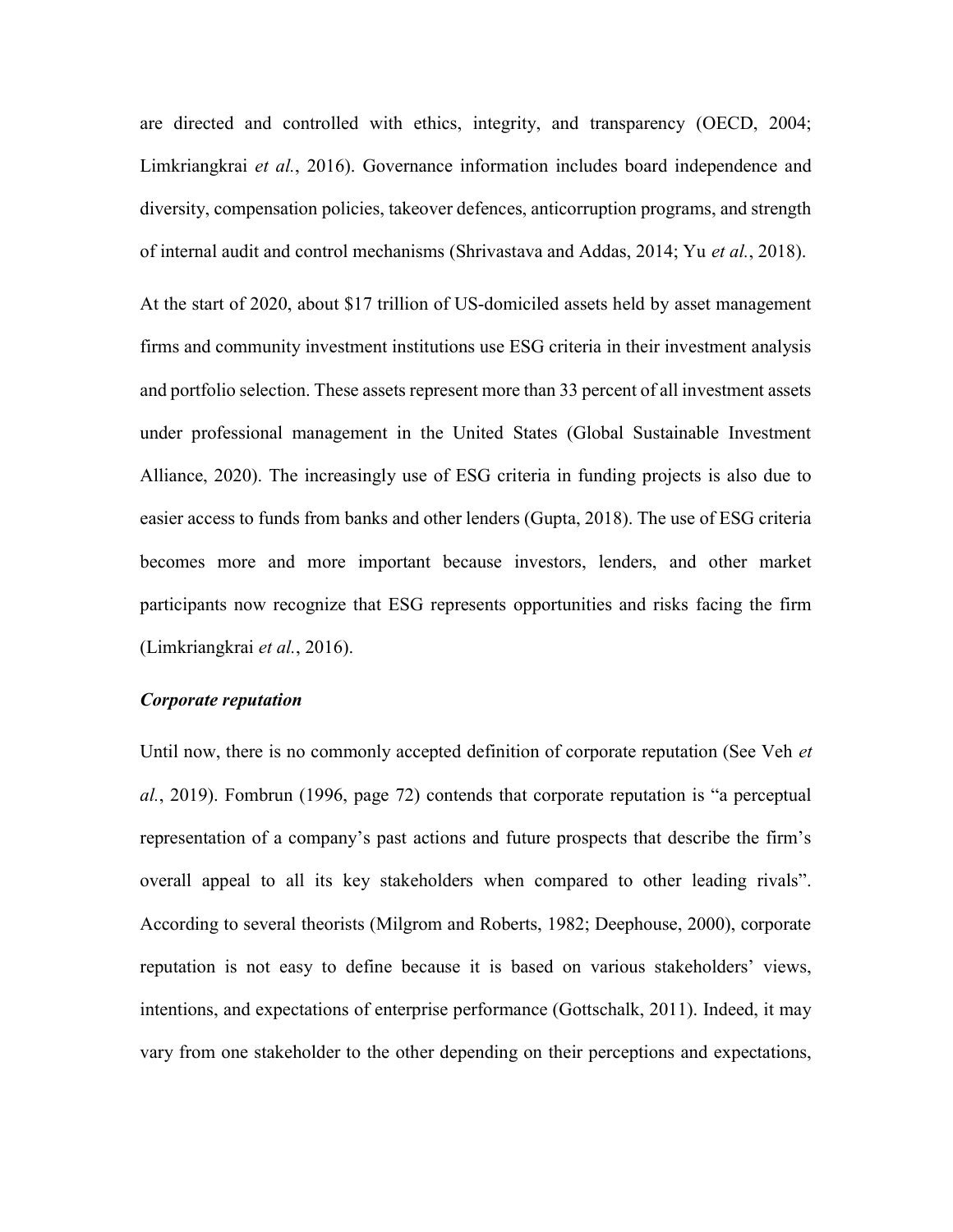are directed and controlled with ethics, integrity, and transparency (OECD, 2004; Limkriangkrai *et al.*, 2016). Governance information includes board independence and diversity, compensation policies, takeover defences, anticorruption programs, and strength of internal audit and control mechanisms (Shrivastava and Addas, 2014; Yu *et al.*, 2018).

At the start of 2020, about $17 trillion of US-domiciled assets held by asset management firms and community investment institutions use ESG criteria in their investment analysis and portfolio selection. These assets represent more than 33 percent of all investment assets under professional management in the United States (Global Sustainable Investment Alliance, 2020). The increasingly use of ESG criteria in funding projects is also due to easier access to funds from banks and other lenders (Gupta, 2018). The use of ESG criteria becomes more and more important because investors, lenders, and other market participants now recognize that ESG represents opportunities and risks facing the firm (Limkriangkrai *et al.*, 2016).

***Corporate reputation***

Until now, there is no commonly accepted definition of corporate reputation (See Veh *et al.*, 2019). Fombrun (1996, page 72) contends that corporate reputation is "a perceptual representation of a company's past actions and future prospects that describe the firm's overall appeal to all its key stakeholders when compared to other leading rivals". According to several theorists (Milgrom and Roberts, 1982; Deephouse, 2000), corporate reputation is not easy to define because it is based on various stakeholders' views, intentions, and expectations of enterprise performance (Gottschalk, 2011). Indeed, it may vary from one stakeholder to the other depending on their perceptions and expectations,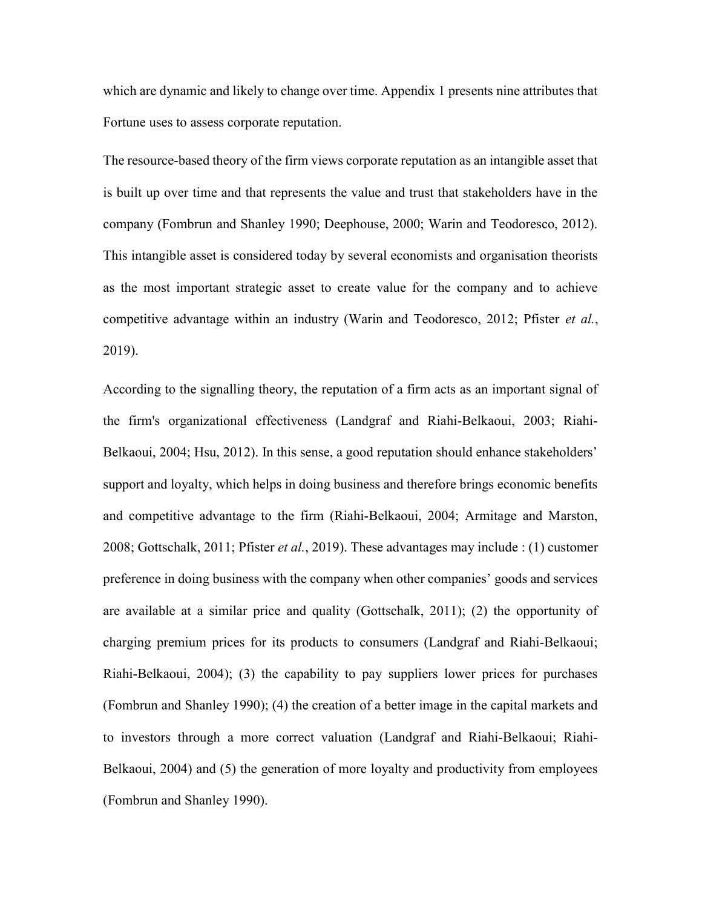which are dynamic and likely to change over time. Appendix 1 presents nine attributes that Fortune uses to assess corporate reputation.

The resource-based theory of the firm views corporate reputation as an intangible asset that is built up over time and that represents the value and trust that stakeholders have in the company (Fombrun and Shanley 1990; Deephouse, 2000; Warin and Teodoresco, 2012). This intangible asset is considered today by several economists and organisation theorists as the most important strategic asset to create value for the company and to achieve competitive advantage within an industry (Warin and Teodoresco, 2012; Pfister *et al.*, 2019).

According to the signalling theory, the reputation of a firm acts as an important signal of the firm's organizational effectiveness (Landgraf and Riahi-Belkaoui, 2003; Riahi-Belkaoui, 2004; Hsu, 2012). In this sense, a good reputation should enhance stakeholders' support and loyalty, which helps in doing business and therefore brings economic benefits and competitive advantage to the firm (Riahi-Belkaoui, 2004; Armitage and Marston, 2008; Gottschalk, 2011; Pfister *et al.*, 2019). These advantages may include : (1) customer preference in doing business with the company when other companies' goods and services are available at a similar price and quality (Gottschalk, 2011); (2) the opportunity of charging premium prices for its products to consumers (Landgraf and Riahi-Belkaoui; Riahi-Belkaoui, 2004); (3) the capability to pay suppliers lower prices for purchases (Fombrun and Shanley 1990); (4) the creation of a better image in the capital markets and to investors through a more correct valuation (Landgraf and Riahi-Belkaoui; Riahi-Belkaoui, 2004) and (5) the generation of more loyalty and productivity from employees (Fombrun and Shanley 1990).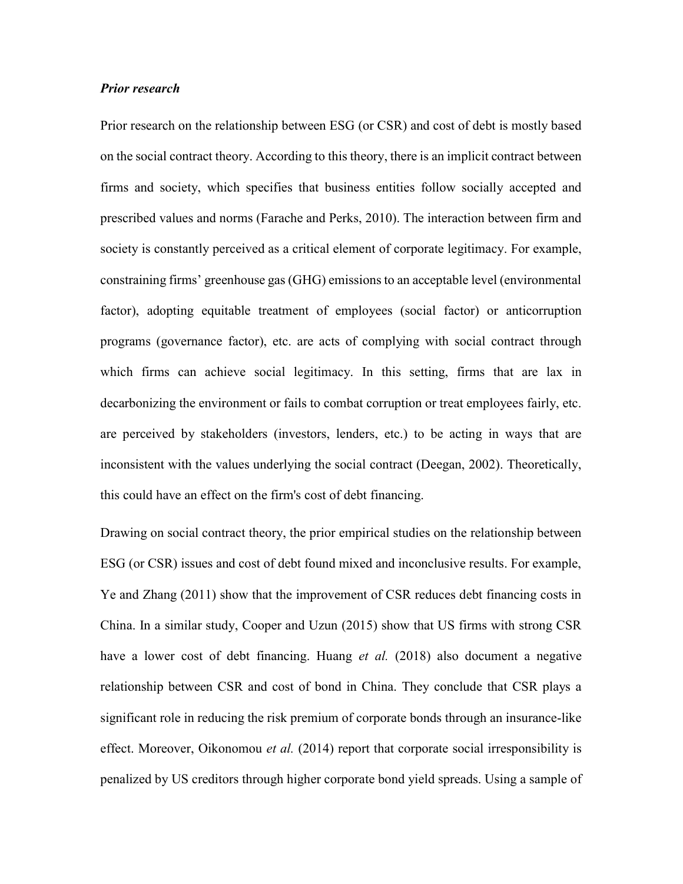***Prior research***

Prior research on the relationship between ESG (or CSR) and cost of debt is mostly based on the social contract theory. According to this theory, there is an implicit contract between firms and society, which specifies that business entities follow socially accepted and prescribed values and norms (Farache and Perks, 2010). The interaction between firm and society is constantly perceived as a critical element of corporate legitimacy. For example, constraining firms' greenhouse gas (GHG) emissions to an acceptable level (environmental factor), adopting equitable treatment of employees (social factor) or anticorruption programs (governance factor), etc. are acts of complying with social contract through which firms can achieve social legitimacy. In this setting, firms that are lax in decarbonizing the environment or fails to combat corruption or treat employees fairly, etc. are perceived by stakeholders (investors, lenders, etc.) to be acting in ways that are inconsistent with the values underlying the social contract (Deegan, 2002). Theoretically, this could have an effect on the firm's cost of debt financing.

Drawing on social contract theory, the prior empirical studies on the relationship between ESG (or CSR) issues and cost of debt found mixed and inconclusive results. For example, Ye and Zhang (2011) show that the improvement of CSR reduces debt financing costs in China. In a similar study, Cooper and Uzun (2015) show that US firms with strong CSR have a lower cost of debt financing. Huang *et al.* (2018) also document a negative relationship between CSR and cost of bond in China. They conclude that CSR plays a significant role in reducing the risk premium of corporate bonds through an insurance-like effect. Moreover, Oikonomou *et al.* (2014) report that corporate social irresponsibility is penalized by US creditors through higher corporate bond yield spreads. Using a sample of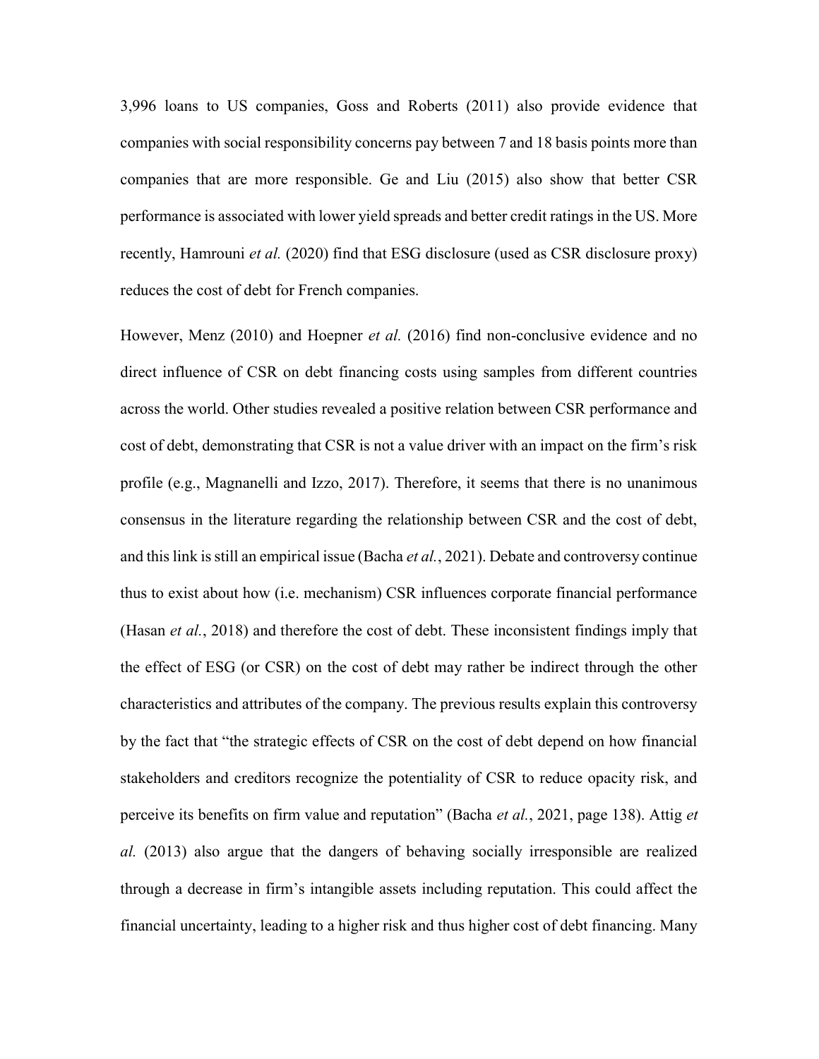3,996 loans to US companies, Goss and Roberts (2011) also provide evidence that companies with social responsibility concerns pay between 7 and 18 basis points more than companies that are more responsible. Ge and Liu (2015) also show that better CSR performance is associated with lower yield spreads and better credit ratings in the US. More recently, Hamrouni *et al.* (2020) find that ESG disclosure (used as CSR disclosure proxy) reduces the cost of debt for French companies.

However, Menz (2010) and Hoepner *et al.* (2016) find non-conclusive evidence and no direct influence of CSR on debt financing costs using samples from different countries across the world. Other studies revealed a positive relation between CSR performance and cost of debt, demonstrating that CSR is not a value driver with an impact on the firm's risk profile (e.g., Magnanelli and Izzo, 2017). Therefore, it seems that there is no unanimous consensus in the literature regarding the relationship between CSR and the cost of debt, and this link is still an empirical issue (Bacha *et al.*, 2021). Debate and controversy continue thus to exist about how (i.e. mechanism) CSR influences corporate financial performance (Hasan *et al.*, 2018) and therefore the cost of debt. These inconsistent findings imply that the effect of ESG (or CSR) on the cost of debt may rather be indirect through the other characteristics and attributes of the company. The previous results explain this controversy by the fact that "the strategic effects of CSR on the cost of debt depend on how financial stakeholders and creditors recognize the potentiality of CSR to reduce opacity risk, and perceive its benefits on firm value and reputation" (Bacha *et al.*, 2021, page 138). Attig *et al.* (2013) also argue that the dangers of behaving socially irresponsible are realized through a decrease in firm's intangible assets including reputation. This could affect the financial uncertainty, leading to a higher risk and thus higher cost of debt financing. Many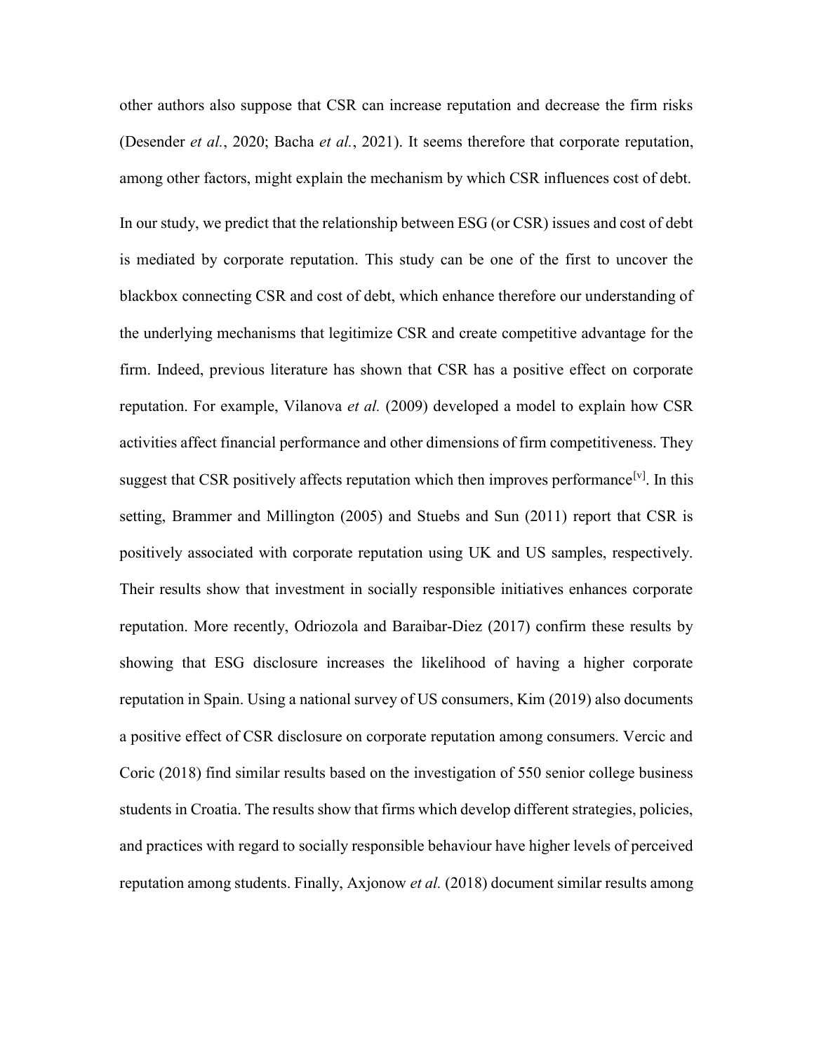other authors also suppose that CSR can increase reputation and decrease the firm risks (Desender *et al.*, 2020; Bacha *et al.*, 2021). It seems therefore that corporate reputation, among other factors, might explain the mechanism by which CSR influences cost of debt.

In our study, we predict that the relationship between ESG (or CSR) issues and cost of debt is mediated by corporate reputation. This study can be one of the first to uncover the blackbox connecting CSR and cost of debt, which enhance therefore our understanding of the underlying mechanisms that legitimize CSR and create competitive advantage for the firm. Indeed, previous literature has shown that CSR has a positive effect on corporate reputation. For example, Vilanova *et al.* (2009) developed a model to explain how CSR activities affect financial performance and other dimensions of firm competitiveness. They suggest that CSR positively affects reputation which then improves performance[v]. In this setting, Brammer and Millington (2005) and Stuebs and Sun (2011) report that CSR is positively associated with corporate reputation using UK and US samples, respectively. Their results show that investment in socially responsible initiatives enhances corporate reputation. More recently, Odriozola and Baraibar-Diez (2017) confirm these results by showing that ESG disclosure increases the likelihood of having a higher corporate reputation in Spain. Using a national survey of US consumers, Kim (2019) also documents a positive effect of CSR disclosure on corporate reputation among consumers. Vercic and Coric (2018) find similar results based on the investigation of 550 senior college business students in Croatia. The results show that firms which develop different strategies, policies, and practices with regard to socially responsible behaviour have higher levels of perceived reputation among students. Finally, Axjonow *et al.* (2018) document similar results among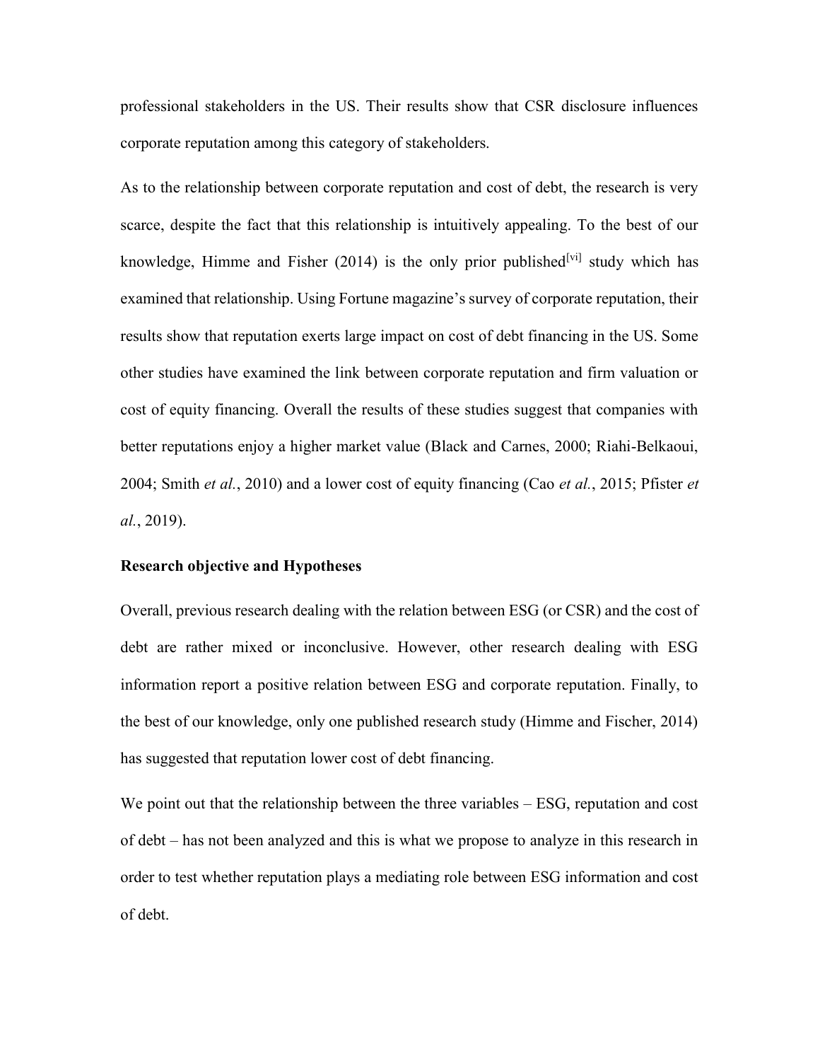professional stakeholders in the US. Their results show that CSR disclosure influences corporate reputation among this category of stakeholders.

As to the relationship between corporate reputation and cost of debt, the research is very scarce, despite the fact that this relationship is intuitively appealing. To the best of our knowledge, Himme and Fisher (2014) is the only prior published[vi] study which has examined that relationship. Using Fortune magazine's survey of corporate reputation, their results show that reputation exerts large impact on cost of debt financing in the US. Some other studies have examined the link between corporate reputation and firm valuation or cost of equity financing. Overall the results of these studies suggest that companies with better reputations enjoy a higher market value (Black and Carnes, 2000; Riahi-Belkaoui, 2004; Smith *et al.*, 2010) and a lower cost of equity financing (Cao *et al.*, 2015; Pfister *et al.*, 2019).

**Research objective and Hypotheses**

Overall, previous research dealing with the relation between ESG (or CSR) and the cost of debt are rather mixed or inconclusive. However, other research dealing with ESG information report a positive relation between ESG and corporate reputation. Finally, to the best of our knowledge, only one published research study (Himme and Fischer, 2014) has suggested that reputation lower cost of debt financing.

We point out that the relationship between the three variables – ESG, reputation and cost of debt – has not been analyzed and this is what we propose to analyze in this research in order to test whether reputation plays a mediating role between ESG information and cost of debt.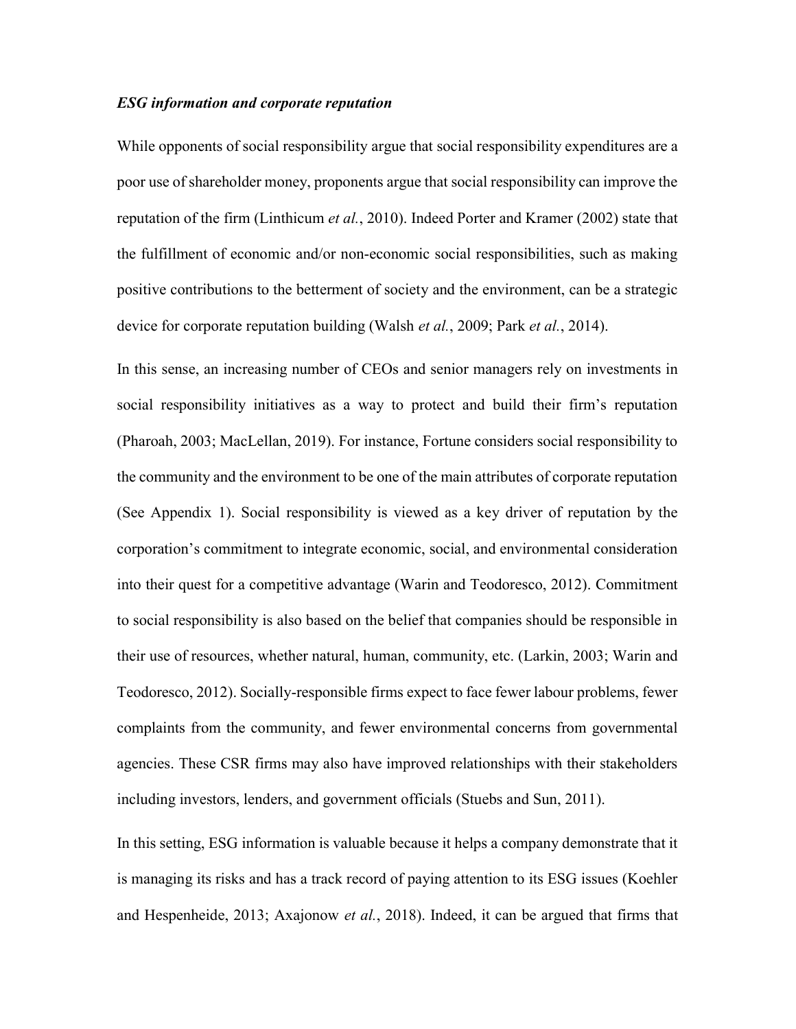***ESG information and corporate reputation***

While opponents of social responsibility argue that social responsibility expenditures are a poor use of shareholder money, proponents argue that social responsibility can improve the reputation of the firm (Linthicum *et al.*, 2010). Indeed Porter and Kramer (2002) state that the fulfillment of economic and/or non-economic social responsibilities, such as making positive contributions to the betterment of society and the environment, can be a strategic device for corporate reputation building (Walsh *et al.*, 2009; Park *et al.*, 2014).

In this sense, an increasing number of CEOs and senior managers rely on investments in social responsibility initiatives as a way to protect and build their firm's reputation (Pharoah, 2003; MacLellan, 2019). For instance, Fortune considers social responsibility to the community and the environment to be one of the main attributes of corporate reputation (See Appendix 1). Social responsibility is viewed as a key driver of reputation by the corporation's commitment to integrate economic, social, and environmental consideration into their quest for a competitive advantage (Warin and Teodoresco, 2012). Commitment to social responsibility is also based on the belief that companies should be responsible in their use of resources, whether natural, human, community, etc. (Larkin, 2003; Warin and Teodoresco, 2012). Socially-responsible firms expect to face fewer labour problems, fewer complaints from the community, and fewer environmental concerns from governmental agencies. These CSR firms may also have improved relationships with their stakeholders including investors, lenders, and government officials (Stuebs and Sun, 2011).

In this setting, ESG information is valuable because it helps a company demonstrate that it is managing its risks and has a track record of paying attention to its ESG issues (Koehler and Hespenheide, 2013; Axajonow *et al.*, 2018). Indeed, it can be argued that firms that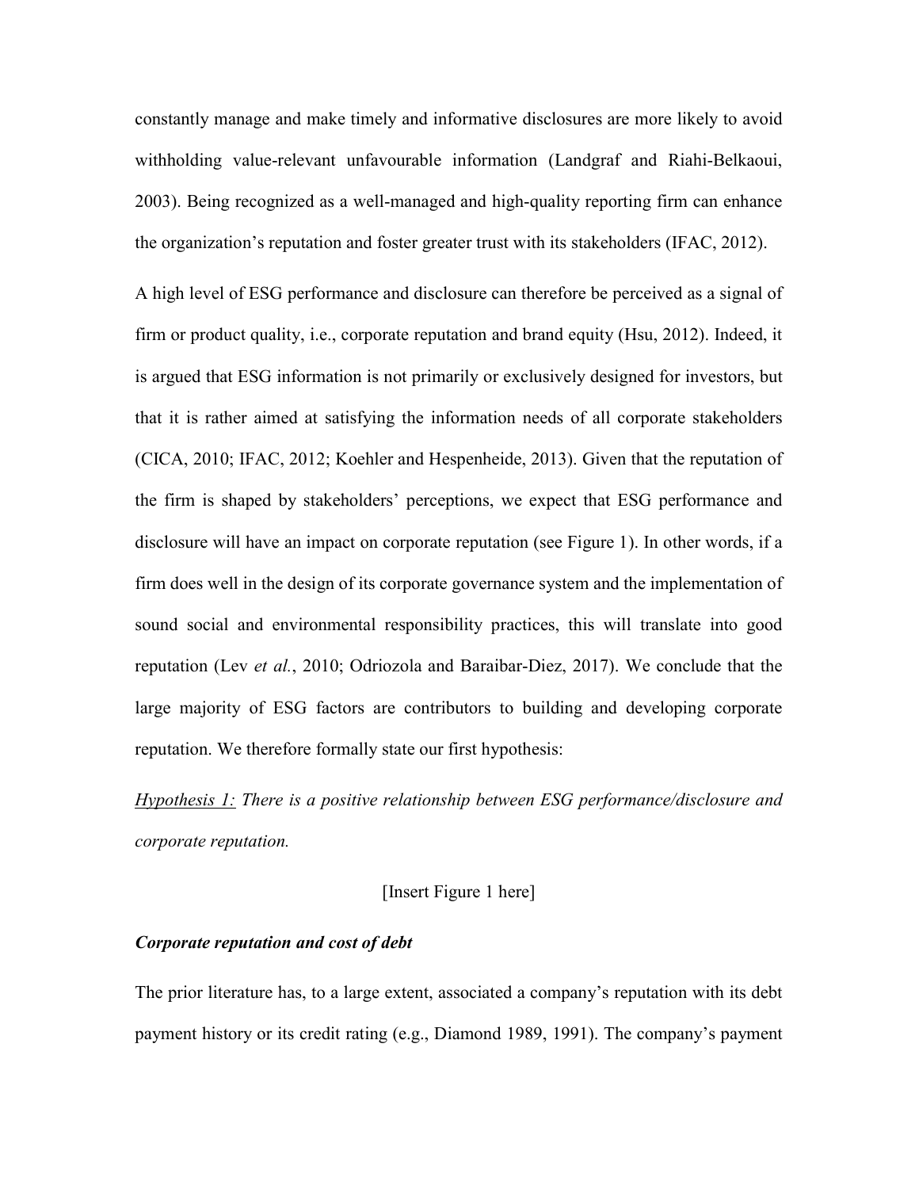constantly manage and make timely and informative disclosures are more likely to avoid withholding value-relevant unfavourable information (Landgraf and Riahi-Belkaoui, 2003). Being recognized as a well-managed and high-quality reporting firm can enhance the organization's reputation and foster greater trust with its stakeholders (IFAC, 2012).

A high level of ESG performance and disclosure can therefore be perceived as a signal of firm or product quality, i.e., corporate reputation and brand equity (Hsu, 2012). Indeed, it is argued that ESG information is not primarily or exclusively designed for investors, but that it is rather aimed at satisfying the information needs of all corporate stakeholders (CICA, 2010; IFAC, 2012; Koehler and Hespenheide, 2013). Given that the reputation of the firm is shaped by stakeholders' perceptions, we expect that ESG performance and disclosure will have an impact on corporate reputation (see Figure 1). In other words, if a firm does well in the design of its corporate governance system and the implementation of sound social and environmental responsibility practices, this will translate into good reputation (Lev *et al.*, 2010; Odriozola and Baraibar-Diez, 2017). We conclude that the large majority of ESG factors are contributors to building and developing corporate reputation. We therefore formally state our first hypothesis:

<u>Hypothesis 1:</u> *There is a positive relationship between ESG performance/disclosure and corporate reputation.*

[Insert Figure 1 here]

***Corporate reputation and cost of debt***

The prior literature has, to a large extent, associated a company's reputation with its debt payment history or its credit rating (e.g., Diamond 1989, 1991). The company's payment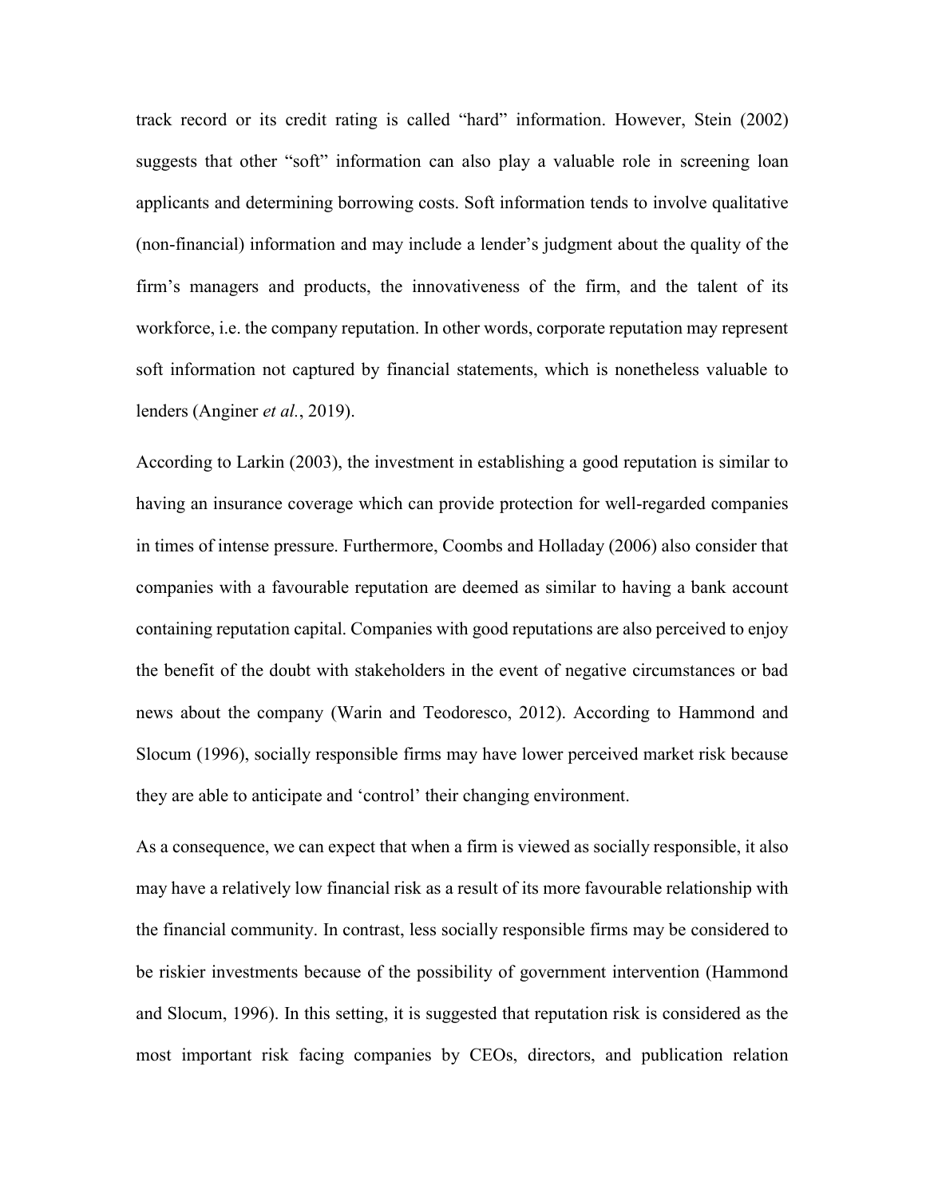track record or its credit rating is called "hard" information. However, Stein (2002) suggests that other "soft" information can also play a valuable role in screening loan applicants and determining borrowing costs. Soft information tends to involve qualitative (non-financial) information and may include a lender's judgment about the quality of the firm's managers and products, the innovativeness of the firm, and the talent of its workforce, i.e. the company reputation. In other words, corporate reputation may represent soft information not captured by financial statements, which is nonetheless valuable to lenders (Anginer *et al.*, 2019).

According to Larkin (2003), the investment in establishing a good reputation is similar to having an insurance coverage which can provide protection for well-regarded companies in times of intense pressure. Furthermore, Coombs and Holladay (2006) also consider that companies with a favourable reputation are deemed as similar to having a bank account containing reputation capital. Companies with good reputations are also perceived to enjoy the benefit of the doubt with stakeholders in the event of negative circumstances or bad news about the company (Warin and Teodoresco, 2012). According to Hammond and Slocum (1996), socially responsible firms may have lower perceived market risk because they are able to anticipate and 'control' their changing environment.

As a consequence, we can expect that when a firm is viewed as socially responsible, it also may have a relatively low financial risk as a result of its more favourable relationship with the financial community. In contrast, less socially responsible firms may be considered to be riskier investments because of the possibility of government intervention (Hammond and Slocum, 1996). In this setting, it is suggested that reputation risk is considered as the most important risk facing companies by CEOs, directors, and publication relation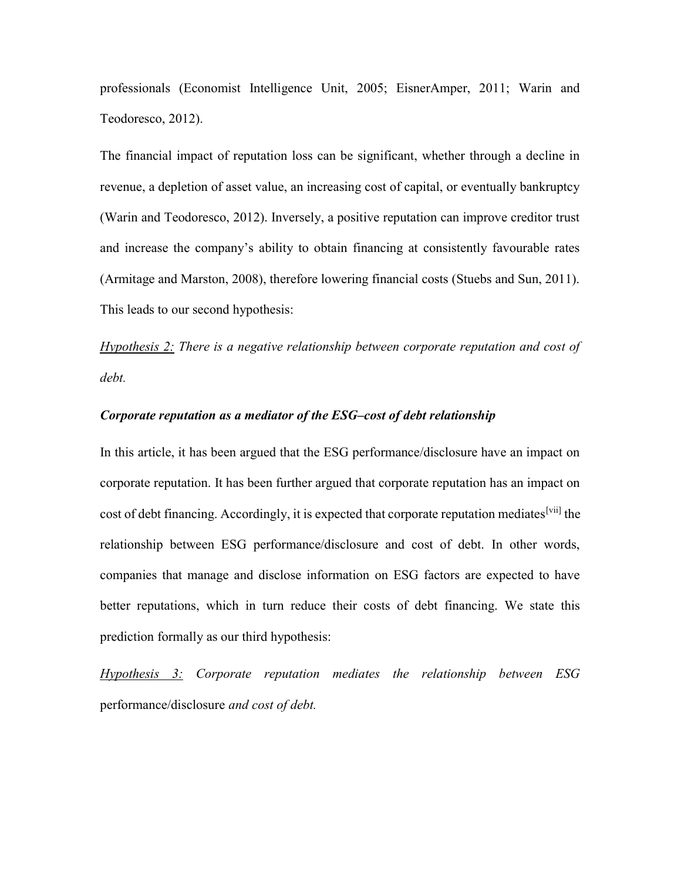professionals (Economist Intelligence Unit, 2005; EisnerAmper, 2011; Warin and Teodoresco, 2012).

The financial impact of reputation loss can be significant, whether through a decline in revenue, a depletion of asset value, an increasing cost of capital, or eventually bankruptcy (Warin and Teodoresco, 2012). Inversely, a positive reputation can improve creditor trust and increase the company's ability to obtain financing at consistently favourable rates (Armitage and Marston, 2008), therefore lowering financial costs (Stuebs and Sun, 2011). This leads to our second hypothesis:

*Hypothesis 2: There is a negative relationship between corporate reputation and cost of debt.*

### *Corporate reputation as a mediator of the ESG–cost of debt relationship*

In this article, it has been argued that the ESG performance/disclosure have an impact on corporate reputation. It has been further argued that corporate reputation has an impact on cost of debt financing. Accordingly, it is expected that corporate reputation mediates[vii] the relationship between ESG performance/disclosure and cost of debt. In other words, companies that manage and disclose information on ESG factors are expected to have better reputations, which in turn reduce their costs of debt financing. We state this prediction formally as our third hypothesis:

*Hypothesis 3: Corporate reputation mediates the relationship between ESG* performance/disclosure *and cost of debt.*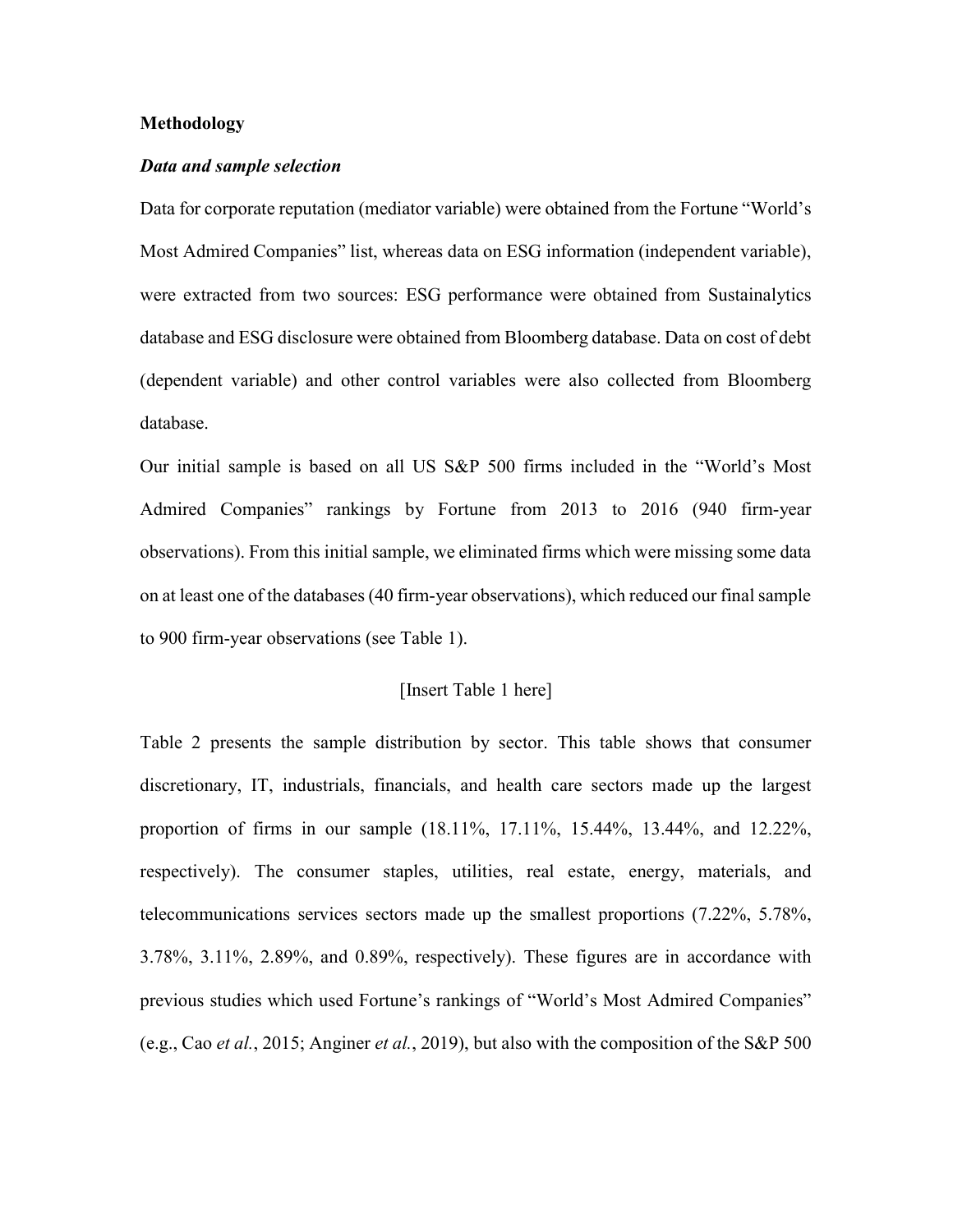## Methodology

### *Data and sample selection*

Data for corporate reputation (mediator variable) were obtained from the Fortune "World's Most Admired Companies" list, whereas data on ESG information (independent variable), were extracted from two sources: ESG performance were obtained from Sustainalytics database and ESG disclosure were obtained from Bloomberg database. Data on cost of debt (dependent variable) and other control variables were also collected from Bloomberg database.

Our initial sample is based on all US S&P 500 firms included in the "World's Most Admired Companies" rankings by Fortune from 2013 to 2016 (940 firm-year observations). From this initial sample, we eliminated firms which were missing some data on at least one of the databases (40 firm-year observations), which reduced our final sample to 900 firm-year observations (see Table 1).

[Insert Table 1 here]

Table 2 presents the sample distribution by sector. This table shows that consumer discretionary, IT, industrials, financials, and health care sectors made up the largest proportion of firms in our sample (18.11%, 17.11%, 15.44%, 13.44%, and 12.22%, respectively). The consumer staples, utilities, real estate, energy, materials, and telecommunications services sectors made up the smallest proportions (7.22%, 5.78%, 3.78%, 3.11%, 2.89%, and 0.89%, respectively). These figures are in accordance with previous studies which used Fortune's rankings of "World's Most Admired Companies" (e.g., Cao *et al.*, 2015; Anginer *et al.*, 2019), but also with the composition of the S&P 500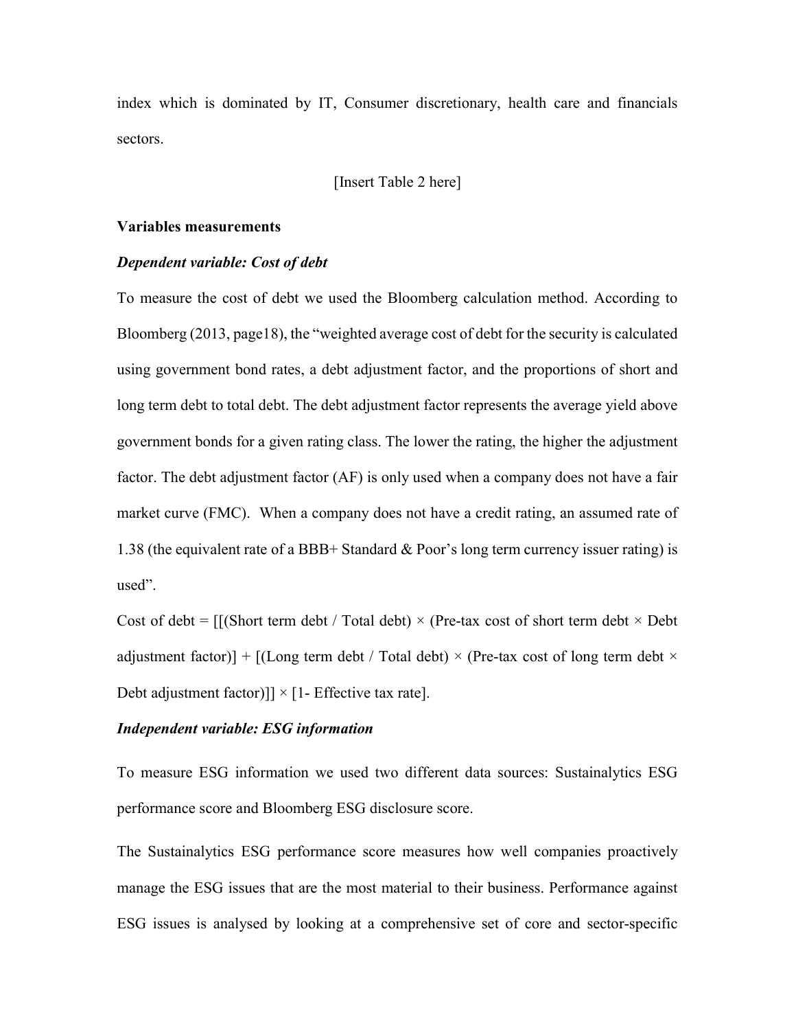index which is dominated by IT, Consumer discretionary, health care and financials sectors.

[Insert Table 2 here]

**Variables measurements**

***Dependent variable: Cost of debt***

To measure the cost of debt we used the Bloomberg calculation method. According to Bloomberg (2013, page18), the "weighted average cost of debt for the security is calculated using government bond rates, a debt adjustment factor, and the proportions of short and long term debt to total debt. The debt adjustment factor represents the average yield above government bonds for a given rating class. The lower the rating, the higher the adjustment factor. The debt adjustment factor (AF) is only used when a company does not have a fair market curve (FMC). When a company does not have a credit rating, an assumed rate of 1.38 (the equivalent rate of a BBB+ Standard & Poor's long term currency issuer rating) is used".

Cost of debt = [[(Short term debt / Total debt) × (Pre-tax cost of short term debt × Debt adjustment factor)] + [(Long term debt / Total debt) × (Pre-tax cost of long term debt × Debt adjustment factor)]] × [1- Effective tax rate].

***Independent variable: ESG information***

To measure ESG information we used two different data sources: Sustainalytics ESG performance score and Bloomberg ESG disclosure score.

The Sustainalytics ESG performance score measures how well companies proactively manage the ESG issues that are the most material to their business. Performance against ESG issues is analysed by looking at a comprehensive set of core and sector-specific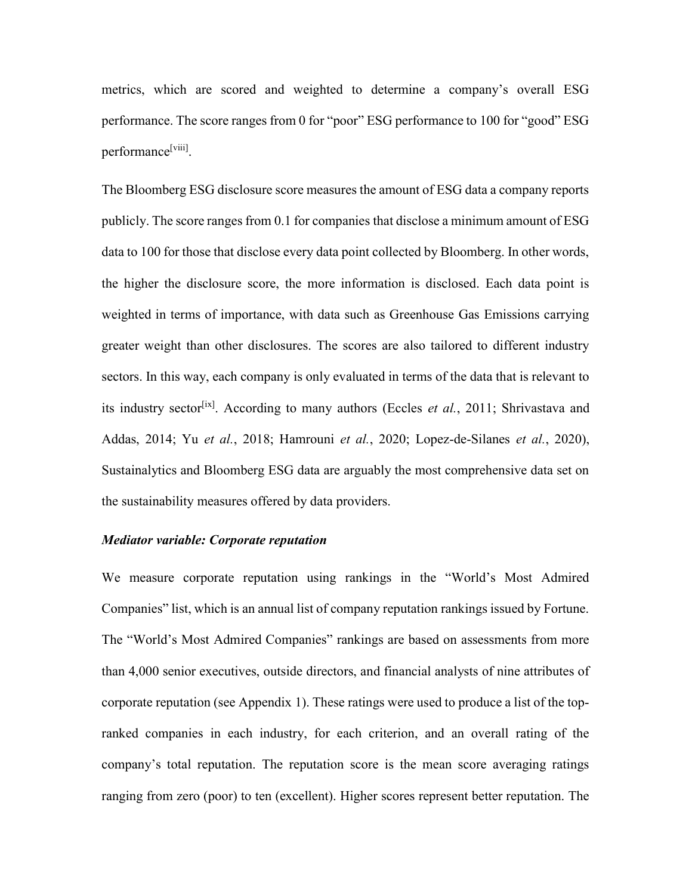metrics, which are scored and weighted to determine a company's overall ESG performance. The score ranges from 0 for "poor" ESG performance to 100 for "good" ESG performance[viii].

The Bloomberg ESG disclosure score measures the amount of ESG data a company reports publicly. The score ranges from 0.1 for companies that disclose a minimum amount of ESG data to 100 for those that disclose every data point collected by Bloomberg. In other words, the higher the disclosure score, the more information is disclosed. Each data point is weighted in terms of importance, with data such as Greenhouse Gas Emissions carrying greater weight than other disclosures. The scores are also tailored to different industry sectors. In this way, each company is only evaluated in terms of the data that is relevant to its industry sector[ix]. According to many authors (Eccles *et al.*, 2011; Shrivastava and Addas, 2014; Yu *et al.*, 2018; Hamrouni *et al.*, 2020; Lopez-de-Silanes *et al.*, 2020), Sustainalytics and Bloomberg ESG data are arguably the most comprehensive data set on the sustainability measures offered by data providers.

***Mediator variable: Corporate reputation***

We measure corporate reputation using rankings in the "World's Most Admired Companies" list, which is an annual list of company reputation rankings issued by Fortune. The "World's Most Admired Companies" rankings are based on assessments from more than 4,000 senior executives, outside directors, and financial analysts of nine attributes of corporate reputation (see Appendix 1). These ratings were used to produce a list of the top-ranked companies in each industry, for each criterion, and an overall rating of the company's total reputation. The reputation score is the mean score averaging ratings ranging from zero (poor) to ten (excellent). Higher scores represent better reputation. The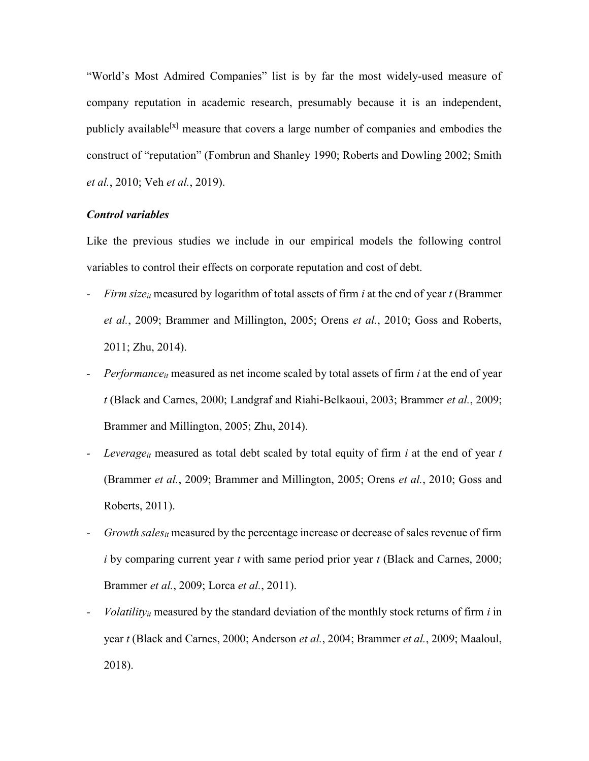"World's Most Admired Companies" list is by far the most widely-used measure of company reputation in academic research, presumably because it is an independent, publicly available[x] measure that covers a large number of companies and embodies the construct of "reputation" (Fombrun and Shanley 1990; Roberts and Dowling 2002; Smith *et al.*, 2010; Veh *et al.*, 2019).

***Control variables***

Like the previous studies we include in our empirical models the following control variables to control their effects on corporate reputation and cost of debt.

- $\textit{Firm size}_{it}$ measured by logarithm of total assets of firm *i* at the end of year *t* (Brammer *et al.*, 2009; Brammer and Millington, 2005; Orens *et al.*, 2010; Goss and Roberts, 2011; Zhu, 2014).
- $\textit{Performance}_{it}$ measured as net income scaled by total assets of firm *i* at the end of year *t* (Black and Carnes, 2000; Landgraf and Riahi-Belkaoui, 2003; Brammer *et al.*, 2009; Brammer and Millington, 2005; Zhu, 2014).
- $\textit{Leverage}_{it}$ measured as total debt scaled by total equity of firm *i* at the end of year *t* (Brammer *et al.*, 2009; Brammer and Millington, 2005; Orens *et al.*, 2010; Goss and Roberts, 2011).
- $\textit{Growth sales}_{it}$ measured by the percentage increase or decrease of sales revenue of firm *i* by comparing current year *t* with same period prior year *t* (Black and Carnes, 2000; Brammer *et al.*, 2009; Lorca *et al.*, 2011).
- $\textit{Volatility}_{it}$ measured by the standard deviation of the monthly stock returns of firm *i* in year *t* (Black and Carnes, 2000; Anderson *et al.*, 2004; Brammer *et al.*, 2009; Maaloul, 2018).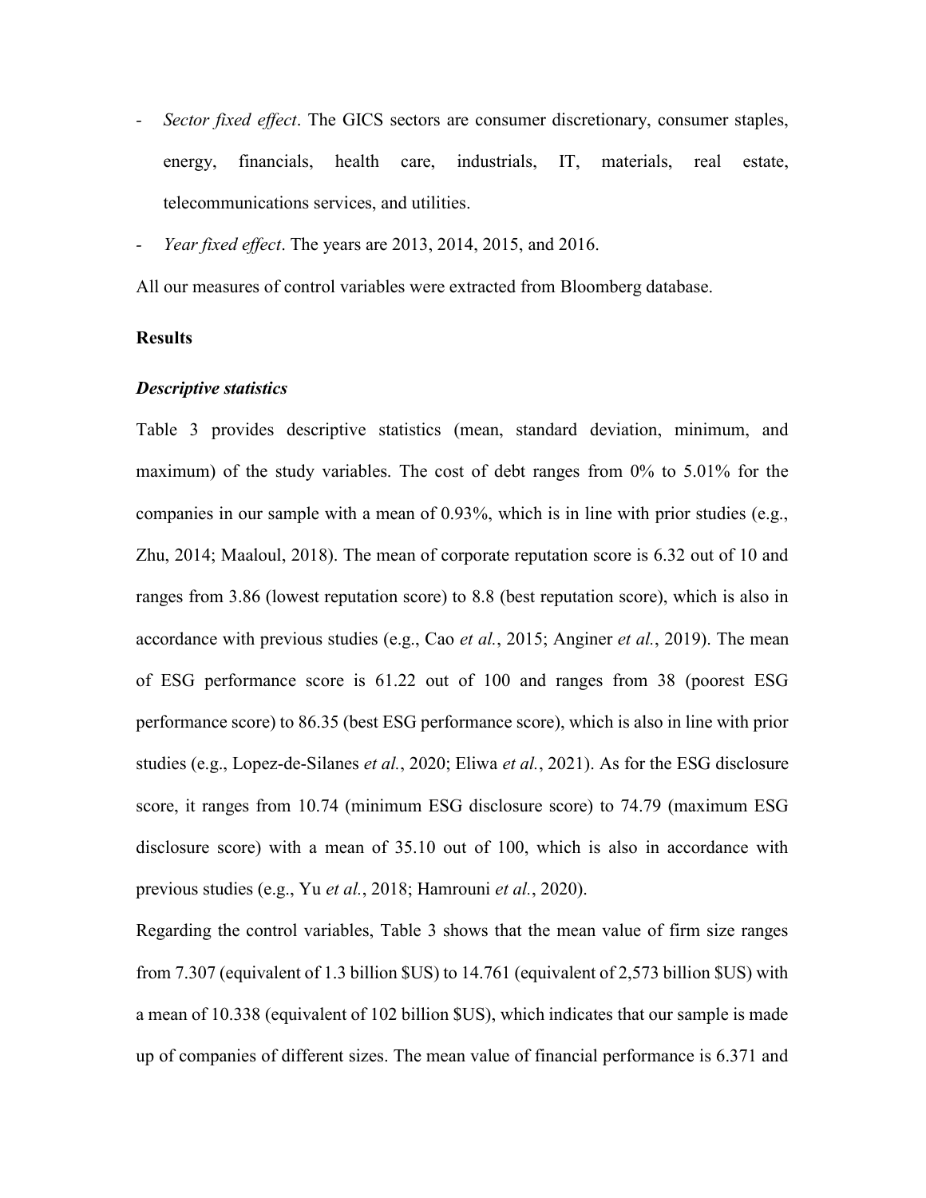- *Sector fixed effect*. The GICS sectors are consumer discretionary, consumer staples, energy, financials, health care, industrials, IT, materials, real estate, telecommunications services, and utilities.
- *Year fixed effect*. The years are 2013, 2014, 2015, and 2016.

All our measures of control variables were extracted from Bloomberg database.

**Results**

***Descriptive statistics***

Table 3 provides descriptive statistics (mean, standard deviation, minimum, and maximum) of the study variables. The cost of debt ranges from 0% to 5.01% for the companies in our sample with a mean of 0.93%, which is in line with prior studies (e.g., Zhu, 2014; Maaloul, 2018). The mean of corporate reputation score is 6.32 out of 10 and ranges from 3.86 (lowest reputation score) to 8.8 (best reputation score), which is also in accordance with previous studies (e.g., Cao *et al.*, 2015; Anginer *et al.*, 2019). The mean of ESG performance score is 61.22 out of 100 and ranges from 38 (poorest ESG performance score) to 86.35 (best ESG performance score), which is also in line with prior studies (e.g., Lopez-de-Silanes *et al.*, 2020; Eliwa *et al.*, 2021). As for the ESG disclosure score, it ranges from 10.74 (minimum ESG disclosure score) to 74.79 (maximum ESG disclosure score) with a mean of 35.10 out of 100, which is also in accordance with previous studies (e.g., Yu *et al.*, 2018; Hamrouni *et al.*, 2020).

Regarding the control variables, Table 3 shows that the mean value of firm size ranges from 7.307 (equivalent of 1.3 billion $US) to 14.761 (equivalent of 2,573 billion $US) with a mean of 10.338 (equivalent of 102 billion $US), which indicates that our sample is made up of companies of different sizes. The mean value of financial performance is 6.371 and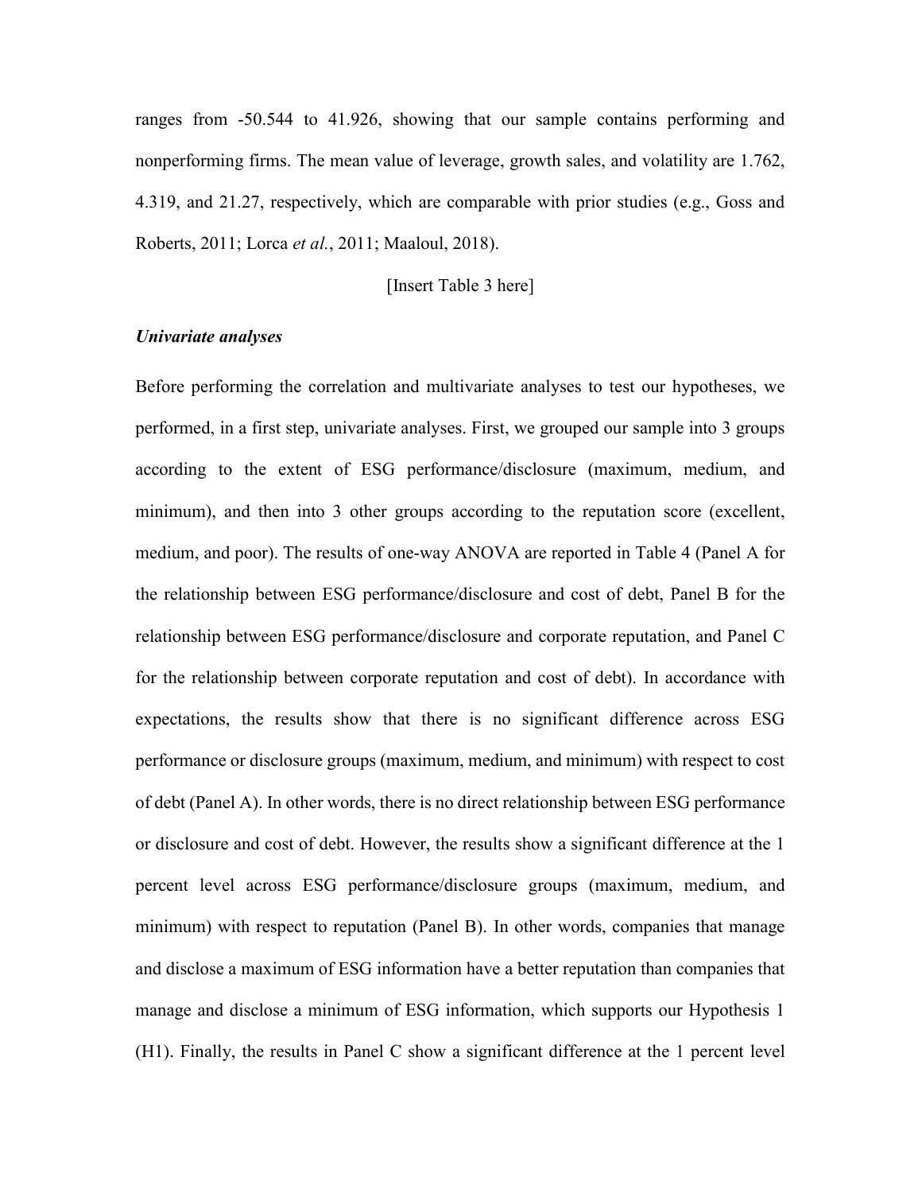ranges from -50.544 to 41.926, showing that our sample contains performing and nonperforming firms. The mean value of leverage, growth sales, and volatility are 1.762, 4.319, and 21.27, respectively, which are comparable with prior studies (e.g., Goss and Roberts, 2011; Lorca *et al.*, 2011; Maaloul, 2018).

[Insert Table 3 here]

***Univariate analyses***

Before performing the correlation and multivariate analyses to test our hypotheses, we performed, in a first step, univariate analyses. First, we grouped our sample into 3 groups according to the extent of ESG performance/disclosure (maximum, medium, and minimum), and then into 3 other groups according to the reputation score (excellent, medium, and poor). The results of one-way ANOVA are reported in Table 4 (Panel A for the relationship between ESG performance/disclosure and cost of debt, Panel B for the relationship between ESG performance/disclosure and corporate reputation, and Panel C for the relationship between corporate reputation and cost of debt). In accordance with expectations, the results show that there is no significant difference across ESG performance or disclosure groups (maximum, medium, and minimum) with respect to cost of debt (Panel A). In other words, there is no direct relationship between ESG performance or disclosure and cost of debt. However, the results show a significant difference at the 1 percent level across ESG performance/disclosure groups (maximum, medium, and minimum) with respect to reputation (Panel B). In other words, companies that manage and disclose a maximum of ESG information have a better reputation than companies that manage and disclose a minimum of ESG information, which supports our Hypothesis 1 (H1). Finally, the results in Panel C show a significant difference at the 1 percent level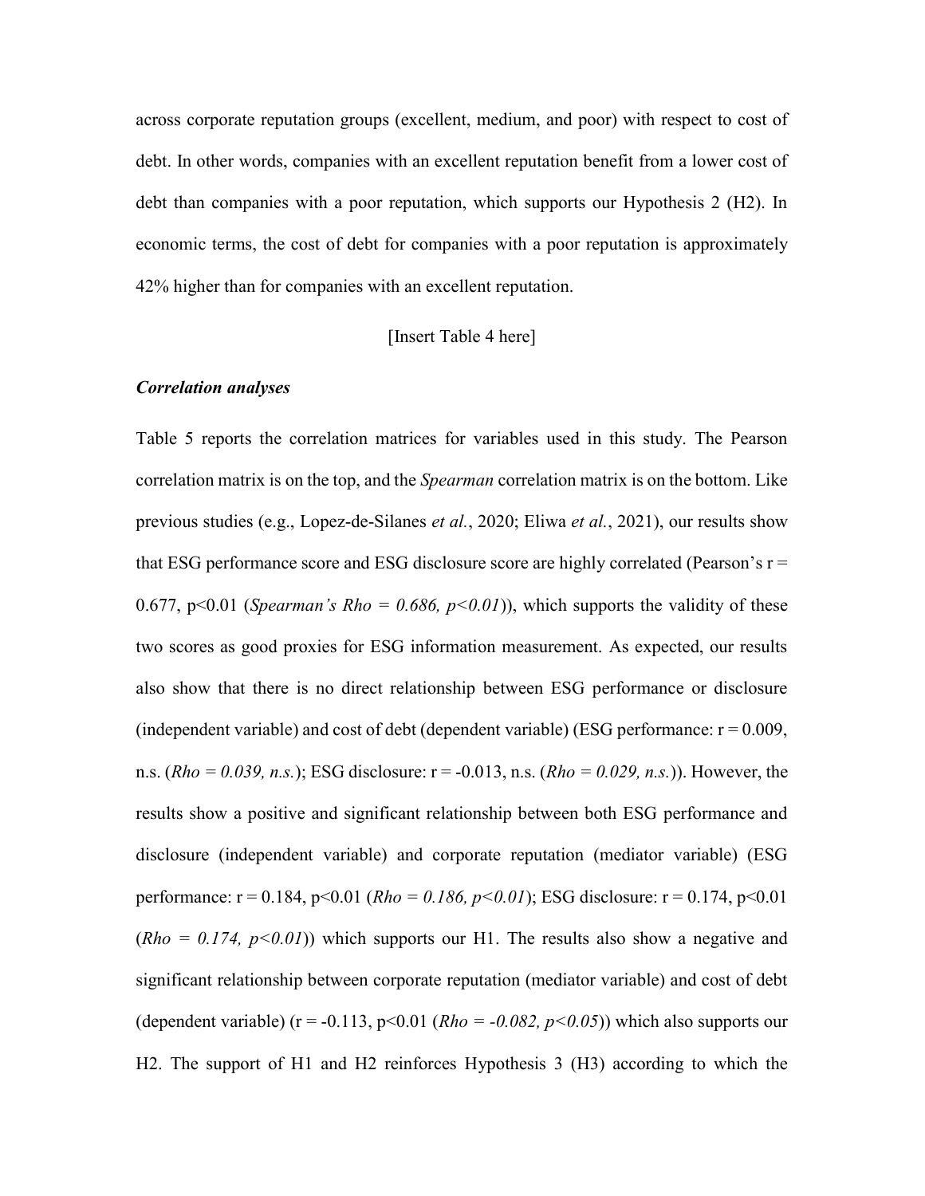across corporate reputation groups (excellent, medium, and poor) with respect to cost of debt. In other words, companies with an excellent reputation benefit from a lower cost of debt than companies with a poor reputation, which supports our Hypothesis 2 (H2). In economic terms, the cost of debt for companies with a poor reputation is approximately 42% higher than for companies with an excellent reputation.

[Insert Table 4 here]

***Correlation analyses***

Table 5 reports the correlation matrices for variables used in this study. The Pearson correlation matrix is on the top, and the *Spearman* correlation matrix is on the bottom. Like previous studies (e.g., Lopez-de-Silanes *et al.*, 2020; Eliwa *et al.*, 2021), our results show that ESG performance score and ESG disclosure score are highly correlated (Pearson's $r = 0.677$, $p<0.01$ (*Spearman's Rho* $= 0.686$, $p<0.01$)), which supports the validity of these two scores as good proxies for ESG information measurement. As expected, our results also show that there is no direct relationship between ESG performance or disclosure (independent variable) and cost of debt (dependent variable) (ESG performance: $r = 0.009$, n.s. (*Rho* $= 0.039$, *n.s.*); ESG disclosure: $r = -0.013$, n.s. (*Rho* $= 0.029$, *n.s.*)). However, the results show a positive and significant relationship between both ESG performance and disclosure (independent variable) and corporate reputation (mediator variable) (ESG performance: $r = 0.184$, $p<0.01$ (*Rho* $= 0.186$, $p<0.01$); ESG disclosure: $r = 0.174$, $p<0.01$ (*Rho* $= 0.174$, $p<0.01$)) which supports our H1. The results also show a negative and significant relationship between corporate reputation (mediator variable) and cost of debt (dependent variable) ($r = -0.113$, $p<0.01$ (*Rho* $= -0.082$, $p<0.05$)) which also supports our H2. The support of H1 and H2 reinforces Hypothesis 3 (H3) according to which the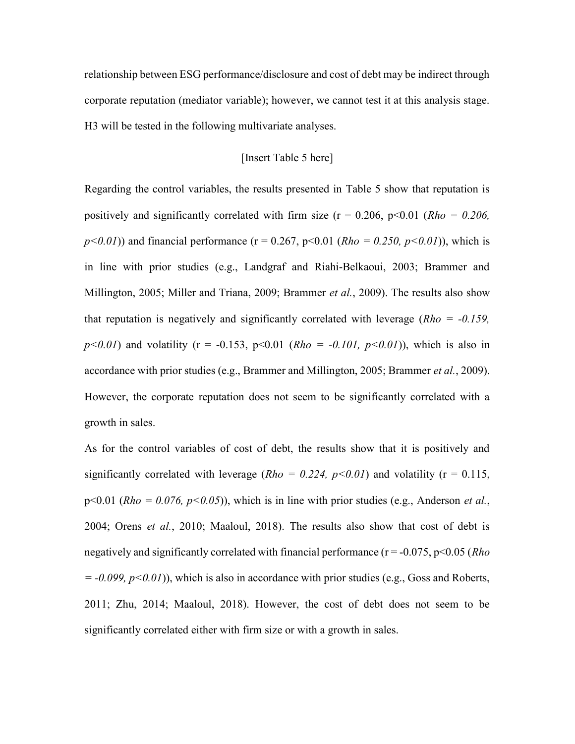relationship between ESG performance/disclosure and cost of debt may be indirect through corporate reputation (mediator variable); however, we cannot test it at this analysis stage. H3 will be tested in the following multivariate analyses.

[Insert Table 5 here]

Regarding the control variables, the results presented in Table 5 show that reputation is positively and significantly correlated with firm size ($r = 0.206$, $p<0.01$ (*Rho* $= 0.206$, $p<0.01$)) and financial performance ($r = 0.267$, $p<0.01$ (*Rho* $= 0.250$, $p<0.01$)), which is in line with prior studies (e.g., Landgraf and Riahi-Belkaoui, 2003; Brammer and Millington, 2005; Miller and Triana, 2009; Brammer *et al.*, 2009). The results also show that reputation is negatively and significantly correlated with leverage (*Rho* $= -0.159$, $p<0.01$) and volatility ($r = -0.153$, $p<0.01$ (*Rho* $= -0.101$, $p<0.01$)), which is also in accordance with prior studies (e.g., Brammer and Millington, 2005; Brammer *et al.*, 2009). However, the corporate reputation does not seem to be significantly correlated with a growth in sales.

As for the control variables of cost of debt, the results show that it is positively and significantly correlated with leverage (*Rho* $= 0.224$, $p<0.01$) and volatility ($r = 0.115$, $p<0.01$ (*Rho* $= 0.076$, $p<0.05$)), which is in line with prior studies (e.g., Anderson *et al.*, 2004; Orens *et al.*, 2010; Maaloul, 2018). The results also show that cost of debt is negatively and significantly correlated with financial performance ($r = -0.075$, $p<0.05$ (*Rho* $= -0.099$, $p<0.01$)), which is also in accordance with prior studies (e.g., Goss and Roberts, 2011; Zhu, 2014; Maaloul, 2018). However, the cost of debt does not seem to be significantly correlated either with firm size or with a growth in sales.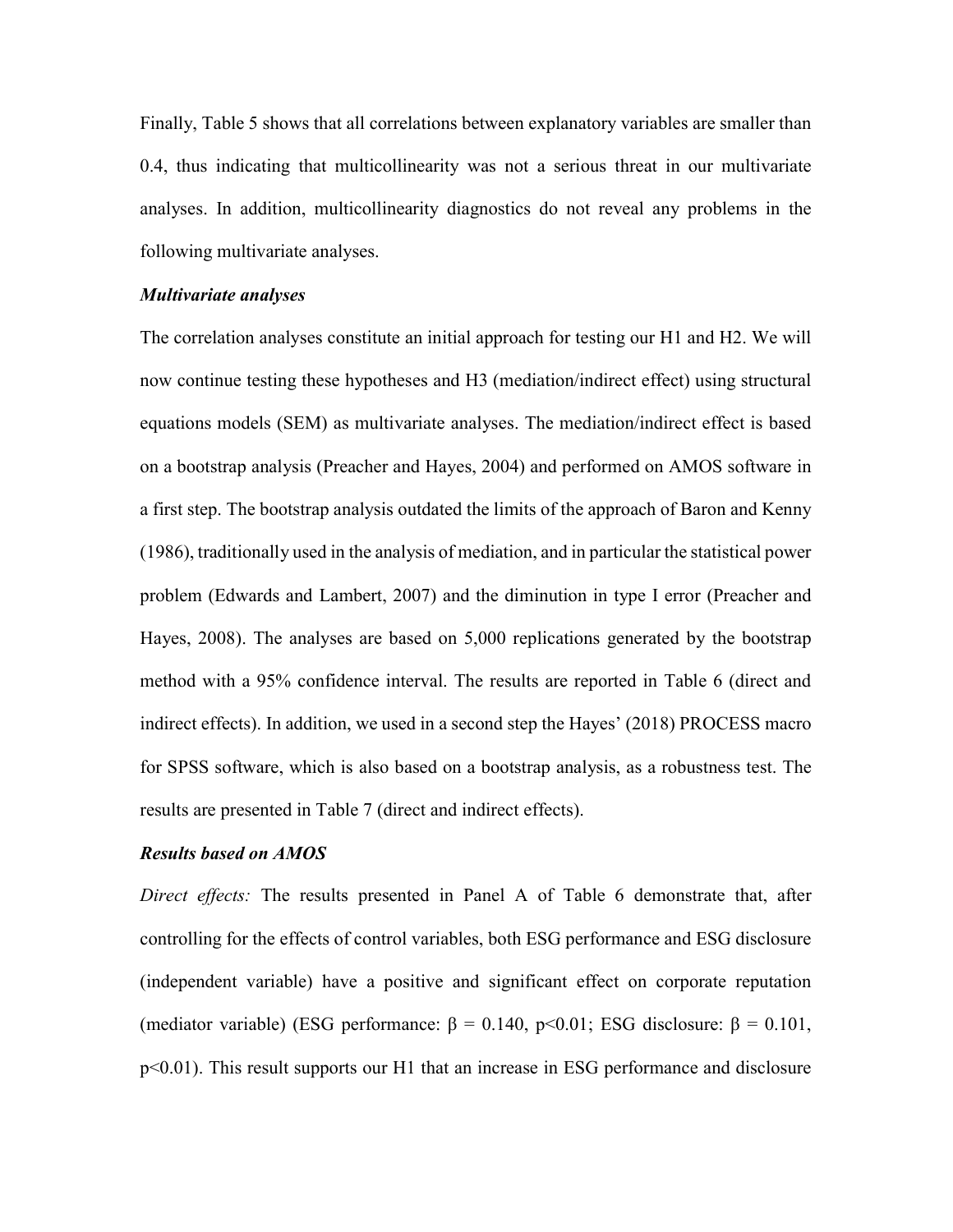Finally, Table 5 shows that all correlations between explanatory variables are smaller than 0.4, thus indicating that multicollinearity was not a serious threat in our multivariate analyses. In addition, multicollinearity diagnostics do not reveal any problems in the following multivariate analyses.

***Multivariate analyses***

The correlation analyses constitute an initial approach for testing our H1 and H2. We will now continue testing these hypotheses and H3 (mediation/indirect effect) using structural equations models (SEM) as multivariate analyses. The mediation/indirect effect is based on a bootstrap analysis (Preacher and Hayes, 2004) and performed on AMOS software in a first step. The bootstrap analysis outdated the limits of the approach of Baron and Kenny (1986), traditionally used in the analysis of mediation, and in particular the statistical power problem (Edwards and Lambert, 2007) and the diminution in type I error (Preacher and Hayes, 2008). The analyses are based on 5,000 replications generated by the bootstrap method with a 95% confidence interval. The results are reported in Table 6 (direct and indirect effects). In addition, we used in a second step the Hayes' (2018) PROCESS macro for SPSS software, which is also based on a bootstrap analysis, as a robustness test. The results are presented in Table 7 (direct and indirect effects).

***Results based on AMOS***

*Direct effects:* The results presented in Panel A of Table 6 demonstrate that, after controlling for the effects of control variables, both ESG performance and ESG disclosure (independent variable) have a positive and significant effect on corporate reputation (mediator variable) (ESG performance: $\beta = 0.140$, $p<0.01$; ESG disclosure: $\beta = 0.101$, $p<0.01$). This result supports our H1 that an increase in ESG performance and disclosure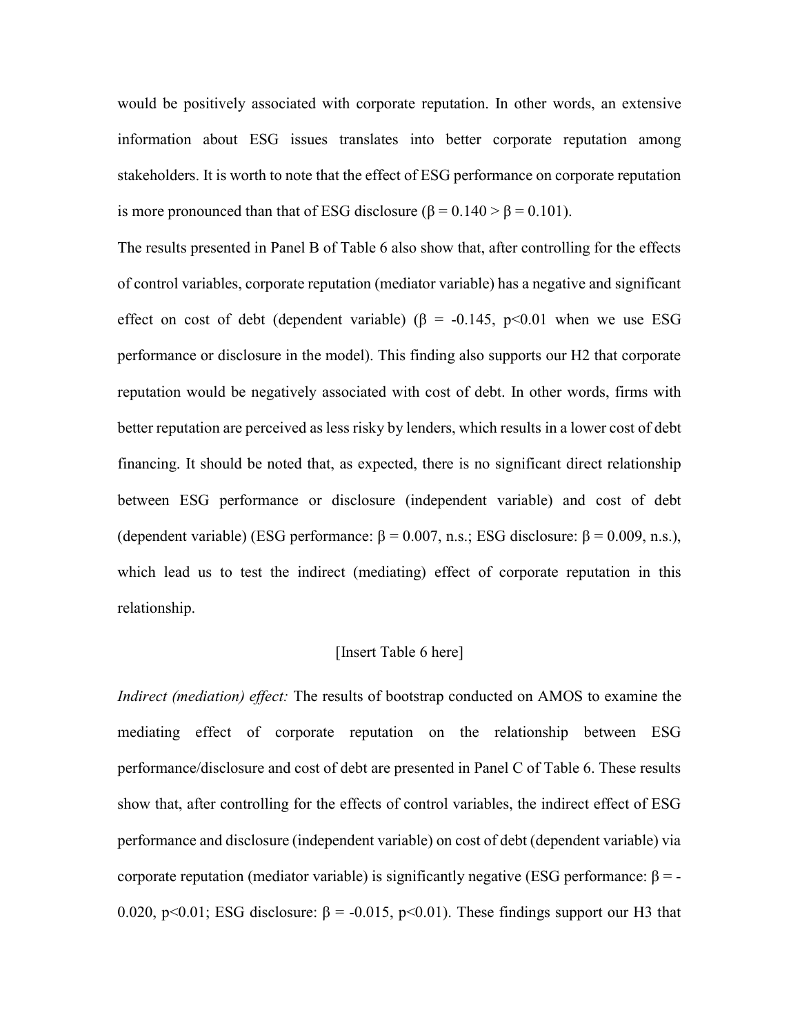would be positively associated with corporate reputation. In other words, an extensive information about ESG issues translates into better corporate reputation among stakeholders. It is worth to note that the effect of ESG performance on corporate reputation is more pronounced than that of ESG disclosure ($\beta = 0.140 > \beta = 0.101$).

The results presented in Panel B of Table 6 also show that, after controlling for the effects of control variables, corporate reputation (mediator variable) has a negative and significant effect on cost of debt (dependent variable) ($\beta = -0.145$, $p<0.01$ when we use ESG performance or disclosure in the model). This finding also supports our H2 that corporate reputation would be negatively associated with cost of debt. In other words, firms with better reputation are perceived as less risky by lenders, which results in a lower cost of debt financing. It should be noted that, as expected, there is no significant direct relationship between ESG performance or disclosure (independent variable) and cost of debt (dependent variable) (ESG performance: $\beta = 0.007$, n.s.; ESG disclosure: $\beta = 0.009$, n.s.), which lead us to test the indirect (mediating) effect of corporate reputation in this relationship.

[Insert Table 6 here]

*Indirect (mediation) effect:* The results of bootstrap conducted on AMOS to examine the mediating effect of corporate reputation on the relationship between ESG performance/disclosure and cost of debt are presented in Panel C of Table 6. These results show that, after controlling for the effects of control variables, the indirect effect of ESG performance and disclosure (independent variable) on cost of debt (dependent variable) via corporate reputation (mediator variable) is significantly negative (ESG performance: $\beta = -0.020$, $p<0.01$; ESG disclosure: $\beta = -0.015$, $p<0.01$). These findings support our H3 that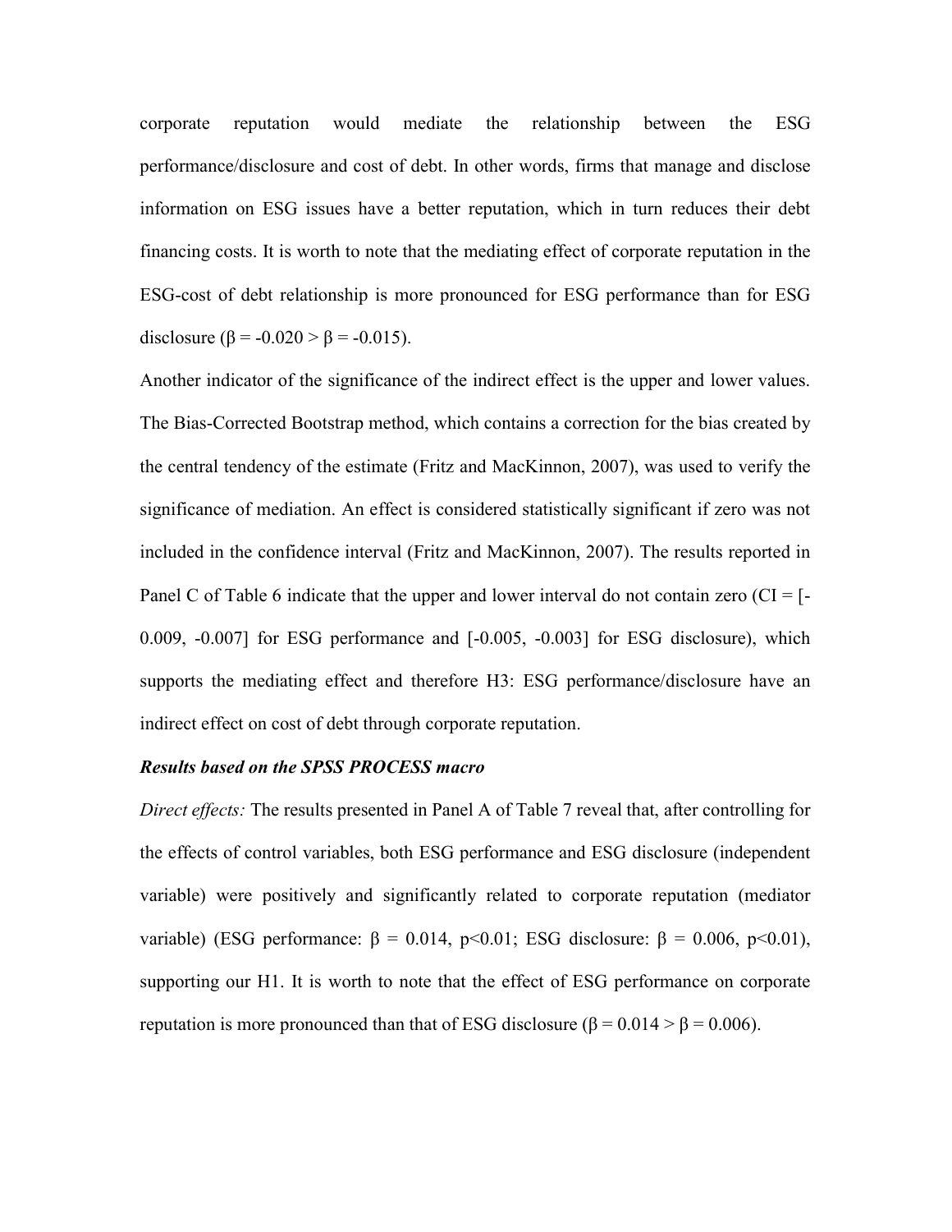corporate reputation would mediate the relationship between the ESG performance/disclosure and cost of debt. In other words, firms that manage and disclose information on ESG issues have a better reputation, which in turn reduces their debt financing costs. It is worth to note that the mediating effect of corporate reputation in the ESG-cost of debt relationship is more pronounced for ESG performance than for ESG disclosure ($\beta = -0.020 > \beta = -0.015$).

Another indicator of the significance of the indirect effect is the upper and lower values. The Bias-Corrected Bootstrap method, which contains a correction for the bias created by the central tendency of the estimate (Fritz and MacKinnon, 2007), was used to verify the significance of mediation. An effect is considered statistically significant if zero was not included in the confidence interval (Fritz and MacKinnon, 2007). The results reported in Panel C of Table 6 indicate that the upper and lower interval do not contain zero (CI = [-0.009, -0.007] for ESG performance and [-0.005, -0.003] for ESG disclosure), which supports the mediating effect and therefore H3: ESG performance/disclosure have an indirect effect on cost of debt through corporate reputation.

***Results based on the SPSS PROCESS macro***

*Direct effects:* The results presented in Panel A of Table 7 reveal that, after controlling for the effects of control variables, both ESG performance and ESG disclosure (independent variable) were positively and significantly related to corporate reputation (mediator variable) (ESG performance: $\beta = 0.014$, $p<0.01$; ESG disclosure: $\beta = 0.006$, $p<0.01$), supporting our H1. It is worth to note that the effect of ESG performance on corporate reputation is more pronounced than that of ESG disclosure ($\beta = 0.014 > \beta = 0.006$).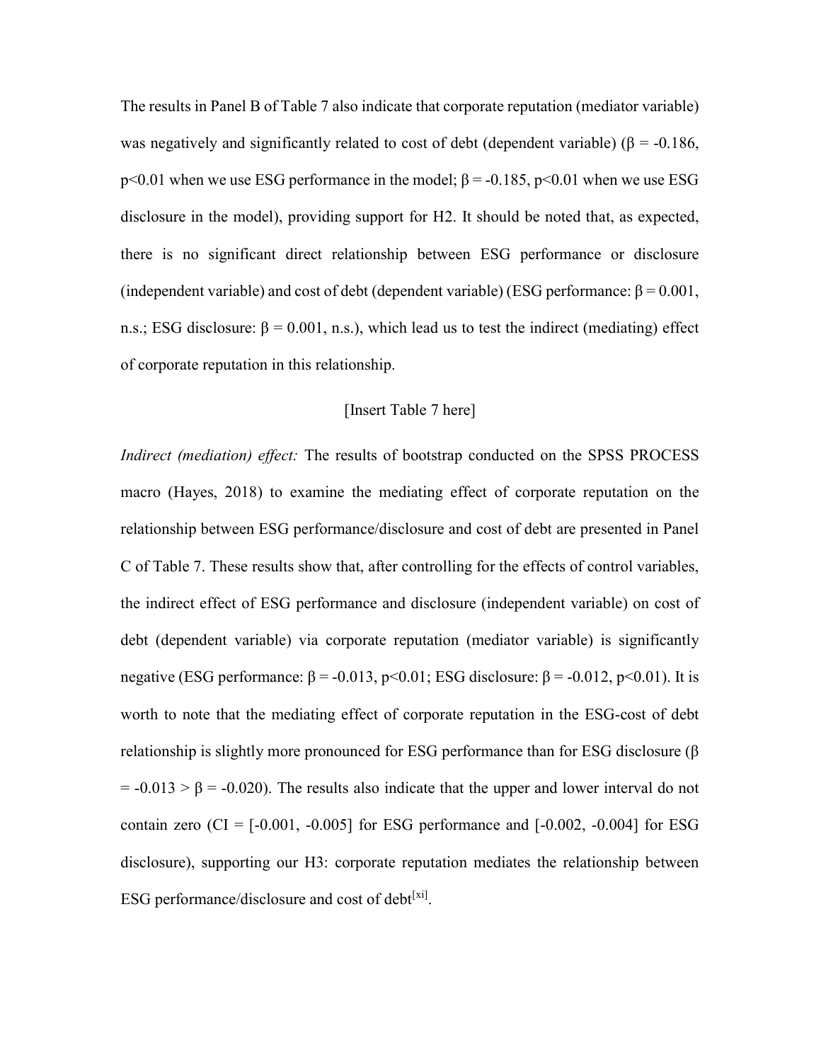The results in Panel B of Table 7 also indicate that corporate reputation (mediator variable) was negatively and significantly related to cost of debt (dependent variable) ($\beta = -0.186$, $p<0.01$ when we use ESG performance in the model; $\beta = -0.185$, $p<0.01$ when we use ESG disclosure in the model), providing support for H2. It should be noted that, as expected, there is no significant direct relationship between ESG performance or disclosure (independent variable) and cost of debt (dependent variable) (ESG performance: $\beta = 0.001$, n.s.; ESG disclosure: $\beta = 0.001$, n.s.), which lead us to test the indirect (mediating) effect of corporate reputation in this relationship.

[Insert Table 7 here]

*Indirect (mediation) effect:* The results of bootstrap conducted on the SPSS PROCESS macro (Hayes, 2018) to examine the mediating effect of corporate reputation on the relationship between ESG performance/disclosure and cost of debt are presented in Panel C of Table 7. These results show that, after controlling for the effects of control variables, the indirect effect of ESG performance and disclosure (independent variable) on cost of debt (dependent variable) via corporate reputation (mediator variable) is significantly negative (ESG performance: $\beta = -0.013$, $p<0.01$; ESG disclosure: $\beta = -0.012$, $p<0.01$). It is worth to note that the mediating effect of corporate reputation in the ESG-cost of debt relationship is slightly more pronounced for ESG performance than for ESG disclosure ($\beta = -0.013 > \beta = -0.020$). The results also indicate that the upper and lower interval do not contain zero (CI = [-0.001, -0.005] for ESG performance and [-0.002, -0.004] for ESG disclosure), supporting our H3: corporate reputation mediates the relationship between ESG performance/disclosure and cost of debt[xi].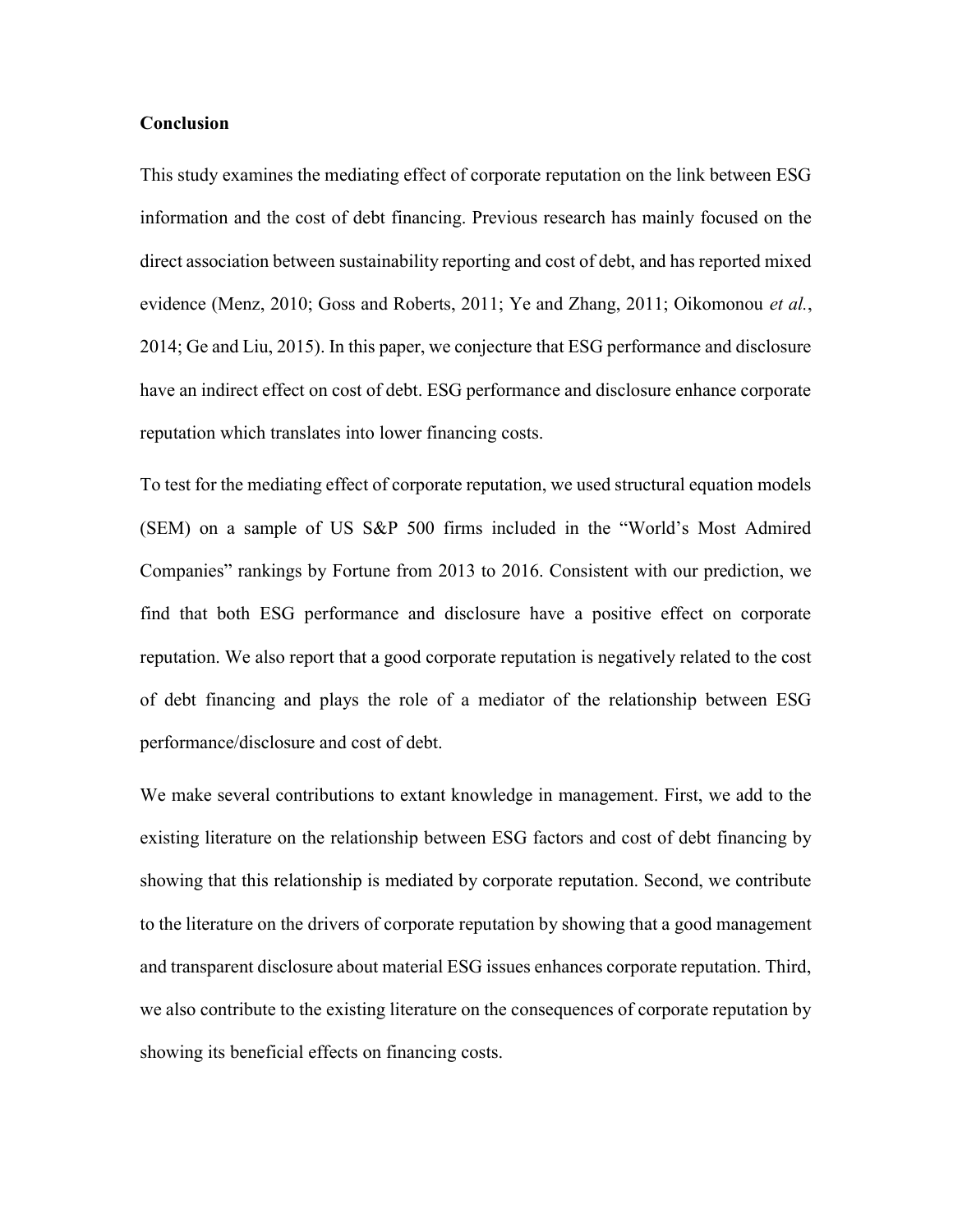## Conclusion

This study examines the mediating effect of corporate reputation on the link between ESG information and the cost of debt financing. Previous research has mainly focused on the direct association between sustainability reporting and cost of debt, and has reported mixed evidence (Menz, 2010; Goss and Roberts, 2011; Ye and Zhang, 2011; Oikomonou *et al.*, 2014; Ge and Liu, 2015). In this paper, we conjecture that ESG performance and disclosure have an indirect effect on cost of debt. ESG performance and disclosure enhance corporate reputation which translates into lower financing costs.

To test for the mediating effect of corporate reputation, we used structural equation models (SEM) on a sample of US S&P 500 firms included in the "World's Most Admired Companies" rankings by Fortune from 2013 to 2016. Consistent with our prediction, we find that both ESG performance and disclosure have a positive effect on corporate reputation. We also report that a good corporate reputation is negatively related to the cost of debt financing and plays the role of a mediator of the relationship between ESG performance/disclosure and cost of debt.

We make several contributions to extant knowledge in management. First, we add to the existing literature on the relationship between ESG factors and cost of debt financing by showing that this relationship is mediated by corporate reputation. Second, we contribute to the literature on the drivers of corporate reputation by showing that a good management and transparent disclosure about material ESG issues enhances corporate reputation. Third, we also contribute to the existing literature on the consequences of corporate reputation by showing its beneficial effects on financing costs.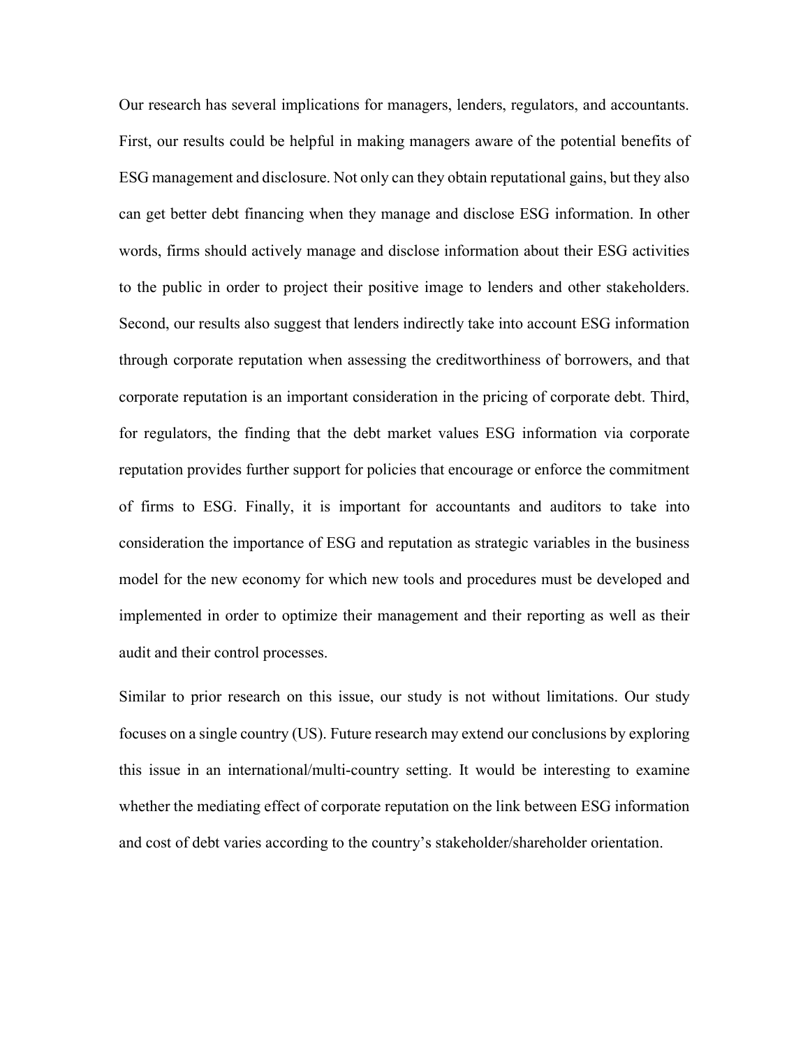Our research has several implications for managers, lenders, regulators, and accountants. First, our results could be helpful in making managers aware of the potential benefits of ESG management and disclosure. Not only can they obtain reputational gains, but they also can get better debt financing when they manage and disclose ESG information. In other words, firms should actively manage and disclose information about their ESG activities to the public in order to project their positive image to lenders and other stakeholders. Second, our results also suggest that lenders indirectly take into account ESG information through corporate reputation when assessing the creditworthiness of borrowers, and that corporate reputation is an important consideration in the pricing of corporate debt. Third, for regulators, the finding that the debt market values ESG information via corporate reputation provides further support for policies that encourage or enforce the commitment of firms to ESG. Finally, it is important for accountants and auditors to take into consideration the importance of ESG and reputation as strategic variables in the business model for the new economy for which new tools and procedures must be developed and implemented in order to optimize their management and their reporting as well as their audit and their control processes.

Similar to prior research on this issue, our study is not without limitations. Our study focuses on a single country (US). Future research may extend our conclusions by exploring this issue in an international/multi-country setting. It would be interesting to examine whether the mediating effect of corporate reputation on the link between ESG information and cost of debt varies according to the country's stakeholder/shareholder orientation.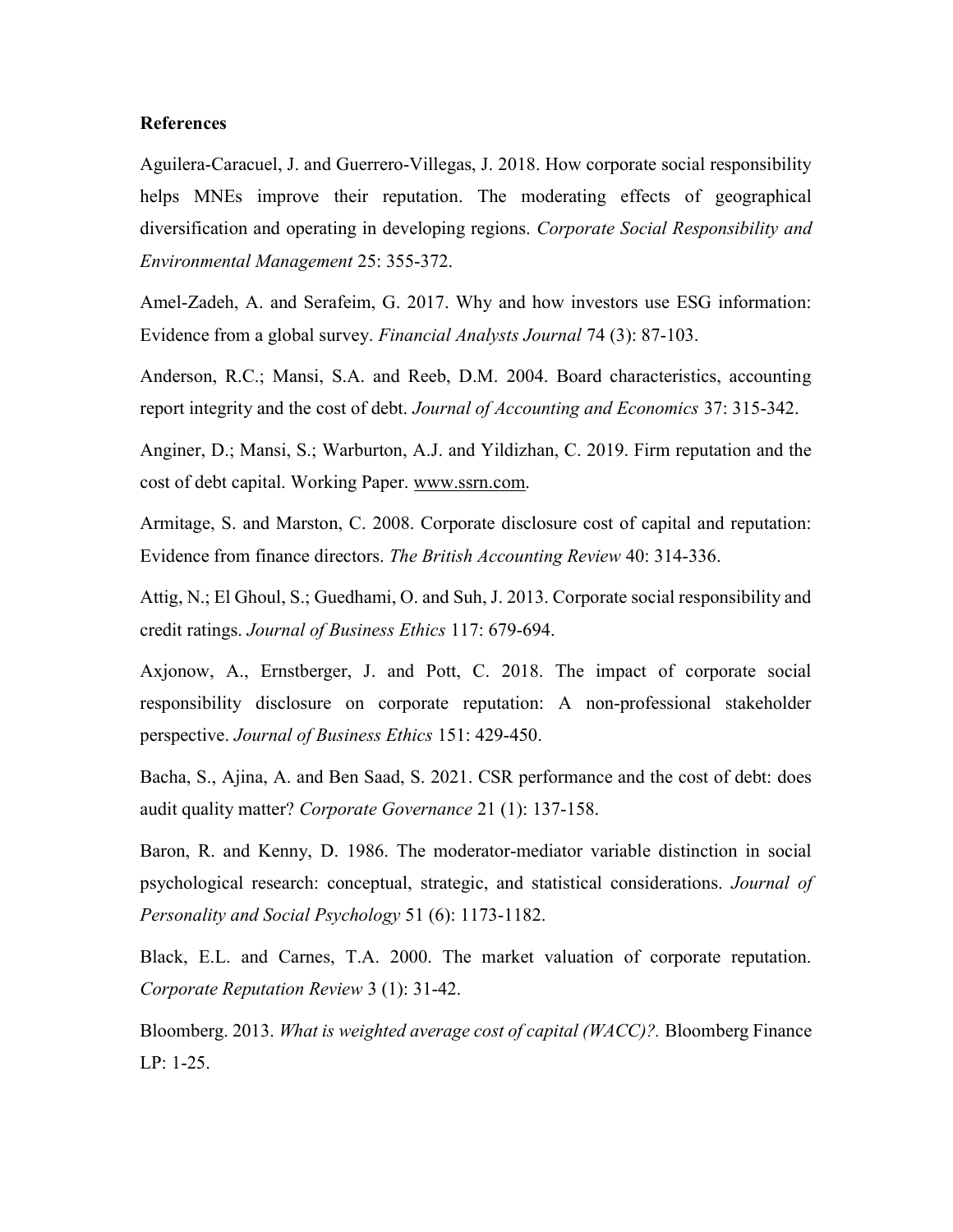**References**

Aguilera-Caracuel, J. and Guerrero-Villegas, J. 2018. How corporate social responsibility helps MNEs improve their reputation. The moderating effects of geographical diversification and operating in developing regions. *Corporate Social Responsibility and Environmental Management* 25: 355-372.

Amel-Zadeh, A. and Serafeim, G. 2017. Why and how investors use ESG information: Evidence from a global survey. *Financial Analysts Journal* 74 (3): 87-103.

Anderson, R.C.; Mansi, S.A. and Reeb, D.M. 2004. Board characteristics, accounting report integrity and the cost of debt. *Journal of Accounting and Economics* 37: 315-342.

Anginer, D.; Mansi, S.; Warburton, A.J. and Yildizhan, C. 2019. Firm reputation and the cost of debt capital. Working Paper. www.ssrn.com.

Armitage, S. and Marston, C. 2008. Corporate disclosure cost of capital and reputation: Evidence from finance directors. *The British Accounting Review* 40: 314-336.

Attig, N.; El Ghoul, S.; Guedhami, O. and Suh, J. 2013. Corporate social responsibility and credit ratings. *Journal of Business Ethics* 117: 679-694.

Axjonow, A., Ernstberger, J. and Pott, C. 2018. The impact of corporate social responsibility disclosure on corporate reputation: A non-professional stakeholder perspective. *Journal of Business Ethics* 151: 429-450.

Bacha, S., Ajina, A. and Ben Saad, S. 2021. CSR performance and the cost of debt: does audit quality matter? *Corporate Governance* 21 (1): 137-158.

Baron, R. and Kenny, D. 1986. The moderator-mediator variable distinction in social psychological research: conceptual, strategic, and statistical considerations. *Journal of Personality and Social Psychology* 51 (6): 1173-1182.

Black, E.L. and Carnes, T.A. 2000. The market valuation of corporate reputation. *Corporate Reputation Review* 3 (1): 31-42.

Bloomberg. 2013. *What is weighted average cost of capital (WACC)?.* Bloomberg Finance LP: 1-25.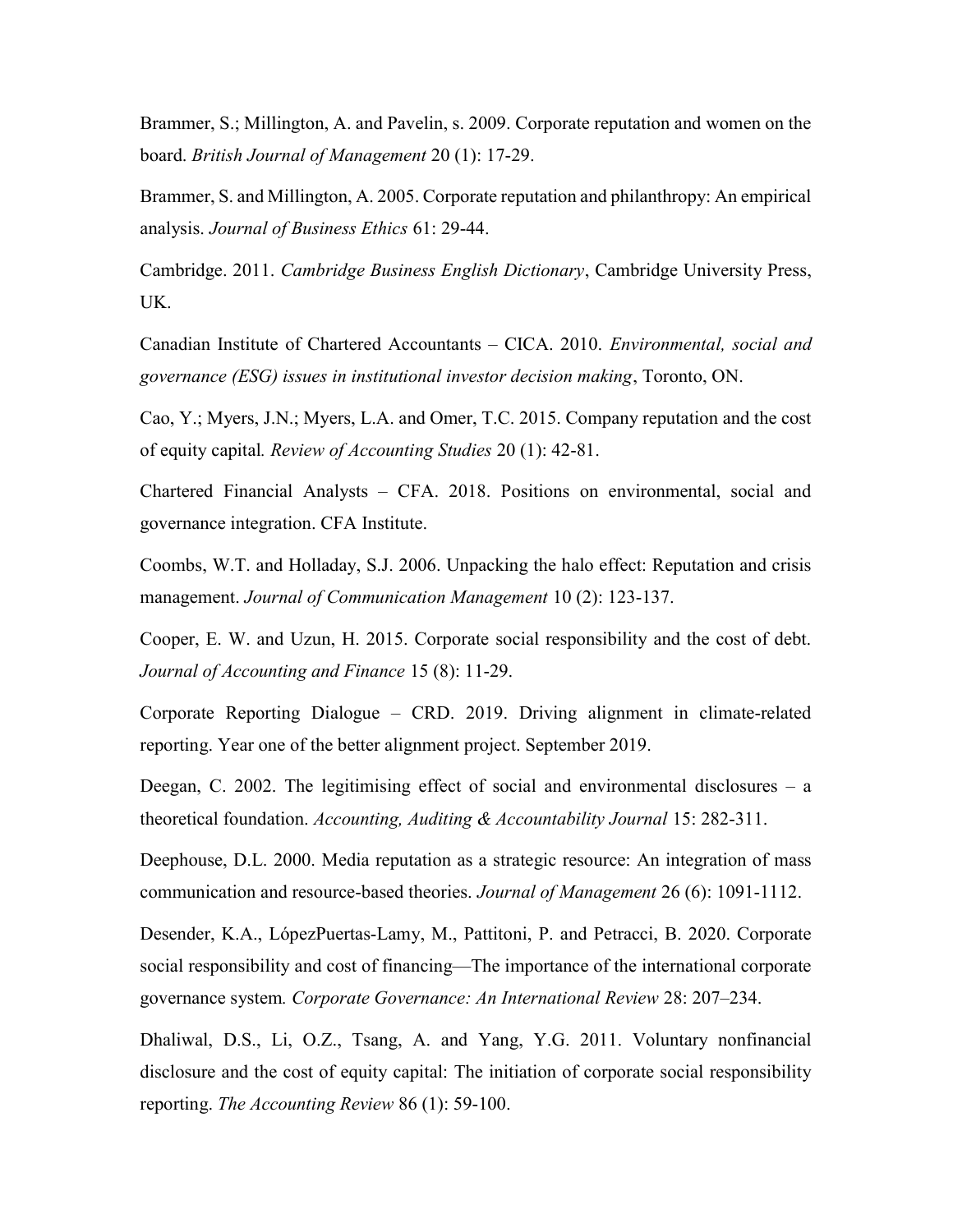Brammer, S.; Millington, A. and Pavelin, s. 2009. Corporate reputation and women on the board. *British Journal of Management* 20 (1): 17-29.

Brammer, S. and Millington, A. 2005. Corporate reputation and philanthropy: An empirical analysis. *Journal of Business Ethics* 61: 29-44.

Cambridge. 2011. *Cambridge Business English Dictionary*, Cambridge University Press, UK.

Canadian Institute of Chartered Accountants – CICA. 2010. *Environmental, social and governance (ESG) issues in institutional investor decision making*, Toronto, ON.

Cao, Y.; Myers, J.N.; Myers, L.A. and Omer, T.C. 2015. Company reputation and the cost of equity capital. *Review of Accounting Studies* 20 (1): 42-81.

Chartered Financial Analysts – CFA. 2018. Positions on environmental, social and governance integration. CFA Institute.

Coombs, W.T. and Holladay, S.J. 2006. Unpacking the halo effect: Reputation and crisis management. *Journal of Communication Management* 10 (2): 123-137.

Cooper, E. W. and Uzun, H. 2015. Corporate social responsibility and the cost of debt. *Journal of Accounting and Finance* 15 (8): 11-29.

Corporate Reporting Dialogue – CRD. 2019. Driving alignment in climate-related reporting. Year one of the better alignment project. September 2019.

Deegan, C. 2002. The legitimising effect of social and environmental disclosures – a theoretical foundation. *Accounting, Auditing & Accountability Journal* 15: 282-311.

Deephouse, D.L. 2000. Media reputation as a strategic resource: An integration of mass communication and resource-based theories. *Journal of Management* 26 (6): 1091-1112.

Desender, K.A., LópezPuertas-Lamy, M., Pattitoni, P. and Petracci, B. 2020. Corporate social responsibility and cost of financing—The importance of the international corporate governance system. *Corporate Governance: An International Review* 28: 207–234.

Dhaliwal, D.S., Li, O.Z., Tsang, A. and Yang, Y.G. 2011. Voluntary nonfinancial disclosure and the cost of equity capital: The initiation of corporate social responsibility reporting. *The Accounting Review* 86 (1): 59-100.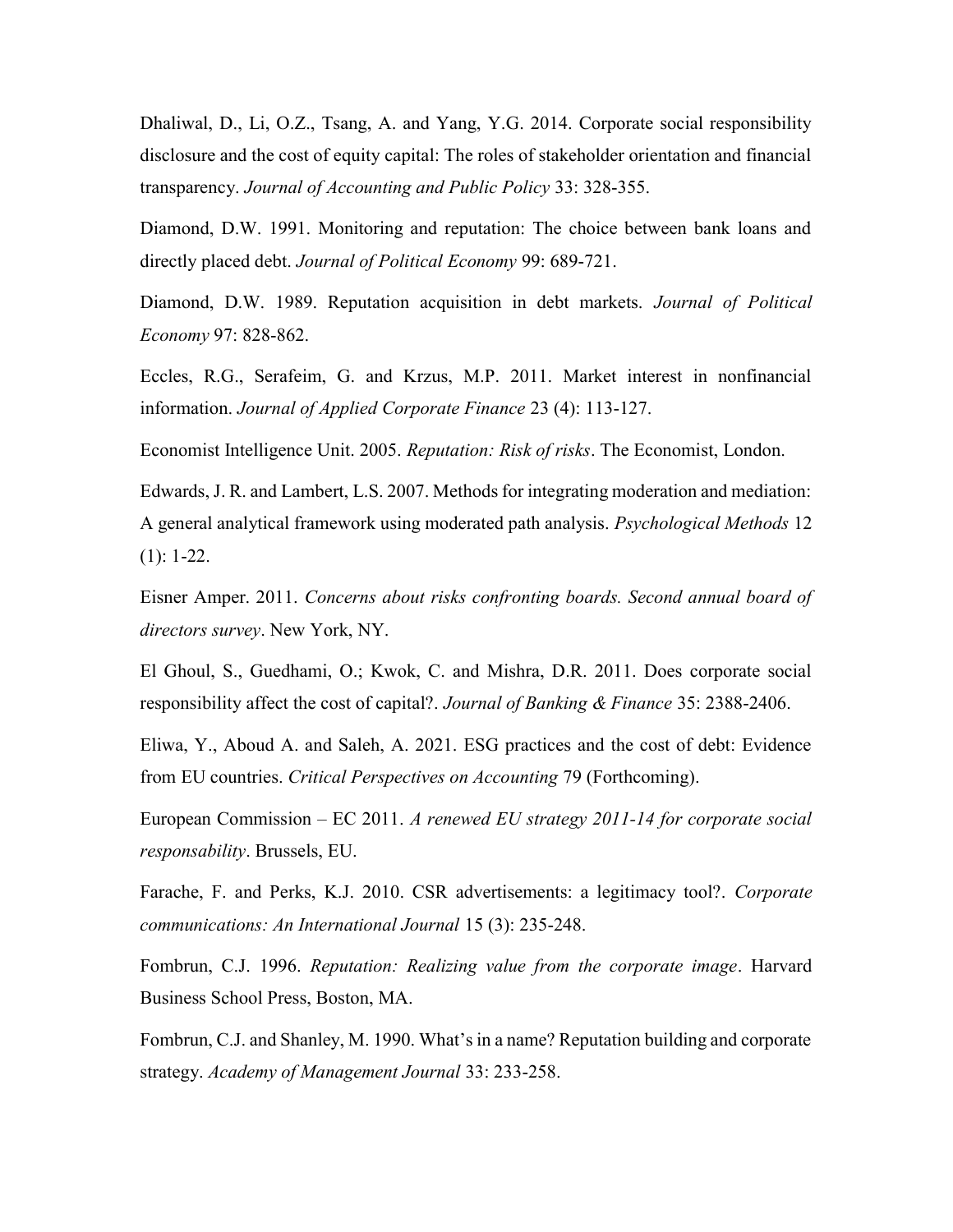Dhaliwal, D., Li, O.Z., Tsang, A. and Yang, Y.G. 2014. Corporate social responsibility disclosure and the cost of equity capital: The roles of stakeholder orientation and financial transparency. *Journal of Accounting and Public Policy* 33: 328-355.

Diamond, D.W. 1991. Monitoring and reputation: The choice between bank loans and directly placed debt. *Journal of Political Economy* 99: 689-721.

Diamond, D.W. 1989. Reputation acquisition in debt markets. *Journal of Political Economy* 97: 828-862.

Eccles, R.G., Serafeim, G. and Krzus, M.P. 2011. Market interest in nonfinancial information. *Journal of Applied Corporate Finance* 23 (4): 113-127.

Economist Intelligence Unit. 2005. *Reputation: Risk of risks*. The Economist, London.

Edwards, J. R. and Lambert, L.S. 2007. Methods for integrating moderation and mediation: A general analytical framework using moderated path analysis. *Psychological Methods* 12 (1): 1-22.

Eisner Amper. 2011. *Concerns about risks confronting boards. Second annual board of directors survey*. New York, NY.

El Ghoul, S., Guedhami, O.; Kwok, C. and Mishra, D.R. 2011. Does corporate social responsibility affect the cost of capital?. *Journal of Banking & Finance* 35: 2388-2406.

Eliwa, Y., Aboud A. and Saleh, A. 2021. ESG practices and the cost of debt: Evidence from EU countries. *Critical Perspectives on Accounting* 79 (Forthcoming).

European Commission – EC 2011. *A renewed EU strategy 2011-14 for corporate social responsability*. Brussels, EU.

Farache, F. and Perks, K.J. 2010. CSR advertisements: a legitimacy tool?. *Corporate communications: An International Journal* 15 (3): 235-248.

Fombrun, C.J. 1996. *Reputation: Realizing value from the corporate image*. Harvard Business School Press, Boston, MA.

Fombrun, C.J. and Shanley, M. 1990. What's in a name? Reputation building and corporate strategy. *Academy of Management Journal* 33: 233-258.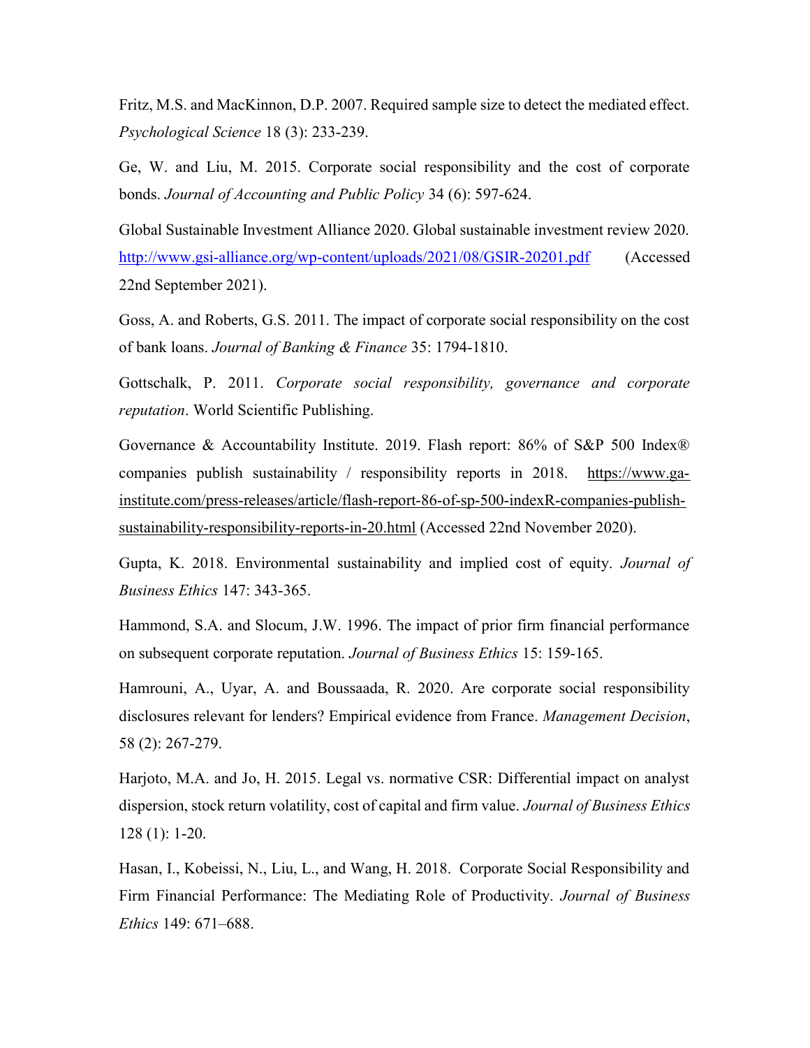Fritz, M.S. and MacKinnon, D.P. 2007. Required sample size to detect the mediated effect. *Psychological Science* 18 (3): 233-239.

Ge, W. and Liu, M. 2015. Corporate social responsibility and the cost of corporate bonds. *Journal of Accounting and Public Policy* 34 (6): 597-624.

Global Sustainable Investment Alliance 2020. Global sustainable investment review 2020. http://www.gsi-alliance.org/wp-content/uploads/2021/08/GSIR-20201.pdf (Accessed 22nd September 2021).

Goss, A. and Roberts, G.S. 2011. The impact of corporate social responsibility on the cost of bank loans. *Journal of Banking & Finance* 35: 1794-1810.

Gottschalk, P. 2011. *Corporate social responsibility, governance and corporate reputation*. World Scientific Publishing.

Governance & Accountability Institute. 2019. Flash report: 86% of S&P 500 Index® companies publish sustainability / responsibility reports in 2018. https://www.ga-institute.com/press-releases/article/flash-report-86-of-sp-500-indexR-companies-publish-sustainability-responsibility-reports-in-20.html (Accessed 22nd November 2020).

Gupta, K. 2018. Environmental sustainability and implied cost of equity. *Journal of Business Ethics* 147: 343-365.

Hammond, S.A. and Slocum, J.W. 1996. The impact of prior firm financial performance on subsequent corporate reputation. *Journal of Business Ethics* 15: 159-165.

Hamrouni, A., Uyar, A. and Boussaada, R. 2020. Are corporate social responsibility disclosures relevant for lenders? Empirical evidence from France. *Management Decision*, 58 (2): 267-279.

Harjoto, M.A. and Jo, H. 2015. Legal vs. normative CSR: Differential impact on analyst dispersion, stock return volatility, cost of capital and firm value. *Journal of Business Ethics* 128 (1): 1-20.

Hasan, I., Kobeissi, N., Liu, L., and Wang, H. 2018. Corporate Social Responsibility and Firm Financial Performance: The Mediating Role of Productivity. *Journal of Business Ethics* 149: 671–688.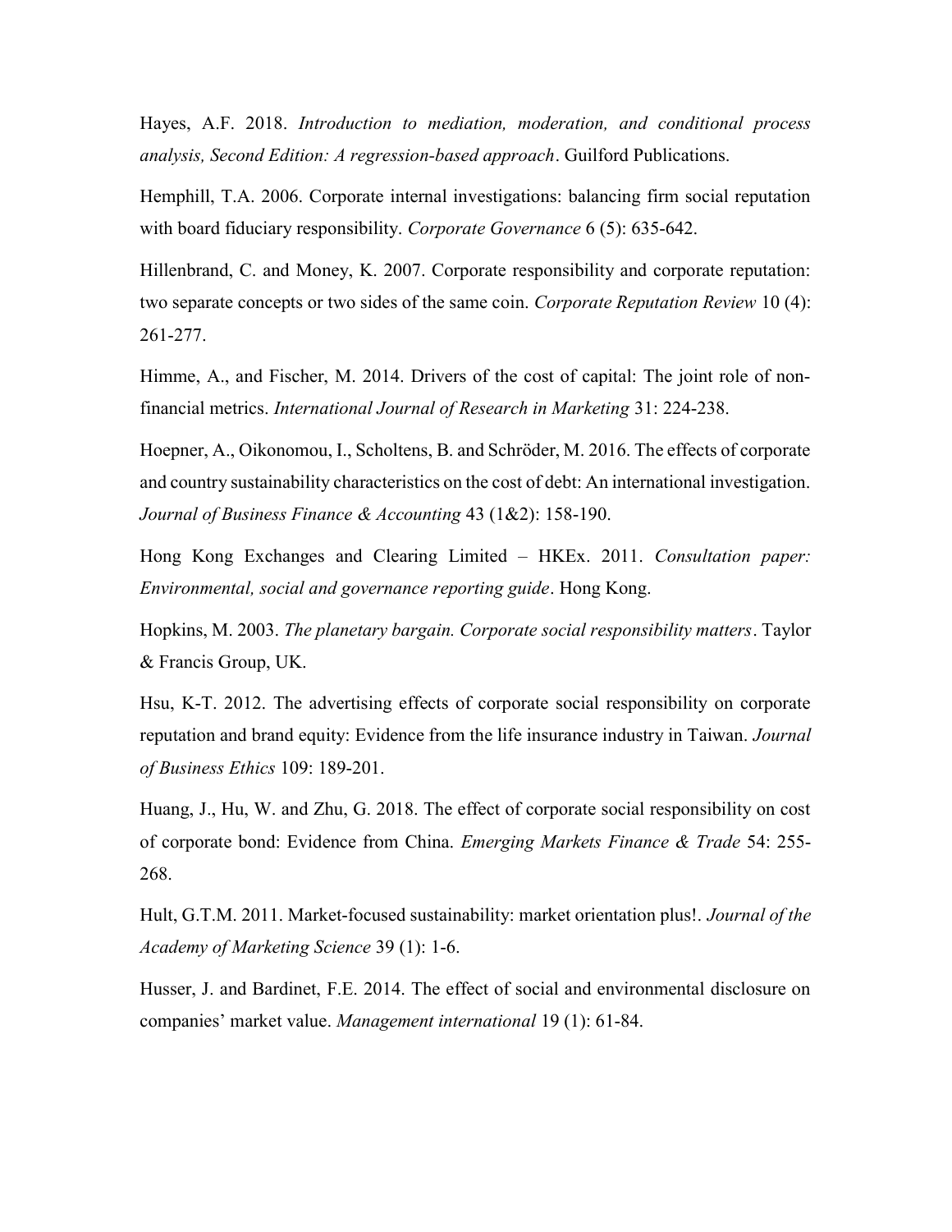Hayes, A.F. 2018. *Introduction to mediation, moderation, and conditional process analysis, Second Edition: A regression-based approach*. Guilford Publications.

Hemphill, T.A. 2006. Corporate internal investigations: balancing firm social reputation with board fiduciary responsibility. *Corporate Governance* 6 (5): 635-642.

Hillenbrand, C. and Money, K. 2007. Corporate responsibility and corporate reputation: two separate concepts or two sides of the same coin. *Corporate Reputation Review* 10 (4): 261-277.

Himme, A., and Fischer, M. 2014. Drivers of the cost of capital: The joint role of non-financial metrics. *International Journal of Research in Marketing* 31: 224-238.

Hoepner, A., Oikonomou, I., Scholtens, B. and Schröder, M. 2016. The effects of corporate and country sustainability characteristics on the cost of debt: An international investigation. *Journal of Business Finance & Accounting* 43 (1&2): 158-190.

Hong Kong Exchanges and Clearing Limited – HKEx. 2011. *Consultation paper: Environmental, social and governance reporting guide*. Hong Kong.

Hopkins, M. 2003. *The planetary bargain. Corporate social responsibility matters*. Taylor & Francis Group, UK.

Hsu, K-T. 2012. The advertising effects of corporate social responsibility on corporate reputation and brand equity: Evidence from the life insurance industry in Taiwan. *Journal of Business Ethics* 109: 189-201.

Huang, J., Hu, W. and Zhu, G. 2018. The effect of corporate social responsibility on cost of corporate bond: Evidence from China. *Emerging Markets Finance & Trade* 54: 255-268.

Hult, G.T.M. 2011. Market-focused sustainability: market orientation plus!. *Journal of the Academy of Marketing Science* 39 (1): 1-6.

Husser, J. and Bardinet, F.E. 2014. The effect of social and environmental disclosure on companies' market value. *Management international* 19 (1): 61-84.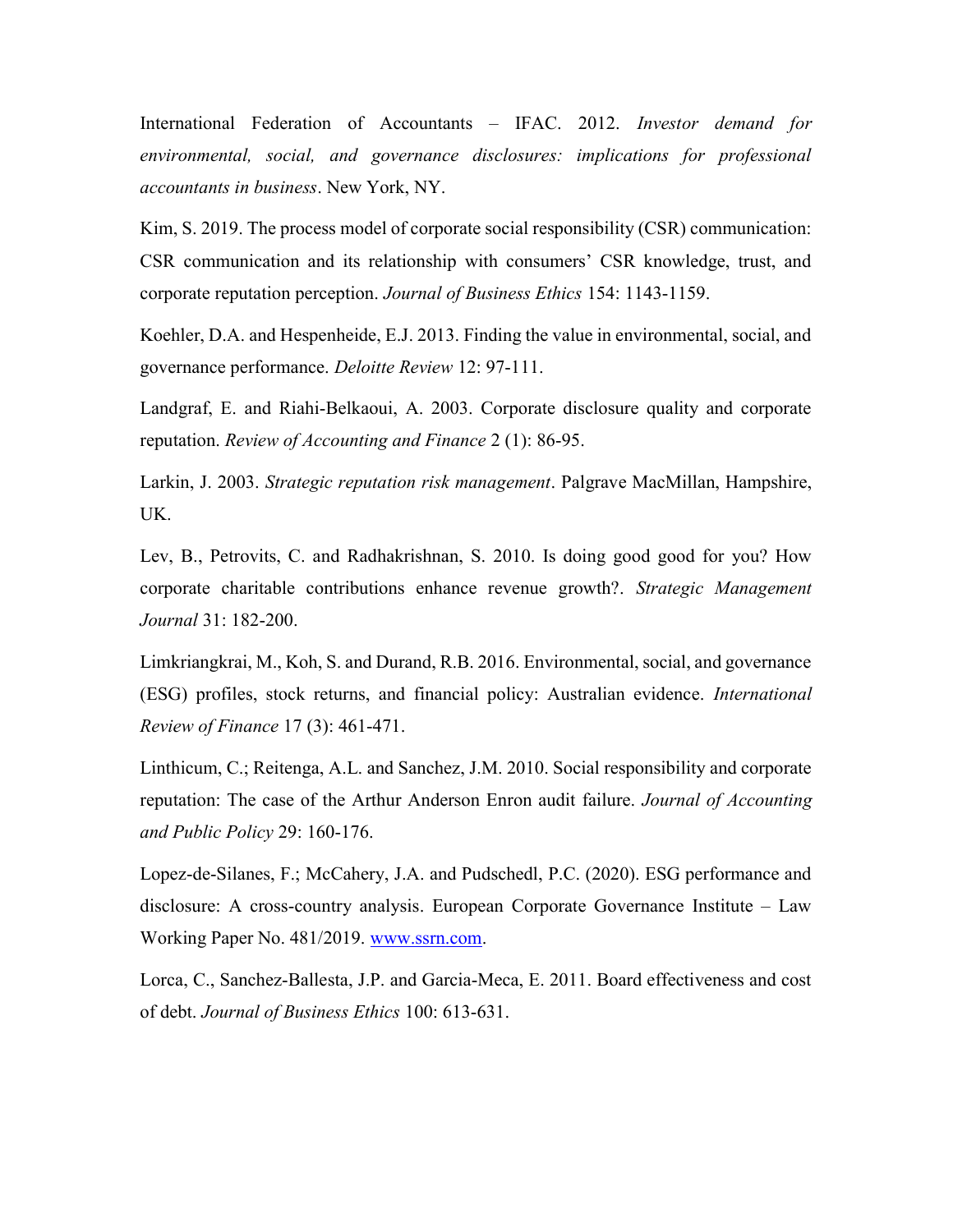International Federation of Accountants – IFAC. 2012. *Investor demand for environmental, social, and governance disclosures: implications for professional accountants in business*. New York, NY.

Kim, S. 2019. The process model of corporate social responsibility (CSR) communication: CSR communication and its relationship with consumers' CSR knowledge, trust, and corporate reputation perception. *Journal of Business Ethics* 154: 1143-1159.

Koehler, D.A. and Hespenheide, E.J. 2013. Finding the value in environmental, social, and governance performance. *Deloitte Review* 12: 97-111.

Landgraf, E. and Riahi-Belkaoui, A. 2003. Corporate disclosure quality and corporate reputation. *Review of Accounting and Finance* 2 (1): 86-95.

Larkin, J. 2003. *Strategic reputation risk management*. Palgrave MacMillan, Hampshire, UK.

Lev, B., Petrovits, C. and Radhakrishnan, S. 2010. Is doing good good for you? How corporate charitable contributions enhance revenue growth?. *Strategic Management Journal* 31: 182-200.

Limkriangkrai, M., Koh, S. and Durand, R.B. 2016. Environmental, social, and governance (ESG) profiles, stock returns, and financial policy: Australian evidence. *International Review of Finance* 17 (3): 461-471.

Linthicum, C.; Reitenga, A.L. and Sanchez, J.M. 2010. Social responsibility and corporate reputation: The case of the Arthur Anderson Enron audit failure. *Journal of Accounting and Public Policy* 29: 160-176.

Lopez-de-Silanes, F.; McCahery, J.A. and Pudschedl, P.C. (2020). ESG performance and disclosure: A cross-country analysis. European Corporate Governance Institute – Law Working Paper No. 481/2019. [www.ssrn.com](www.ssrn.com).

Lorca, C., Sanchez-Ballesta, J.P. and Garcia-Meca, E. 2011. Board effectiveness and cost of debt. *Journal of Business Ethics* 100: 613-631.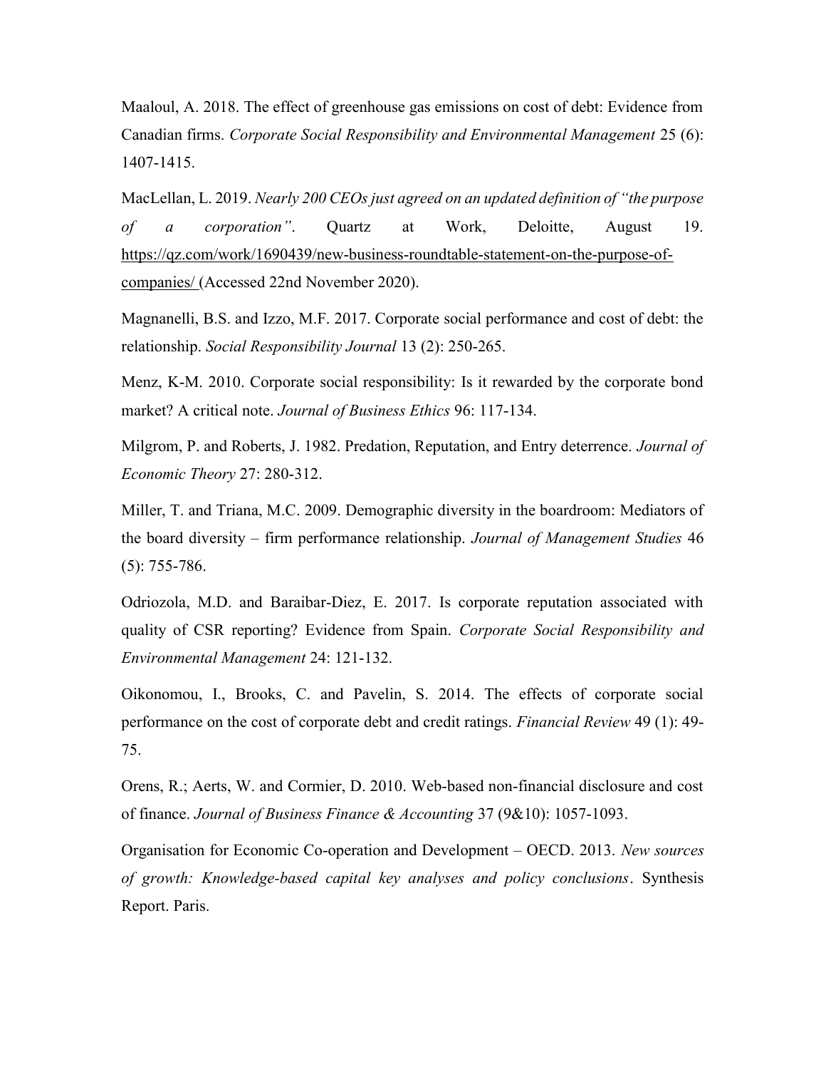Maaloul, A. 2018. The effect of greenhouse gas emissions on cost of debt: Evidence from Canadian firms. *Corporate Social Responsibility and Environmental Management* 25 (6): 1407-1415.

MacLellan, L. 2019. *Nearly 200 CEOs just agreed on an updated definition of "the purpose of a corporation"*. Quartz at Work, Deloitte, August 19. https://qz.com/work/1690439/new-business-roundtable-statement-on-the-purpose-of-companies/ (Accessed 22nd November 2020).

Magnanelli, B.S. and Izzo, M.F. 2017. Corporate social performance and cost of debt: the relationship. *Social Responsibility Journal* 13 (2): 250-265.

Menz, K-M. 2010. Corporate social responsibility: Is it rewarded by the corporate bond market? A critical note. *Journal of Business Ethics* 96: 117-134.

Milgrom, P. and Roberts, J. 1982. Predation, Reputation, and Entry deterrence. *Journal of Economic Theory* 27: 280-312.

Miller, T. and Triana, M.C. 2009. Demographic diversity in the boardroom: Mediators of the board diversity – firm performance relationship. *Journal of Management Studies* 46 (5): 755-786.

Odriozola, M.D. and Baraibar-Diez, E. 2017. Is corporate reputation associated with quality of CSR reporting? Evidence from Spain. *Corporate Social Responsibility and Environmental Management* 24: 121-132.

Oikonomou, I., Brooks, C. and Pavelin, S. 2014. The effects of corporate social performance on the cost of corporate debt and credit ratings. *Financial Review* 49 (1): 49-75.

Orens, R.; Aerts, W. and Cormier, D. 2010. Web-based non-financial disclosure and cost of finance. *Journal of Business Finance & Accounting* 37 (9&10): 1057-1093.

Organisation for Economic Co-operation and Development – OECD. 2013. *New sources of growth: Knowledge-based capital key analyses and policy conclusions*. Synthesis Report. Paris.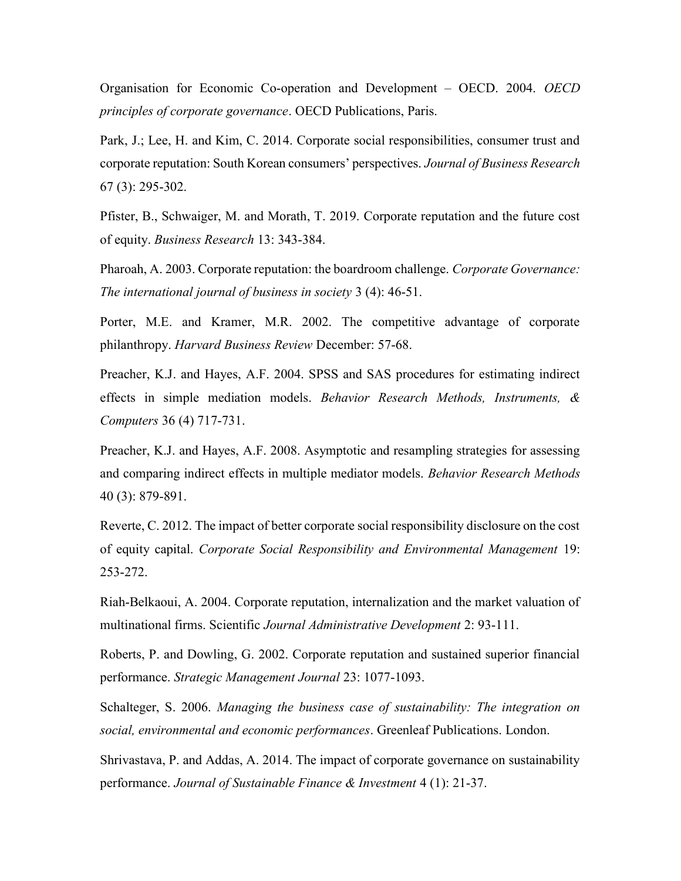Organisation for Economic Co-operation and Development – OECD. 2004. *OECD principles of corporate governance*. OECD Publications, Paris.

Park, J.; Lee, H. and Kim, C. 2014. Corporate social responsibilities, consumer trust and corporate reputation: South Korean consumers' perspectives. *Journal of Business Research* 67 (3): 295-302.

Pfister, B., Schwaiger, M. and Morath, T. 2019. Corporate reputation and the future cost of equity. *Business Research* 13: 343-384.

Pharoah, A. 2003. Corporate reputation: the boardroom challenge. *Corporate Governance: The international journal of business in society* 3 (4): 46-51.

Porter, M.E. and Kramer, M.R. 2002. The competitive advantage of corporate philanthropy. *Harvard Business Review* December: 57-68.

Preacher, K.J. and Hayes, A.F. 2004. SPSS and SAS procedures for estimating indirect effects in simple mediation models. *Behavior Research Methods, Instruments, & Computers* 36 (4) 717-731.

Preacher, K.J. and Hayes, A.F. 2008. Asymptotic and resampling strategies for assessing and comparing indirect effects in multiple mediator models. *Behavior Research Methods* 40 (3): 879-891.

Reverte, C. 2012. The impact of better corporate social responsibility disclosure on the cost of equity capital. *Corporate Social Responsibility and Environmental Management* 19: 253-272.

Riah-Belkaoui, A. 2004. Corporate reputation, internalization and the market valuation of multinational firms. Scientific *Journal Administrative Development* 2: 93-111.

Roberts, P. and Dowling, G. 2002. Corporate reputation and sustained superior financial performance. *Strategic Management Journal* 23: 1077-1093.

Schalteger, S. 2006. *Managing the business case of sustainability: The integration on social, environmental and economic performances*. Greenleaf Publications. London.

Shrivastava, P. and Addas, A. 2014. The impact of corporate governance on sustainability performance. *Journal of Sustainable Finance & Investment* 4 (1): 21-37.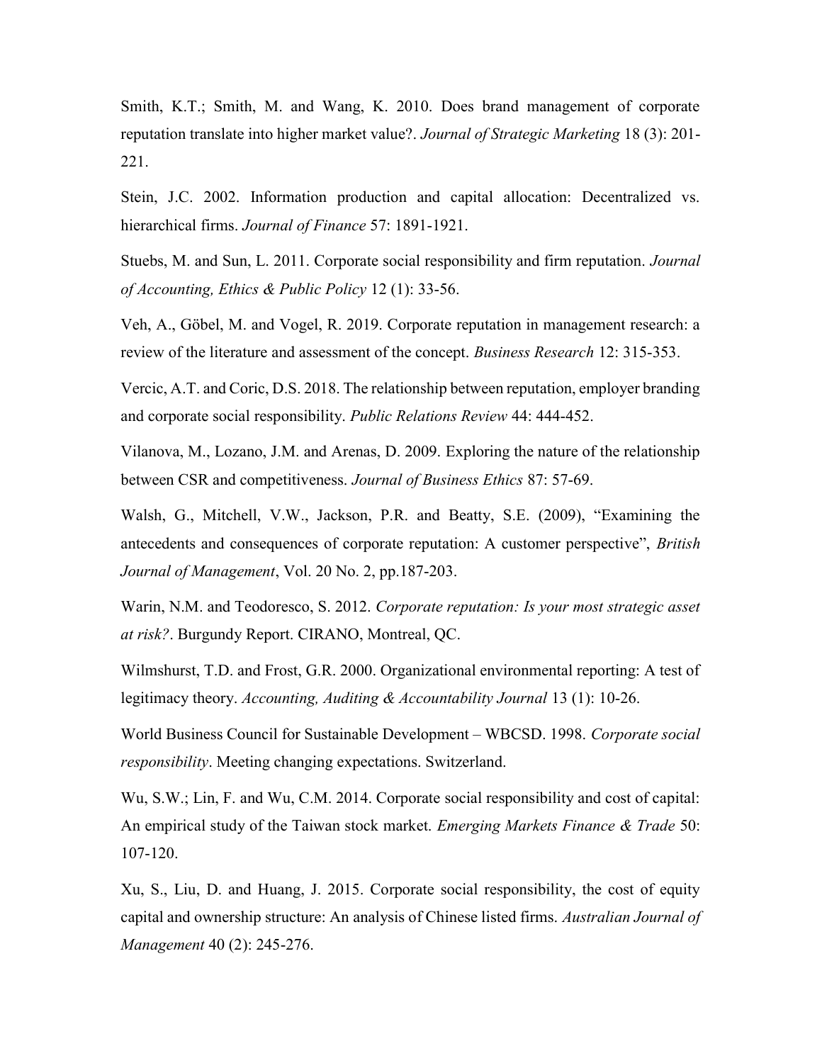Smith, K.T.; Smith, M. and Wang, K. 2010. Does brand management of corporate reputation translate into higher market value?. *Journal of Strategic Marketing* 18 (3): 201-221.

Stein, J.C. 2002. Information production and capital allocation: Decentralized vs. hierarchical firms. *Journal of Finance* 57: 1891-1921.

Stuebs, M. and Sun, L. 2011. Corporate social responsibility and firm reputation. *Journal of Accounting, Ethics & Public Policy* 12 (1): 33-56.

Veh, A., Göbel, M. and Vogel, R. 2019. Corporate reputation in management research: a review of the literature and assessment of the concept. *Business Research* 12: 315-353.

Vercic, A.T. and Coric, D.S. 2018. The relationship between reputation, employer branding and corporate social responsibility. *Public Relations Review* 44: 444-452.

Vilanova, M., Lozano, J.M. and Arenas, D. 2009. Exploring the nature of the relationship between CSR and competitiveness. *Journal of Business Ethics* 87: 57-69.

Walsh, G., Mitchell, V.W., Jackson, P.R. and Beatty, S.E. (2009), "Examining the antecedents and consequences of corporate reputation: A customer perspective", *British Journal of Management*, Vol. 20 No. 2, pp.187-203.

Warin, N.M. and Teodoresco, S. 2012. *Corporate reputation: Is your most strategic asset at risk?*. Burgundy Report. CIRANO, Montreal, QC.

Wilmshurst, T.D. and Frost, G.R. 2000. Organizational environmental reporting: A test of legitimacy theory. *Accounting, Auditing & Accountability Journal* 13 (1): 10-26.

World Business Council for Sustainable Development – WBCSD. 1998. *Corporate social responsibility*. Meeting changing expectations. Switzerland.

Wu, S.W.; Lin, F. and Wu, C.M. 2014. Corporate social responsibility and cost of capital: An empirical study of the Taiwan stock market. *Emerging Markets Finance & Trade* 50: 107-120.

Xu, S., Liu, D. and Huang, J. 2015. Corporate social responsibility, the cost of equity capital and ownership structure: An analysis of Chinese listed firms. *Australian Journal of Management* 40 (2): 245-276.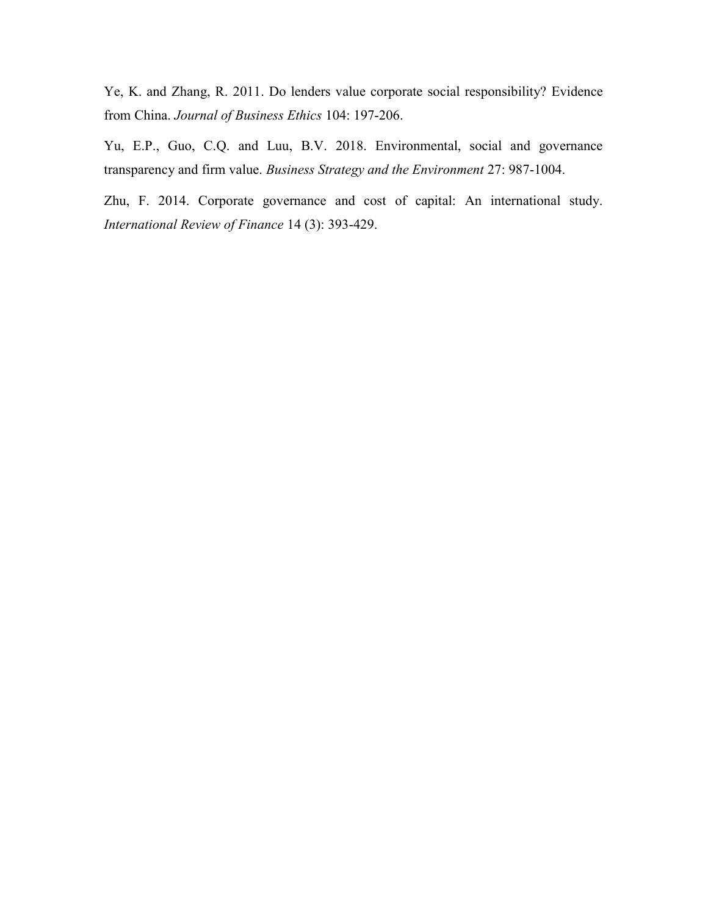Ye, K. and Zhang, R. 2011. Do lenders value corporate social responsibility? Evidence from China. *Journal of Business Ethics* 104: 197-206.

Yu, E.P., Guo, C.Q. and Luu, B.V. 2018. Environmental, social and governance transparency and firm value. *Business Strategy and the Environment* 27: 987-1004.

Zhu, F. 2014. Corporate governance and cost of capital: An international study. *International Review of Finance* 14 (3): 393-429.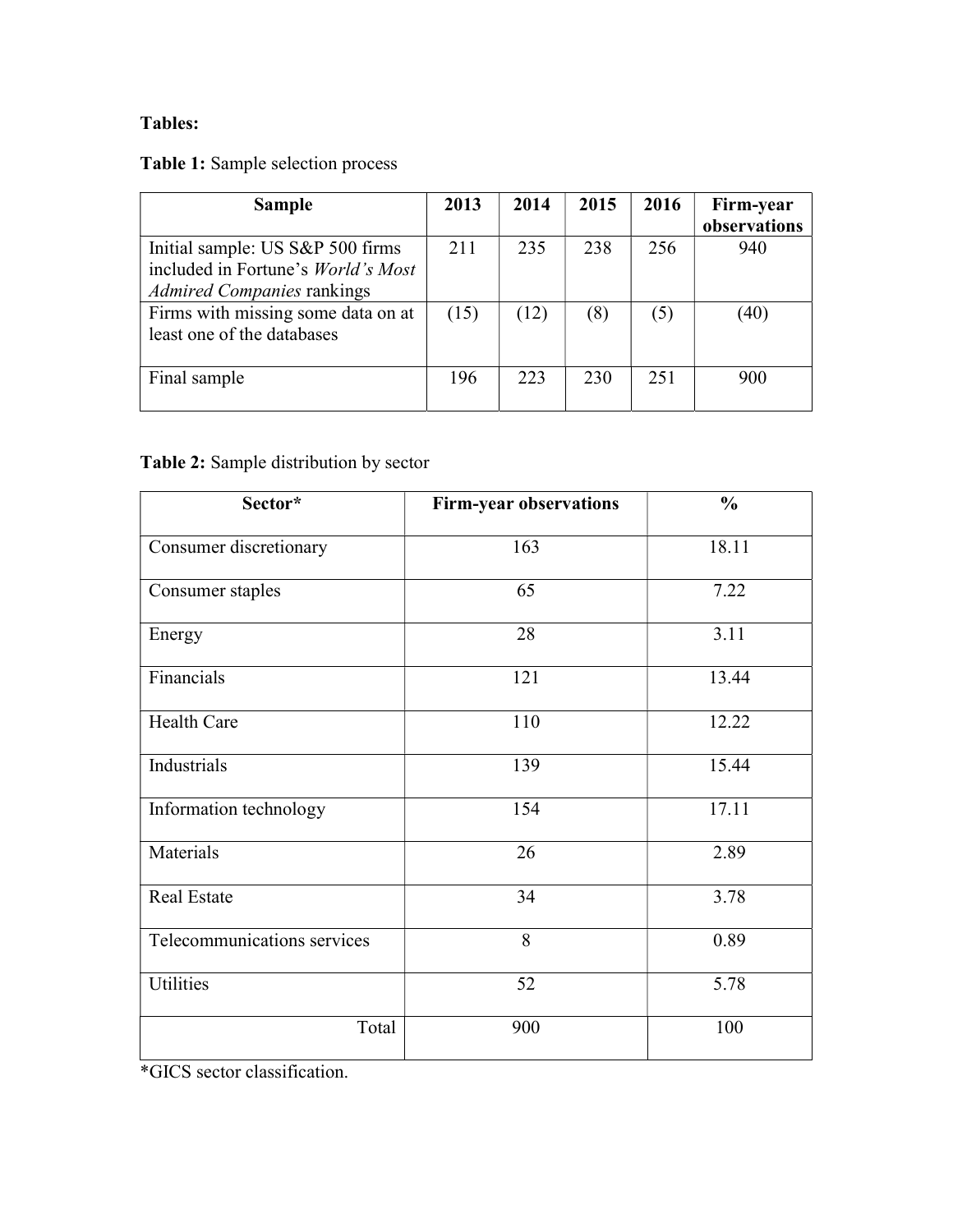**Tables:**

**Table 1:** Sample selection process

| Sample | 2013 | 2014 | 2015 | 2016 | Firm-year observations |
|---|---|---|---|---|---|
| Initial sample: US S&P 500 firms included in Fortune's *World's Most Admired Companies* rankings | 211 | 235 | 238 | 256 | 940 |
| Firms with missing some data on at least one of the databases | (15) | (12) | (8) | (5) | (40) |
| Final sample | 196 | 223 | 230 | 251 | 900 |

**Table 2:** Sample distribution by sector

| Sector* | Firm-year observations | % |
|---|---|---|
| Consumer discretionary | 163 | 18.11 |
| Consumer staples | 65 | 7.22 |
| Energy | 28 | 3.11 |
| Financials | 121 | 13.44 |
| Health Care | 110 | 12.22 |
| Industrials | 139 | 15.44 |
| Information technology | 154 | 17.11 |
| Materials | 26 | 2.89 |
| Real Estate | 34 | 3.78 |
| Telecommunications services | 8 | 0.89 |
| Utilities | 52 | 5.78 |
| Total | 900 | 100 |

*GICS sector classification.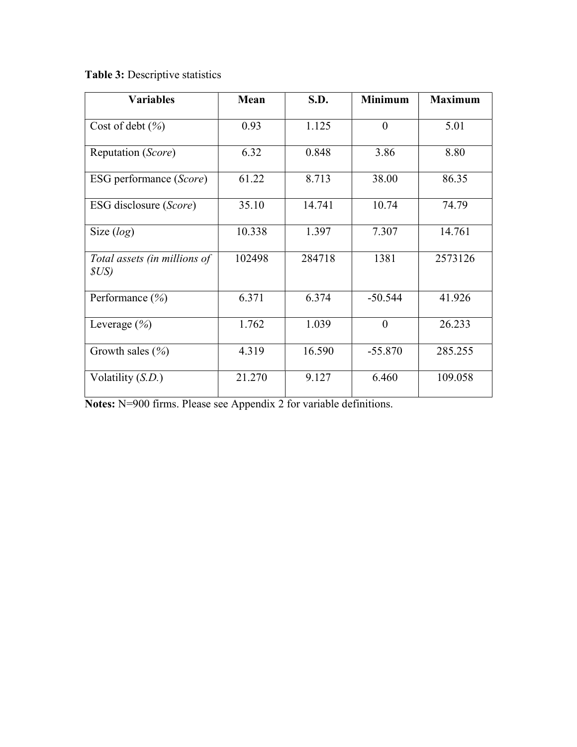**Table 3:** Descriptive statistics

| Variables | Mean | S.D. | Minimum | Maximum |
|---|---|---|---|---|
| Cost of debt (*%*) | 0.93 | 1.125 | 0 | 5.01 |
| Reputation (*Score*) | 6.32 | 0.848 | 3.86 | 8.80 |
| ESG performance (*Score*) | 61.22 | 8.713 | 38.00 | 86.35 |
| ESG disclosure (*Score*) | 35.10 | 14.741 | 10.74 | 74.79 |
| Size (*log*) | 10.338 | 1.397 | 7.307 | 14.761 |
| *Total assets (in millions of $US)* | 102498 | 284718 | 1381 | 2573126 |
| Performance (*%*) | 6.371 | 6.374 | -50.544 | 41.926 |
| Leverage (*%*) | 1.762 | 1.039 | 0 | 26.233 |
| Growth sales (*%*) | 4.319 | 16.590 | -55.870 | 285.255 |
| Volatility (*S.D.*) | 21.270 | 9.127 | 6.460 | 109.058 |

**Notes:** N=900 firms. Please see Appendix 2 for variable definitions.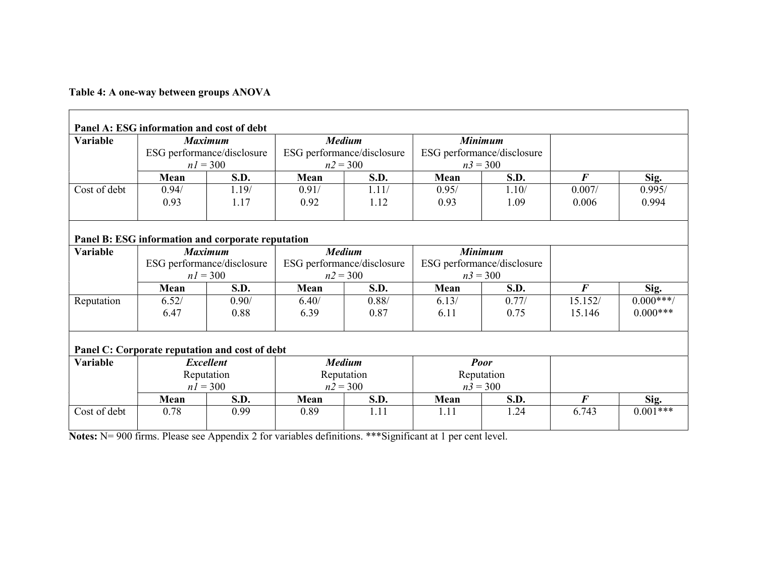**Table 4: A one-way between groups ANOVA**

**Panel A: ESG information and cost of debt**

| **Variable** | ***Maximum*** ESG performance/disclosure $n1 = 300$ | | ***Medium*** ESG performance/disclosure $n2 = 300$ | | ***Minimum*** ESG performance/disclosure $n3 = 300$ | | | |
|---|---|---|---|---|---|---|---|---|
| | **Mean** | **S.D.** | **Mean** | **S.D.** | **Mean** | **S.D.** | ***F*** | **Sig.** |
| Cost of debt | 0.94/ 0.93 | 1.19/ 1.17 | 0.91/ 0.92 | 1.11/ 1.12 | 0.95/ 0.93 | 1.10/ 1.09 | 0.007/ 0.006 | 0.995/ 0.994 |

**Panel B: ESG information and corporate reputation**

| **Variable** | ***Maximum*** ESG performance/disclosure $n1 = 300$ | | ***Medium*** ESG performance/disclosure $n2 = 300$ | | ***Minimum*** ESG performance/disclosure $n3 = 300$ | | | |
|---|---|---|---|---|---|---|---|---|
| | **Mean** | **S.D.** | **Mean** | **S.D.** | **Mean** | **S.D.** | ***F*** | **Sig.** |
| Reputation | 6.52/ 6.47 | 0.90/ 0.88 | 6.40/ 6.39 | 0.88/ 0.87 | 6.13/ 6.11 | 0.77/ 0.75 | 15.152/ 15.146 | 0.000***/ 0.000*** |

**Panel C: Corporate reputation and cost of debt**

| **Variable** | ***Excellent*** Reputation $n1 = 300$ | | ***Medium*** Reputation $n2 = 300$ | | ***Poor*** Reputation $n3 = 300$ | | | |
|---|---|---|---|---|---|---|---|---|
| | **Mean** | **S.D.** | **Mean** | **S.D.** | **Mean** | **S.D.** | ***F*** | **Sig.** |
| Cost of debt | 0.78 | 0.99 | 0.89 | 1.11 | 1.11 | 1.24 | 6.743 | 0.001*** |

**Notes:** N= 900 firms. Please see Appendix 2 for variables definitions. ***Significant at 1 per cent level.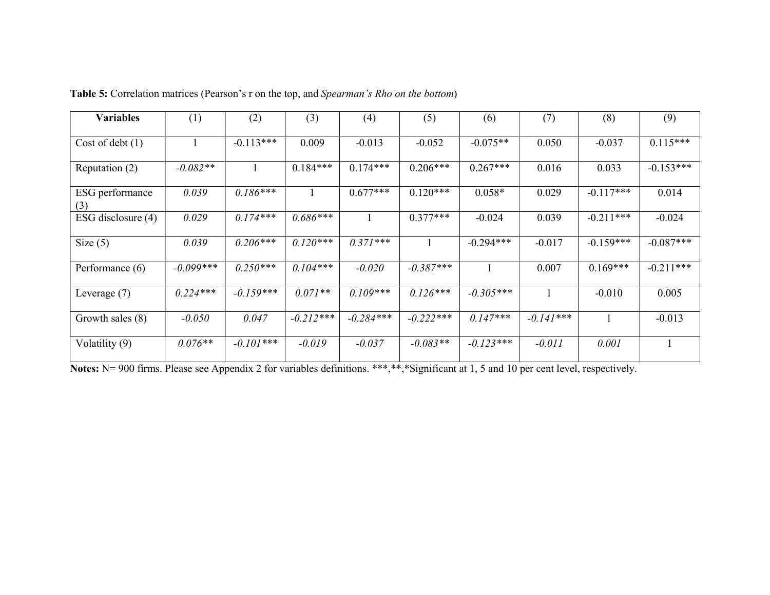**Table 5:** Correlation matrices (Pearson's r on the top, and *Spearman's Rho on the bottom*)

| Variables | (1) | (2) | (3) | (4) | (5) | (6) | (7) | (8) | (9) |
|---|---|---|---|---|---|---|---|---|---|
| Cost of debt (1) | 1 | -0.113*** | 0.009 | -0.013 | -0.052 | -0.075** | 0.050 | -0.037 | 0.115*** |
| Reputation (2) | *-0.082*** | 1 | 0.184*** | 0.174*** | 0.206*** | 0.267*** | 0.016 | 0.033 | -0.153*** |
| ESG performance (3) | *0.039* | *0.186**** | 1 | 0.677*** | 0.120*** | 0.058* | 0.029 | -0.117*** | 0.014 |
| ESG disclosure (4) | *0.029* | *0.174**** | *0.686**** | 1 | 0.377*** | -0.024 | 0.039 | -0.211*** | -0.024 |
| Size (5) | *0.039* | *0.206**** | *0.120**** | *0.371**** | 1 | -0.294*** | -0.017 | -0.159*** | -0.087*** |
| Performance (6) | *-0.099**** | *0.250**** | *0.104**** | *-0.020* | *-0.387**** | 1 | 0.007 | 0.169*** | -0.211*** |
| Leverage (7) | *0.224**** | *-0.159**** | *0.071*** | *0.109**** | *0.126**** | *-0.305**** | 1 | -0.010 | 0.005 |
| Growth sales (8) | *-0.050* | *0.047* | *-0.212**** | *-0.284**** | *-0.222**** | *0.147**** | *-0.141**** | 1 | -0.013 |
| Volatility (9) | *0.076*** | *-0.101**** | *-0.019* | *-0.037* | *-0.083*** | *-0.123**** | *-0.011* | *0.001* | 1 |

**Notes:** N= 900 firms. Please see Appendix 2 for variables definitions. ***,**,*Significant at 1, 5 and 10 per cent level, respectively.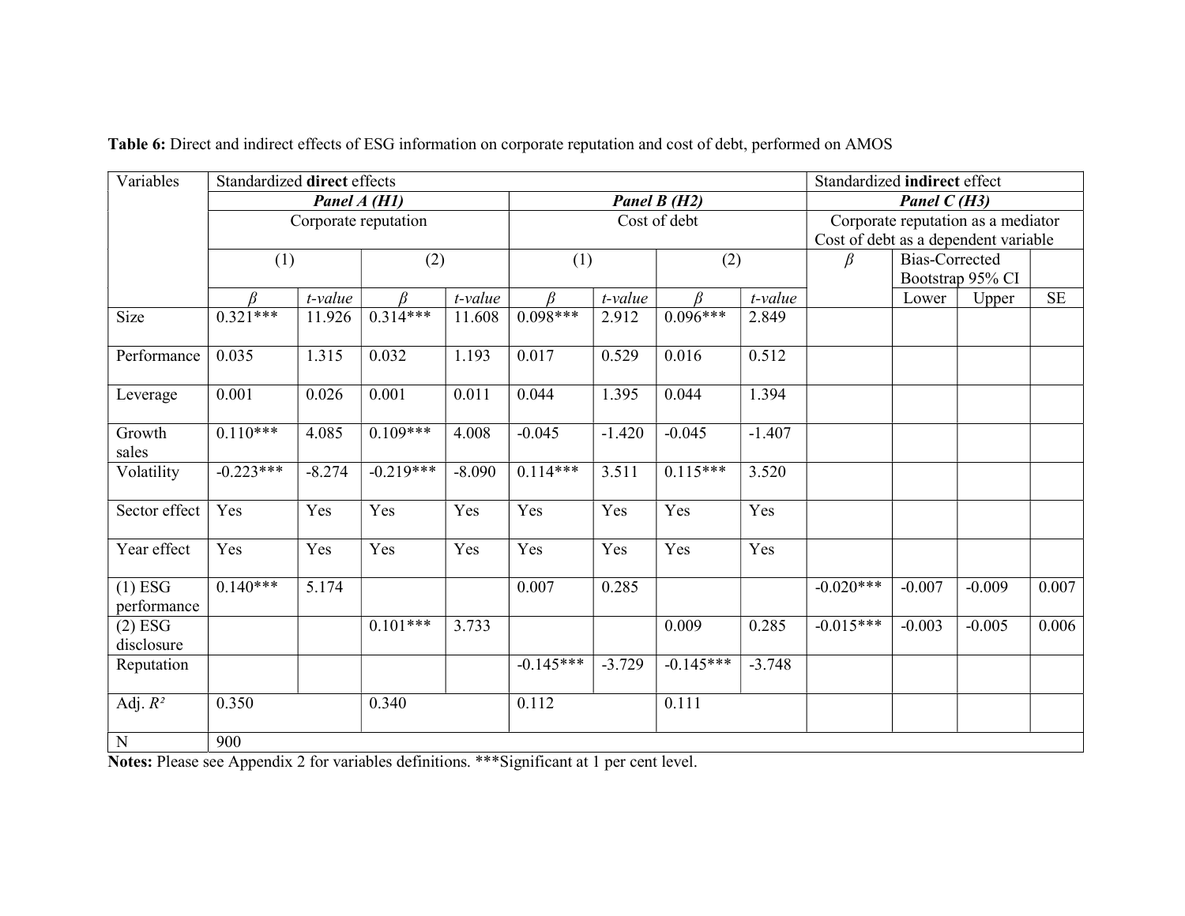**Table 6:** Direct and indirect effects of ESG information on corporate reputation and cost of debt, performed on AMOS

| Variables | Standardized **direct** effects | | | | | | | | Standardized **indirect** effect | | | |
|---|---|---|---|---|---|---|---|---|---|---|---|---|
| | ***Panel A (H1)*** | | | | ***Panel B (H2)*** | | | | ***Panel C (H3)*** | | | |
| | Corporate reputation | | | | Cost of debt | | | | Corporate reputation as a mediator Cost of debt as a dependent variable | | | |
| | (1) | | (2) | | (1) | | (2) | | $\beta$ | Bias-Corrected Bootstrap 95% CI | | |
| | $\beta$ | *t-value* | $\beta$ | *t-value* | $\beta$ | *t-value* | $\beta$ | *t-value* | | Lower | Upper | SE |
| Size | 0.321*** | 11.926 | 0.314*** | 11.608 | 0.098*** | 2.912 | 0.096*** | 2.849 | | | | |
| Performance | 0.035 | 1.315 | 0.032 | 1.193 | 0.017 | 0.529 | 0.016 | 0.512 | | | | |
| Leverage | 0.001 | 0.026 | 0.001 | 0.011 | 0.044 | 1.395 | 0.044 | 1.394 | | | | |
| Growth sales | 0.110*** | 4.085 | 0.109*** | 4.008 | -0.045 | -1.420 | -0.045 | -1.407 | | | | |
| Volatility | -0.223*** | -8.274 | -0.219*** | -8.090 | 0.114*** | 3.511 | 0.115*** | 3.520 | | | | |
| Sector effect | Yes | Yes | Yes | Yes | Yes | Yes | Yes | Yes | | | | |
| Year effect | Yes | Yes | Yes | Yes | Yes | Yes | Yes | Yes | | | | |
| (1) ESG performance | 0.140*** | 5.174 | | | 0.007 | 0.285 | | | -0.020*** | -0.007 | -0.009 | 0.007 |
| (2) ESG disclosure | | | 0.101*** | 3.733 | | | 0.009 | 0.285 | -0.015*** | -0.003 | -0.005 | 0.006 |
| Reputation | | | | | -0.145*** | -3.729 | -0.145*** | -3.748 | | | | |
| Adj. $R^2$ | 0.350 | | 0.340 | | 0.112 | | 0.111 | | | | | |
| N | 900 | | | | | | | | | | | |

**Notes:** Please see Appendix 2 for variables definitions. ***Significant at 1 per cent level.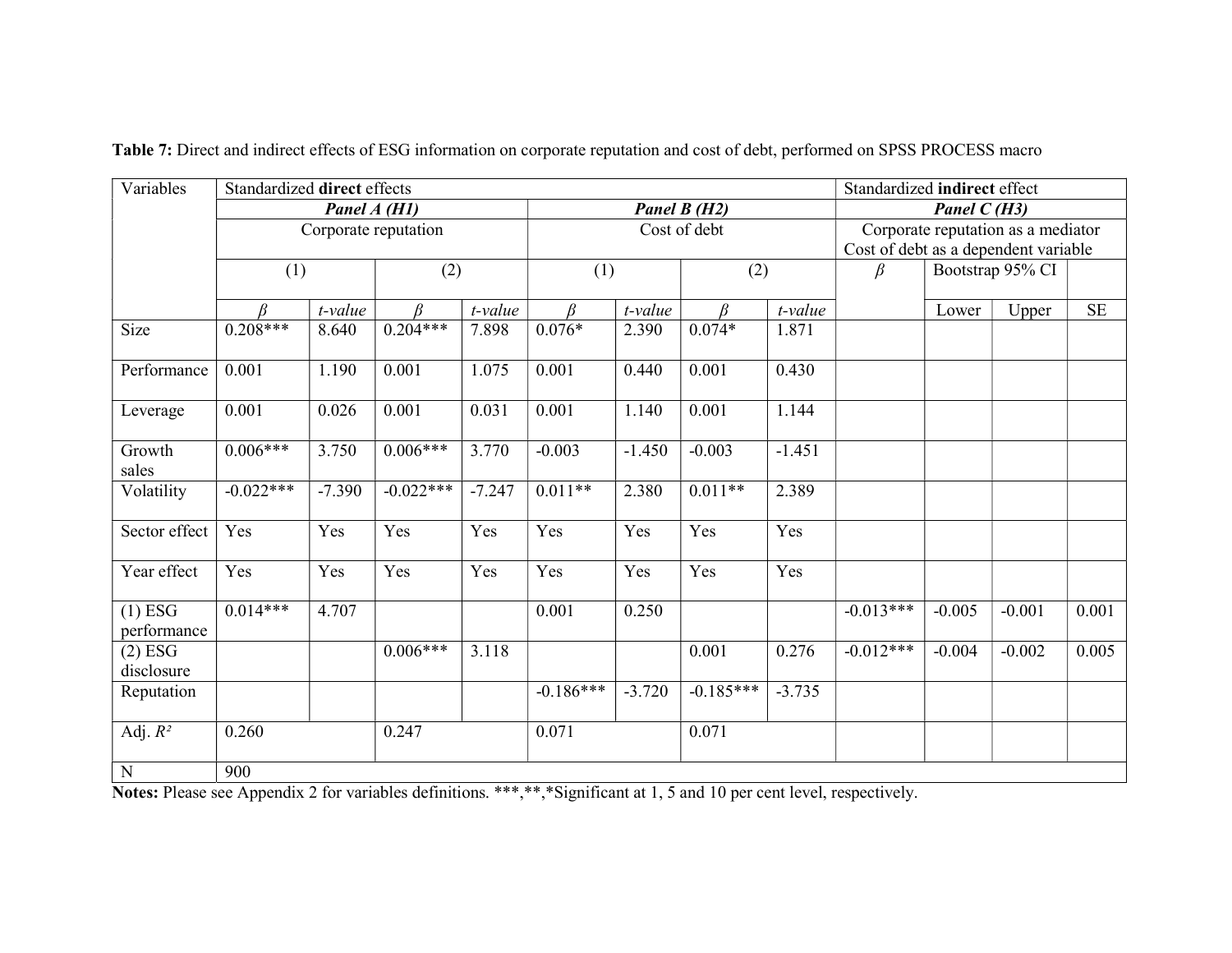**Table 7:** Direct and indirect effects of ESG information on corporate reputation and cost of debt, performed on SPSS PROCESS macro

| Variables | Standardized **direct** effects | | | | | | | | Standardized **indirect** effect | | | |
|---|---|---|---|---|---|---|---|---|---|---|---|---|
| | ***Panel A (H1)*** | | | | ***Panel B (H2)*** | | | | ***Panel C (H3)*** | | | |
| | Corporate reputation | | | | Cost of debt | | | | Corporate reputation as a mediator Cost of debt as a dependent variable | | | |
| | (1) | | (2) | | (1) | | (2) | | *β* | Bootstrap 95% CI | | |
| | *β* | *t-value* | *β* | *t-value* | *β* | *t-value* | *β* | *t-value* | | Lower | Upper | SE |
| Size | 0.208*** | 8.640 | 0.204*** | 7.898 | 0.076* | 2.390 | 0.074* | 1.871 | | | | |
| Performance | 0.001 | 1.190 | 0.001 | 1.075 | 0.001 | 0.440 | 0.001 | 0.430 | | | | |
| Leverage | 0.001 | 0.026 | 0.001 | 0.031 | 0.001 | 1.140 | 0.001 | 1.144 | | | | |
| Growth sales | 0.006*** | 3.750 | 0.006*** | 3.770 | -0.003 | -1.450 | -0.003 | -1.451 | | | | |
| Volatility | -0.022*** | -7.390 | -0.022*** | -7.247 | 0.011** | 2.380 | 0.011** | 2.389 | | | | |
| Sector effect | Yes | Yes | Yes | Yes | Yes | Yes | Yes | Yes | | | | |
| Year effect | Yes | Yes | Yes | Yes | Yes | Yes | Yes | Yes | | | | |
| (1) ESG performance | 0.014*** | 4.707 | | | 0.001 | 0.250 | | | -0.013*** | -0.005 | -0.001 | 0.001 |
| (2) ESG disclosure | | | 0.006*** | 3.118 | | | 0.001 | 0.276 | -0.012*** | -0.004 | -0.002 | 0.005 |
| Reputation | | | | | -0.186*** | -3.720 | -0.185*** | -3.735 | | | | |
| Adj. $R^2$ | 0.260 | | 0.247 | | 0.071 | | 0.071 | | | | | |
| N | 900 | | | | | | | | | | | |

**Notes:** Please see Appendix 2 for variables definitions. ***,**,*Significant at 1, 5 and 10 per cent level, respectively.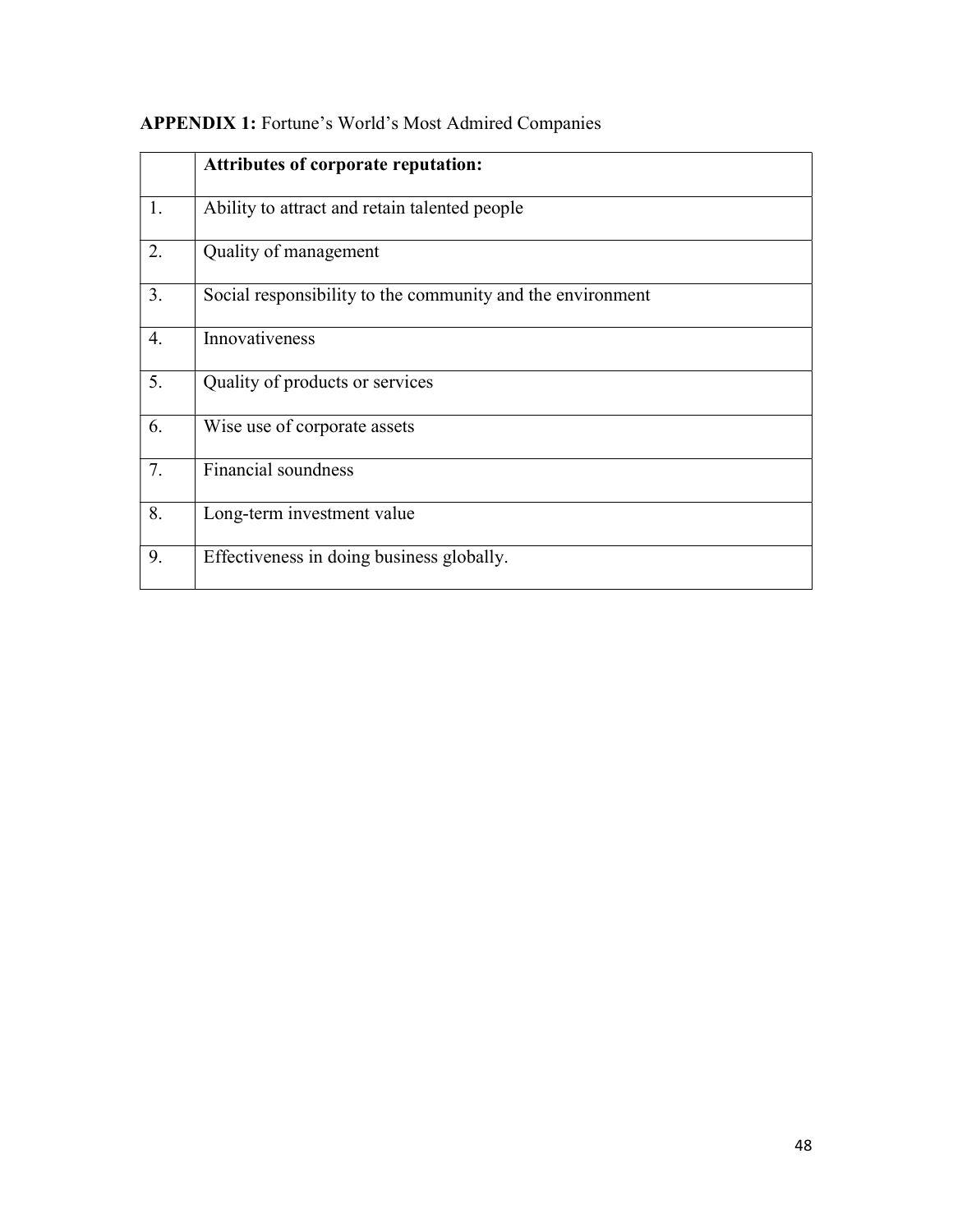**APPENDIX 1:** Fortune's World's Most Admired Companies

| | **Attributes of corporate reputation:** |
|---|---|
| 1. | Ability to attract and retain talented people |
| 2. | Quality of management |
| 3. | Social responsibility to the community and the environment |
| 4. | Innovativeness |
| 5. | Quality of products or services |
| 6. | Wise use of corporate assets |
| 7. | Financial soundness |
| 8. | Long-term investment value |
| 9. | Effectiveness in doing business globally. |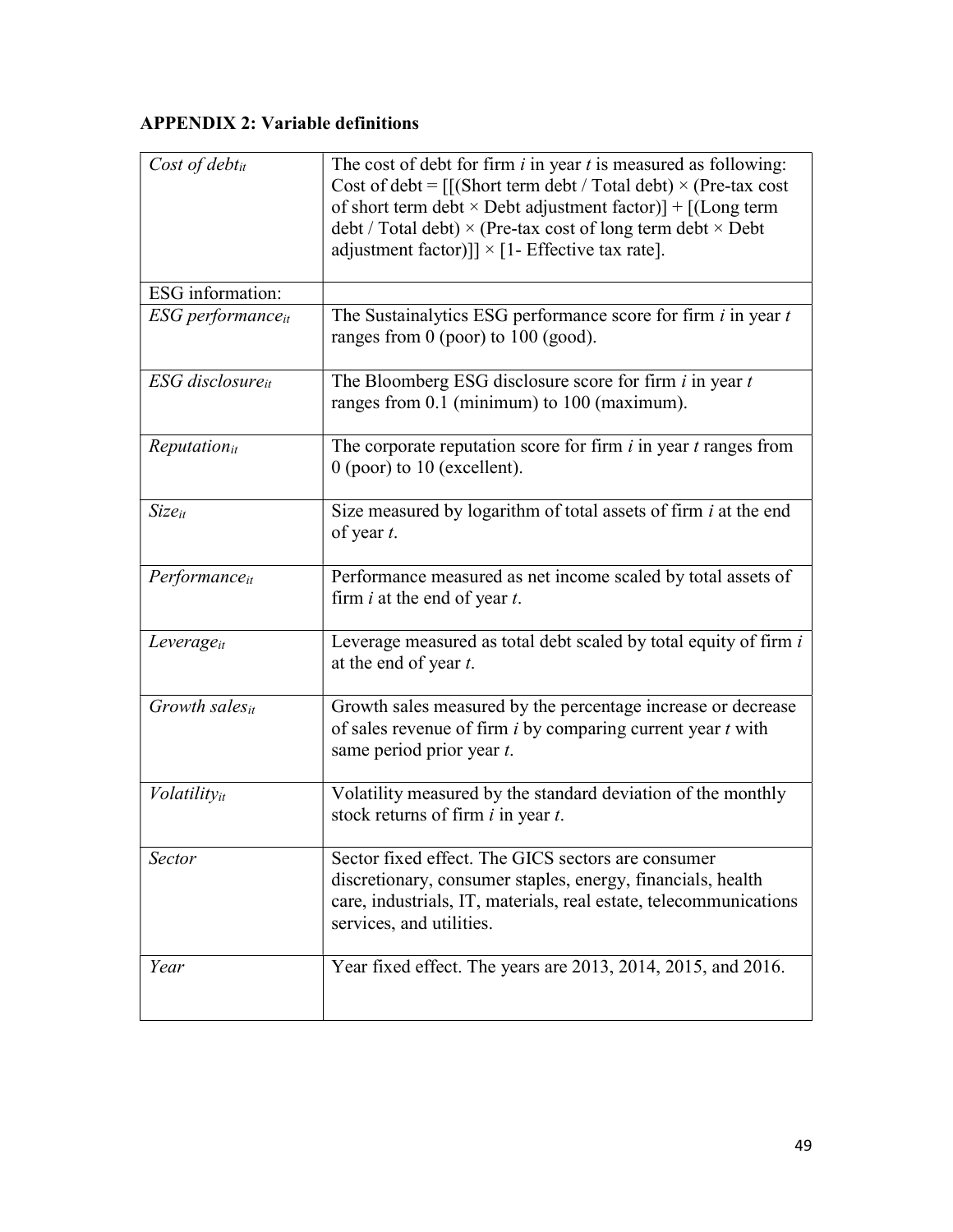## APPENDIX 2: Variable definitions

| | |
|---|---|
| *Cost of debt$_{it}$* | The cost of debt for firm *i* in year *t* is measured as following: Cost of debt = [[(Short term debt / Total debt) × (Pre-tax cost of short term debt × Debt adjustment factor)] + [(Long term debt / Total debt) × (Pre-tax cost of long term debt × Debt adjustment factor)]] × [1- Effective tax rate]. |
| ESG information: | |
| *ESG performance$_{it}$* | The Sustainalytics ESG performance score for firm *i* in year *t* ranges from 0 (poor) to 100 (good). |
| *ESG disclosure$_{it}$* | The Bloomberg ESG disclosure score for firm *i* in year *t* ranges from 0.1 (minimum) to 100 (maximum). |
| *Reputation$_{it}$* | The corporate reputation score for firm *i* in year *t* ranges from 0 (poor) to 10 (excellent). |
| *Size$_{it}$* | Size measured by logarithm of total assets of firm *i* at the end of year *t*. |
| *Performance$_{it}$* | Performance measured as net income scaled by total assets of firm *i* at the end of year *t*. |
| *Leverage$_{it}$* | Leverage measured as total debt scaled by total equity of firm *i* at the end of year *t*. |
| *Growth sales$_{it}$* | Growth sales measured by the percentage increase or decrease of sales revenue of firm *i* by comparing current year *t* with same period prior year *t*. |
| *Volatility$_{it}$* | Volatility measured by the standard deviation of the monthly stock returns of firm *i* in year *t*. |
| *Sector* | Sector fixed effect. The GICS sectors are consumer discretionary, consumer staples, energy, financials, health care, industrials, IT, materials, real estate, telecommunications services, and utilities. |
| *Year* | Year fixed effect. The years are 2013, 2014, 2015, and 2016. |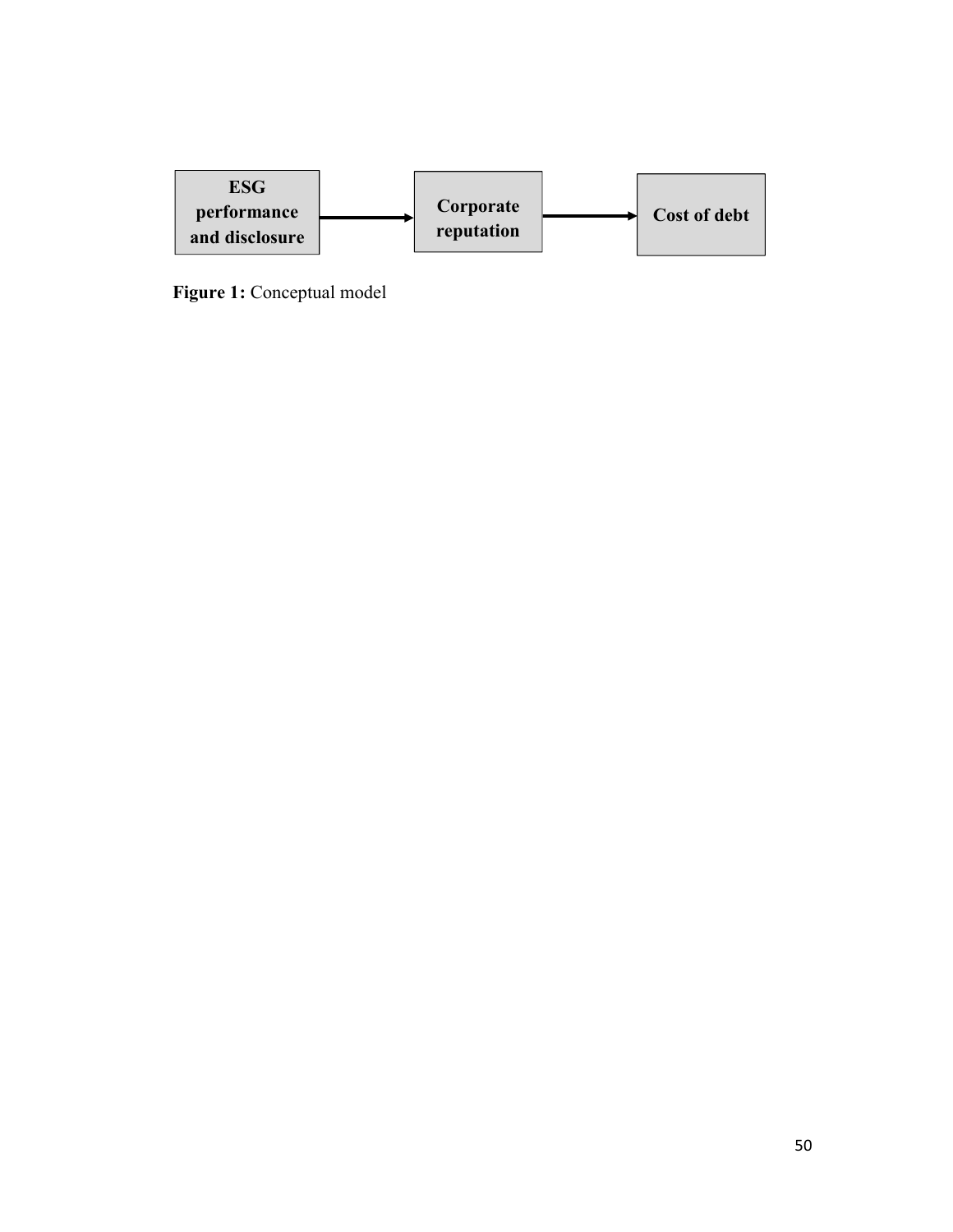ESG performance and disclosure → Corporate reputation → Cost of debt

**Figure 1:** Conceptual model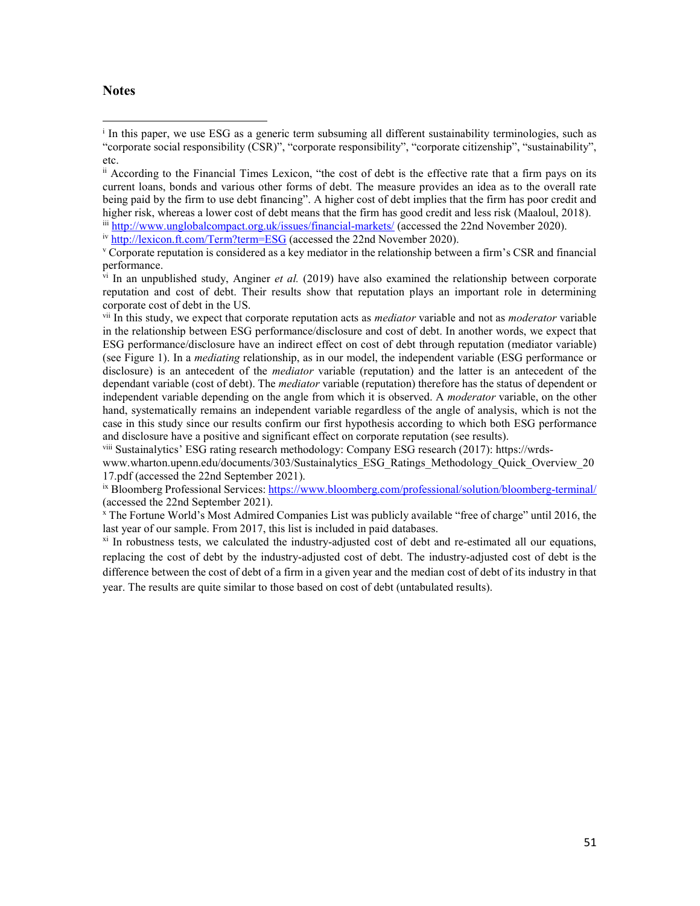## Notes

[i] In this paper, we use ESG as a generic term subsuming all different sustainability terminologies, such as "corporate social responsibility (CSR)", "corporate responsibility", "corporate citizenship", "sustainability", etc.

[ii] According to the Financial Times Lexicon, "the cost of debt is the effective rate that a firm pays on its current loans, bonds and various other forms of debt. The measure provides an idea as to the overall rate being paid by the firm to use debt financing". A higher cost of debt implies that the firm has poor credit and higher risk, whereas a lower cost of debt means that the firm has good credit and less risk (Maaloul, 2018).

[iii] http://www.unglobalcompact.org.uk/issues/financial-markets/ (accessed the 22nd November 2020).

[iv] http://lexicon.ft.com/Term?term=ESG (accessed the 22nd November 2020).

[v] Corporate reputation is considered as a key mediator in the relationship between a firm's CSR and financial performance.

[vi] In an unpublished study, Anginer *et al.* (2019) have also examined the relationship between corporate reputation and cost of debt. Their results show that reputation plays an important role in determining corporate cost of debt in the US.

[vii] In this study, we expect that corporate reputation acts as *mediator* variable and not as *moderator* variable in the relationship between ESG performance/disclosure and cost of debt. In another words, we expect that ESG performance/disclosure have an indirect effect on cost of debt through reputation (mediator variable) (see Figure 1). In a *mediating* relationship, as in our model, the independent variable (ESG performance or disclosure) is an antecedent of the *mediator* variable (reputation) and the latter is an antecedent of the dependant variable (cost of debt). The *mediator* variable (reputation) therefore has the status of dependent or independent variable depending on the angle from which it is observed. A *moderator* variable, on the other hand, systematically remains an independent variable regardless of the angle of analysis, which is not the case in this study since our results confirm our first hypothesis according to which both ESG performance and disclosure have a positive and significant effect on corporate reputation (see results).

[viii] Sustainalytics' ESG rating research methodology: Company ESG research (2017): https://wrds-www.wharton.upenn.edu/documents/303/Sustainalytics_ESG_Ratings_Methodology_Quick_Overview_2017.pdf (accessed the 22nd September 2021).

[ix] Bloomberg Professional Services: https://www.bloomberg.com/professional/solution/bloomberg-terminal/ (accessed the 22nd September 2021).

[x] The Fortune World's Most Admired Companies List was publicly available "free of charge" until 2016, the last year of our sample. From 2017, this list is included in paid databases.

[xi] In robustness tests, we calculated the industry-adjusted cost of debt and re-estimated all our equations, replacing the cost of debt by the industry-adjusted cost of debt. The industry-adjusted cost of debt is the difference between the cost of debt of a firm in a given year and the median cost of debt of its industry in that year. The results are quite similar to those based on cost of debt (untabulated results).